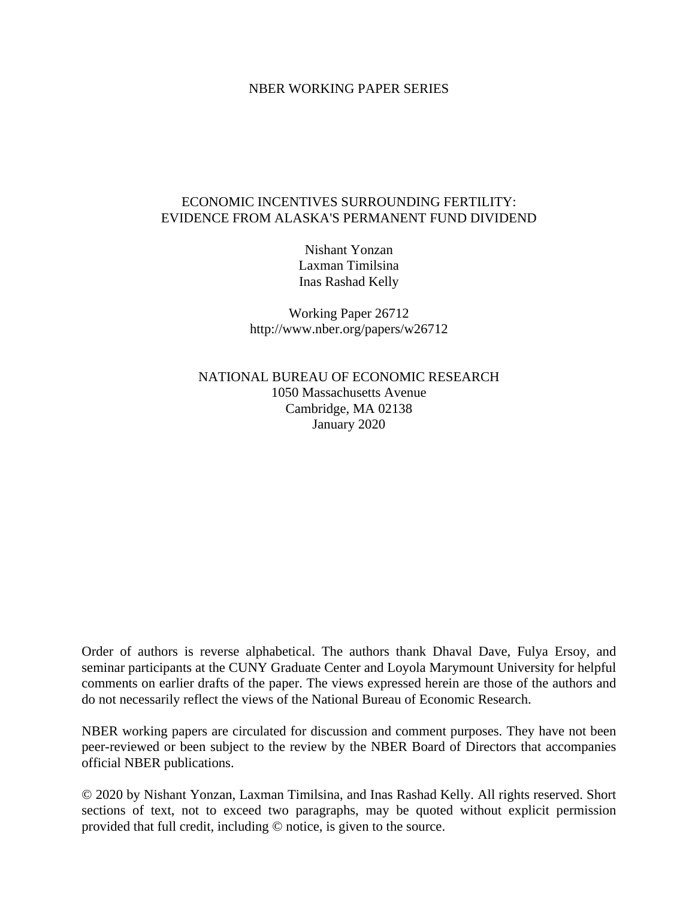NBER WORKING PAPER SERIES

# ECONOMIC INCENTIVES SURROUNDING FERTILITY: EVIDENCE FROM ALASKA'S PERMANENT FUND DIVIDEND

Nishant Yonzan
Laxman Timilsina
Inas Rashad Kelly

Working Paper 26712
http://www.nber.org/papers/w26712

NATIONAL BUREAU OF ECONOMIC RESEARCH
1050 Massachusetts Avenue
Cambridge, MA 02138
January 2020

Order of authors is reverse alphabetical. The authors thank Dhaval Dave, Fulya Ersoy, and seminar participants at the CUNY Graduate Center and Loyola Marymount University for helpful comments on earlier drafts of the paper. The views expressed herein are those of the authors and do not necessarily reflect the views of the National Bureau of Economic Research.

NBER working papers are circulated for discussion and comment purposes. They have not been peer-reviewed or been subject to the review by the NBER Board of Directors that accompanies official NBER publications.

© 2020 by Nishant Yonzan, Laxman Timilsina, and Inas Rashad Kelly. All rights reserved. Short sections of text, not to exceed two paragraphs, may be quoted without explicit permission provided that full credit, including © notice, is given to the source.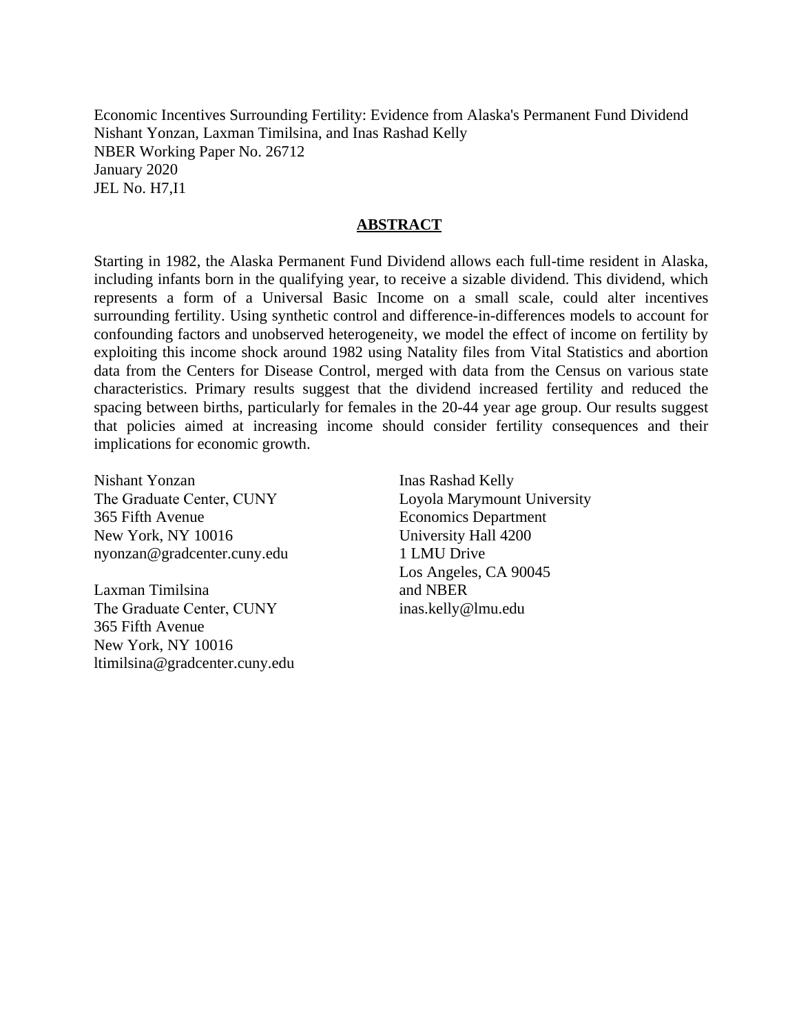Economic Incentives Surrounding Fertility: Evidence from Alaska's Permanent Fund Dividend
Nishant Yonzan, Laxman Timilsina, and Inas Rashad Kelly
NBER Working Paper No. 26712
January 2020
JEL No. H7,I1

## ABSTRACT

Starting in 1982, the Alaska Permanent Fund Dividend allows each full-time resident in Alaska, including infants born in the qualifying year, to receive a sizable dividend. This dividend, which represents a form of a Universal Basic Income on a small scale, could alter incentives surrounding fertility. Using synthetic control and difference-in-differences models to account for confounding factors and unobserved heterogeneity, we model the effect of income on fertility by exploiting this income shock around 1982 using Natality files from Vital Statistics and abortion data from the Centers for Disease Control, merged with data from the Census on various state characteristics. Primary results suggest that the dividend increased fertility and reduced the spacing between births, particularly for females in the 20-44 year age group. Our results suggest that policies aimed at increasing income should consider fertility consequences and their implications for economic growth.

Nishant Yonzan
The Graduate Center, CUNY
365 Fifth Avenue
New York, NY 10016
nyonzan@gradcenter.cuny.edu

Laxman Timilsina
The Graduate Center, CUNY
365 Fifth Avenue
New York, NY 10016
ltimilsina@gradcenter.cuny.edu

Inas Rashad Kelly
Loyola Marymount University
Economics Department
University Hall 4200
1 LMU Drive
Los Angeles, CA 90045
and NBER
inas.kelly@lmu.edu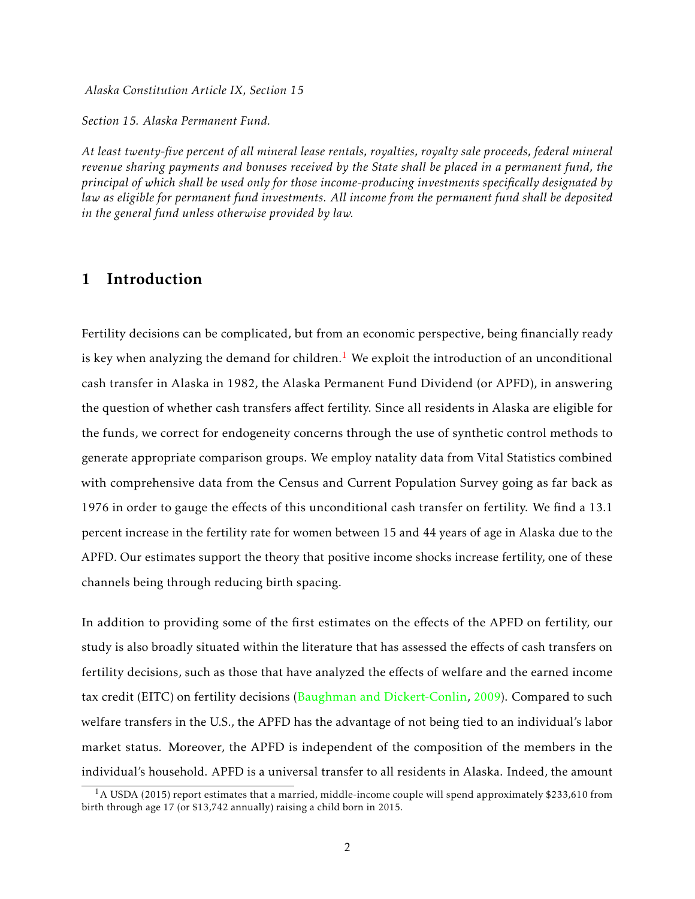*Alaska Constitution Article IX, Section 15*

*Section 15. Alaska Permanent Fund.*

*At least twenty-five percent of all mineral lease rentals, royalties, royalty sale proceeds, federal mineral revenue sharing payments and bonuses received by the State shall be placed in a permanent fund, the principal of which shall be used only for those income-producing investments specifically designated by law as eligible for permanent fund investments. All income from the permanent fund shall be deposited in the general fund unless otherwise provided by law.*

## 1 Introduction

Fertility decisions can be complicated, but from an economic perspective, being financially ready is key when analyzing the demand for children.[1] We exploit the introduction of an unconditional cash transfer in Alaska in 1982, the Alaska Permanent Fund Dividend (or APFD), in answering the question of whether cash transfers affect fertility. Since all residents in Alaska are eligible for the funds, we correct for endogeneity concerns through the use of synthetic control methods to generate appropriate comparison groups. We employ natality data from Vital Statistics combined with comprehensive data from the Census and Current Population Survey going as far back as 1976 in order to gauge the effects of this unconditional cash transfer on fertility. We find a 13.1 percent increase in the fertility rate for women between 15 and 44 years of age in Alaska due to the APFD. Our estimates support the theory that positive income shocks increase fertility, one of these channels being through reducing birth spacing.

In addition to providing some of the first estimates on the effects of the APFD on fertility, our study is also broadly situated within the literature that has assessed the effects of cash transfers on fertility decisions, such as those that have analyzed the effects of welfare and the earned income tax credit (EITC) on fertility decisions (Baughman and Dickert-Conlin, 2009). Compared to such welfare transfers in the U.S., the APFD has the advantage of not being tied to an individual's labor market status. Moreover, the APFD is independent of the composition of the members in the individual's household. APFD is a universal transfer to all residents in Alaska. Indeed, the amount

[1] A USDA (2015) report estimates that a married, middle-income couple will spend approximately $233,610 from birth through age 17 (or $13,742 annually) raising a child born in 2015.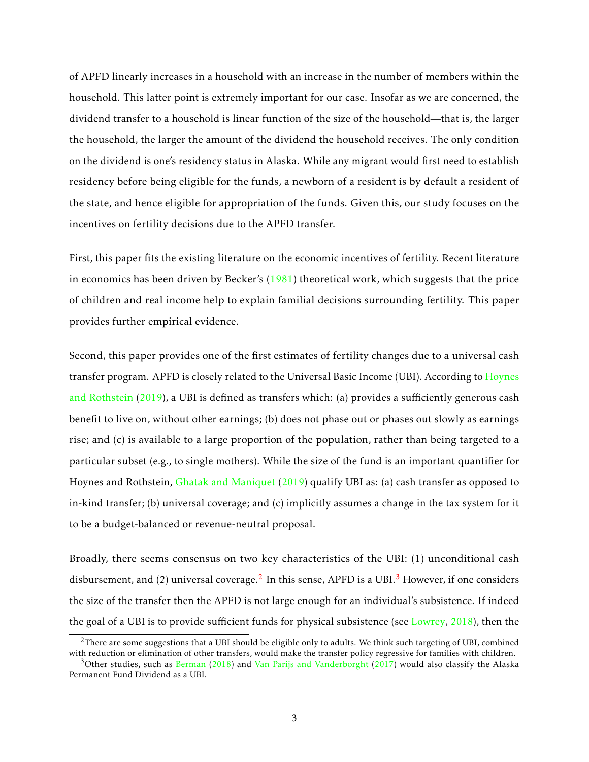of APFD linearly increases in a household with an increase in the number of members within the household. This latter point is extremely important for our case. Insofar as we are concerned, the dividend transfer to a household is linear function of the size of the household—that is, the larger the household, the larger the amount of the dividend the household receives. The only condition on the dividend is one's residency status in Alaska. While any migrant would first need to establish residency before being eligible for the funds, a newborn of a resident is by default a resident of the state, and hence eligible for appropriation of the funds. Given this, our study focuses on the incentives on fertility decisions due to the APFD transfer.

First, this paper fits the existing literature on the economic incentives of fertility. Recent literature in economics has been driven by Becker's (1981) theoretical work, which suggests that the price of children and real income help to explain familial decisions surrounding fertility. This paper provides further empirical evidence.

Second, this paper provides one of the first estimates of fertility changes due to a universal cash transfer program. APFD is closely related to the Universal Basic Income (UBI). According to Hoynes and Rothstein (2019), a UBI is defined as transfers which: (a) provides a sufficiently generous cash benefit to live on, without other earnings; (b) does not phase out or phases out slowly as earnings rise; and (c) is available to a large proportion of the population, rather than being targeted to a particular subset (e.g., to single mothers). While the size of the fund is an important quantifier for Hoynes and Rothstein, Ghatak and Maniquet (2019) qualify UBI as: (a) cash transfer as opposed to in-kind transfer; (b) universal coverage; and (c) implicitly assumes a change in the tax system for it to be a budget-balanced or revenue-neutral proposal.

Broadly, there seems consensus on two key characteristics of the UBI: (1) unconditional cash disbursement, and (2) universal coverage.[2] In this sense, APFD is a UBI.[3] However, if one considers the size of the transfer then the APFD is not large enough for an individual's subsistence. If indeed the goal of a UBI is to provide sufficient funds for physical subsistence (see Lowrey, 2018), then the

[2]There are some suggestions that a UBI should be eligible only to adults. We think such targeting of UBI, combined with reduction or elimination of other transfers, would make the transfer policy regressive for families with children.

[3]Other studies, such as Berman (2018) and Van Parijs and Vanderborght (2017) would also classify the Alaska Permanent Fund Dividend as a UBI.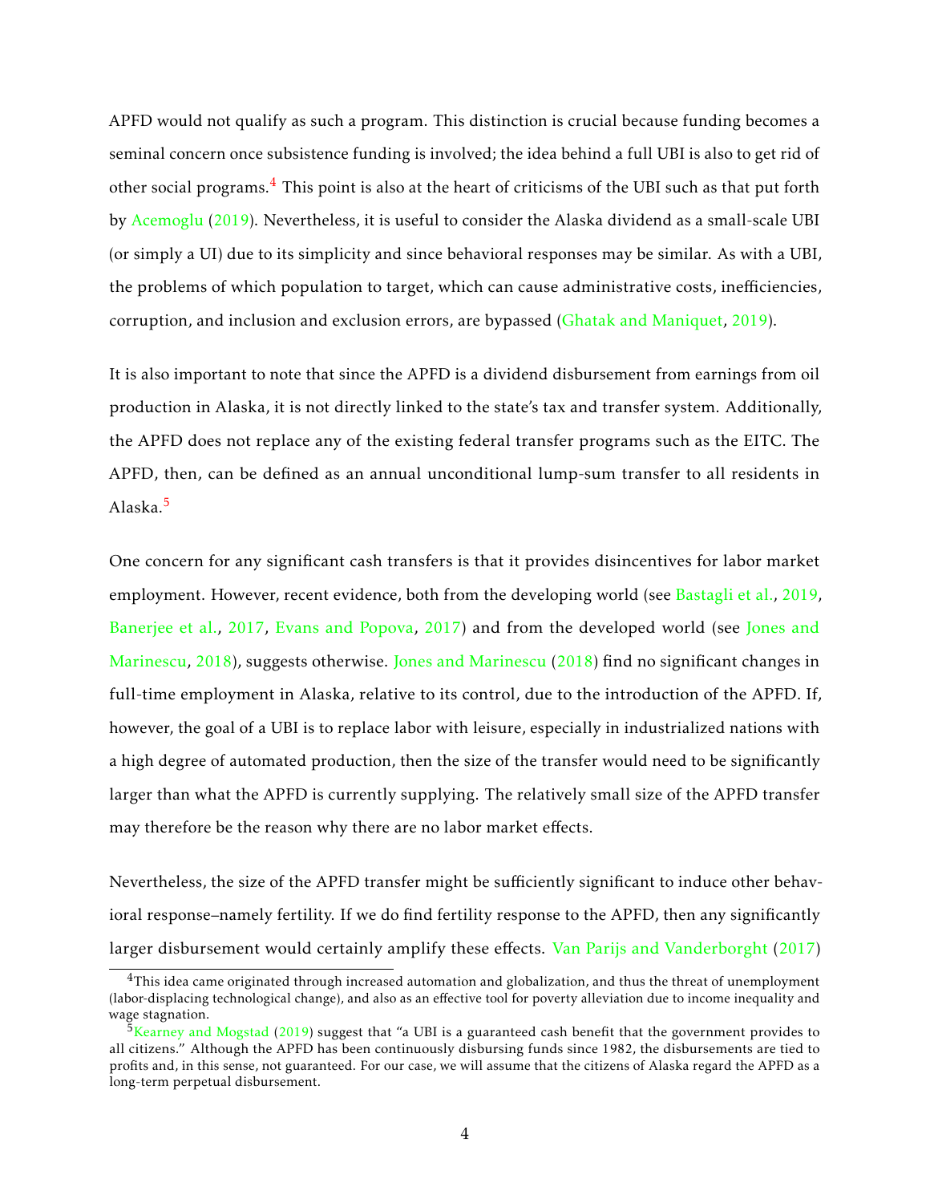APFD would not qualify as such a program. This distinction is crucial because funding becomes a seminal concern once subsistence funding is involved; the idea behind a full UBI is also to get rid of other social programs.[4] This point is also at the heart of criticisms of the UBI such as that put forth by Acemoglu (2019). Nevertheless, it is useful to consider the Alaska dividend as a small-scale UBI (or simply a UI) due to its simplicity and since behavioral responses may be similar. As with a UBI, the problems of which population to target, which can cause administrative costs, inefficiencies, corruption, and inclusion and exclusion errors, are bypassed (Ghatak and Maniquet, 2019).

It is also important to note that since the APFD is a dividend disbursement from earnings from oil production in Alaska, it is not directly linked to the state's tax and transfer system. Additionally, the APFD does not replace any of the existing federal transfer programs such as the EITC. The APFD, then, can be defined as an annual unconditional lump-sum transfer to all residents in Alaska.[5]

One concern for any significant cash transfers is that it provides disincentives for labor market employment. However, recent evidence, both from the developing world (see Bastagli et al., 2019, Banerjee et al., 2017, Evans and Popova, 2017) and from the developed world (see Jones and Marinescu, 2018), suggests otherwise. Jones and Marinescu (2018) find no significant changes in full-time employment in Alaska, relative to its control, due to the introduction of the APFD. If, however, the goal of a UBI is to replace labor with leisure, especially in industrialized nations with a high degree of automated production, then the size of the transfer would need to be significantly larger than what the APFD is currently supplying. The relatively small size of the APFD transfer may therefore be the reason why there are no labor market effects.

Nevertheless, the size of the APFD transfer might be sufficiently significant to induce other behavioral response–namely fertility. If we do find fertility response to the APFD, then any significantly larger disbursement would certainly amplify these effects. Van Parijs and Vanderborght (2017)

[4] This idea came originated through increased automation and globalization, and thus the threat of unemployment (labor-displacing technological change), and also as an effective tool for poverty alleviation due to income inequality and wage stagnation.

[5] Kearney and Mogstad (2019) suggest that "a UBI is a guaranteed cash benefit that the government provides to all citizens." Although the APFD has been continuously disbursing funds since 1982, the disbursements are tied to profits and, in this sense, not guaranteed. For our case, we will assume that the citizens of Alaska regard the APFD as a long-term perpetual disbursement.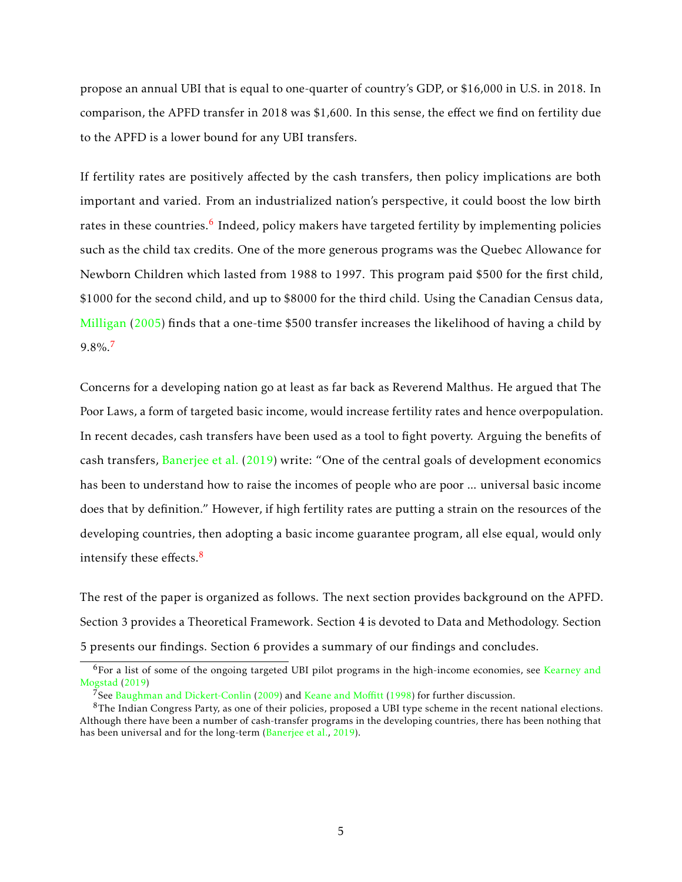propose an annual UBI that is equal to one-quarter of country's GDP, or $16,000 in U.S. in 2018. In comparison, the APFD transfer in 2018 was $1,600. In this sense, the effect we find on fertility due to the APFD is a lower bound for any UBI transfers.

If fertility rates are positively affected by the cash transfers, then policy implications are both important and varied. From an industrialized nation's perspective, it could boost the low birth rates in these countries.[6] Indeed, policy makers have targeted fertility by implementing policies such as the child tax credits. One of the more generous programs was the Quebec Allowance for Newborn Children which lasted from 1988 to 1997. This program paid $500 for the first child, $1000 for the second child, and up to $8000 for the third child. Using the Canadian Census data, Milligan (2005) finds that a one-time $500 transfer increases the likelihood of having a child by 9.8%.[7]

Concerns for a developing nation go at least as far back as Reverend Malthus. He argued that The Poor Laws, a form of targeted basic income, would increase fertility rates and hence overpopulation. In recent decades, cash transfers have been used as a tool to fight poverty. Arguing the benefits of cash transfers, Banerjee et al. (2019) write: "One of the central goals of development economics has been to understand how to raise the incomes of people who are poor ... universal basic income does that by definition." However, if high fertility rates are putting a strain on the resources of the developing countries, then adopting a basic income guarantee program, all else equal, would only intensify these effects.[8]

The rest of the paper is organized as follows. The next section provides background on the APFD. Section 3 provides a Theoretical Framework. Section 4 is devoted to Data and Methodology. Section 5 presents our findings. Section 6 provides a summary of our findings and concludes.

[6] For a list of some of the ongoing targeted UBI pilot programs in the high-income economies, see Kearney and Mogstad (2019)

[7] See Baughman and Dickert-Conlin (2009) and Keane and Moffitt (1998) for further discussion.

[8] The Indian Congress Party, as one of their policies, proposed a UBI type scheme in the recent national elections. Although there have been a number of cash-transfer programs in the developing countries, there has been nothing that has been universal and for the long-term (Banerjee et al., 2019).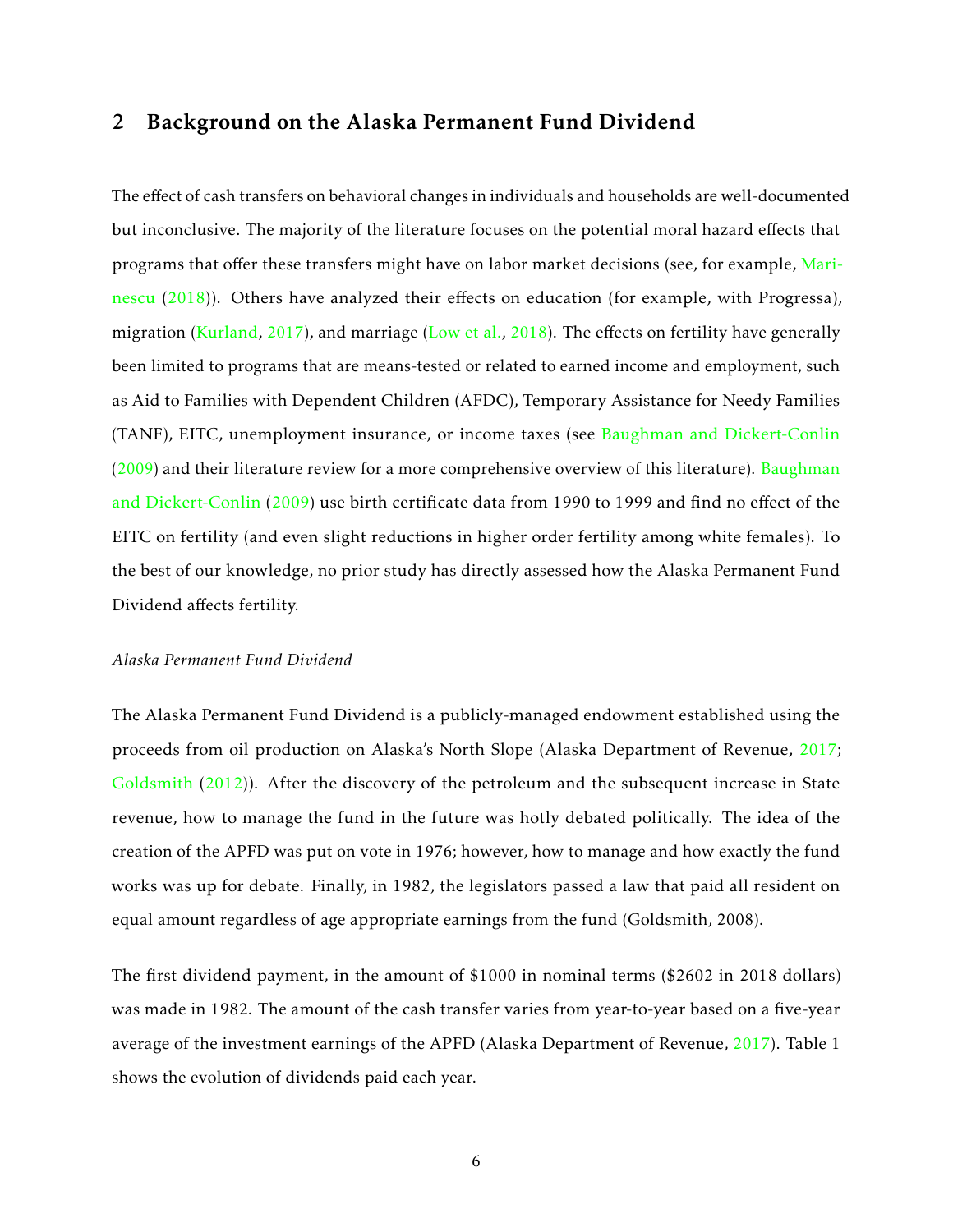## 2 Background on the Alaska Permanent Fund Dividend

The effect of cash transfers on behavioral changes in individuals and households are well-documented but inconclusive. The majority of the literature focuses on the potential moral hazard effects that programs that offer these transfers might have on labor market decisions (see, for example, Marinescu (2018)). Others have analyzed their effects on education (for example, with Progressa), migration (Kurland, 2017), and marriage (Low et al., 2018). The effects on fertility have generally been limited to programs that are means-tested or related to earned income and employment, such as Aid to Families with Dependent Children (AFDC), Temporary Assistance for Needy Families (TANF), EITC, unemployment insurance, or income taxes (see Baughman and Dickert-Conlin (2009) and their literature review for a more comprehensive overview of this literature). Baughman and Dickert-Conlin (2009) use birth certificate data from 1990 to 1999 and find no effect of the EITC on fertility (and even slight reductions in higher order fertility among white females). To the best of our knowledge, no prior study has directly assessed how the Alaska Permanent Fund Dividend affects fertility.

*Alaska Permanent Fund Dividend*

The Alaska Permanent Fund Dividend is a publicly-managed endowment established using the proceeds from oil production on Alaska's North Slope (Alaska Department of Revenue, 2017; Goldsmith (2012)). After the discovery of the petroleum and the subsequent increase in State revenue, how to manage the fund in the future was hotly debated politically. The idea of the creation of the APFD was put on vote in 1976; however, how to manage and how exactly the fund works was up for debate. Finally, in 1982, the legislators passed a law that paid all resident on equal amount regardless of age appropriate earnings from the fund (Goldsmith, 2008).

The first dividend payment, in the amount of $1000 in nominal terms ($2602 in 2018 dollars) was made in 1982. The amount of the cash transfer varies from year-to-year based on a five-year average of the investment earnings of the APFD (Alaska Department of Revenue, 2017). Table 1 shows the evolution of dividends paid each year.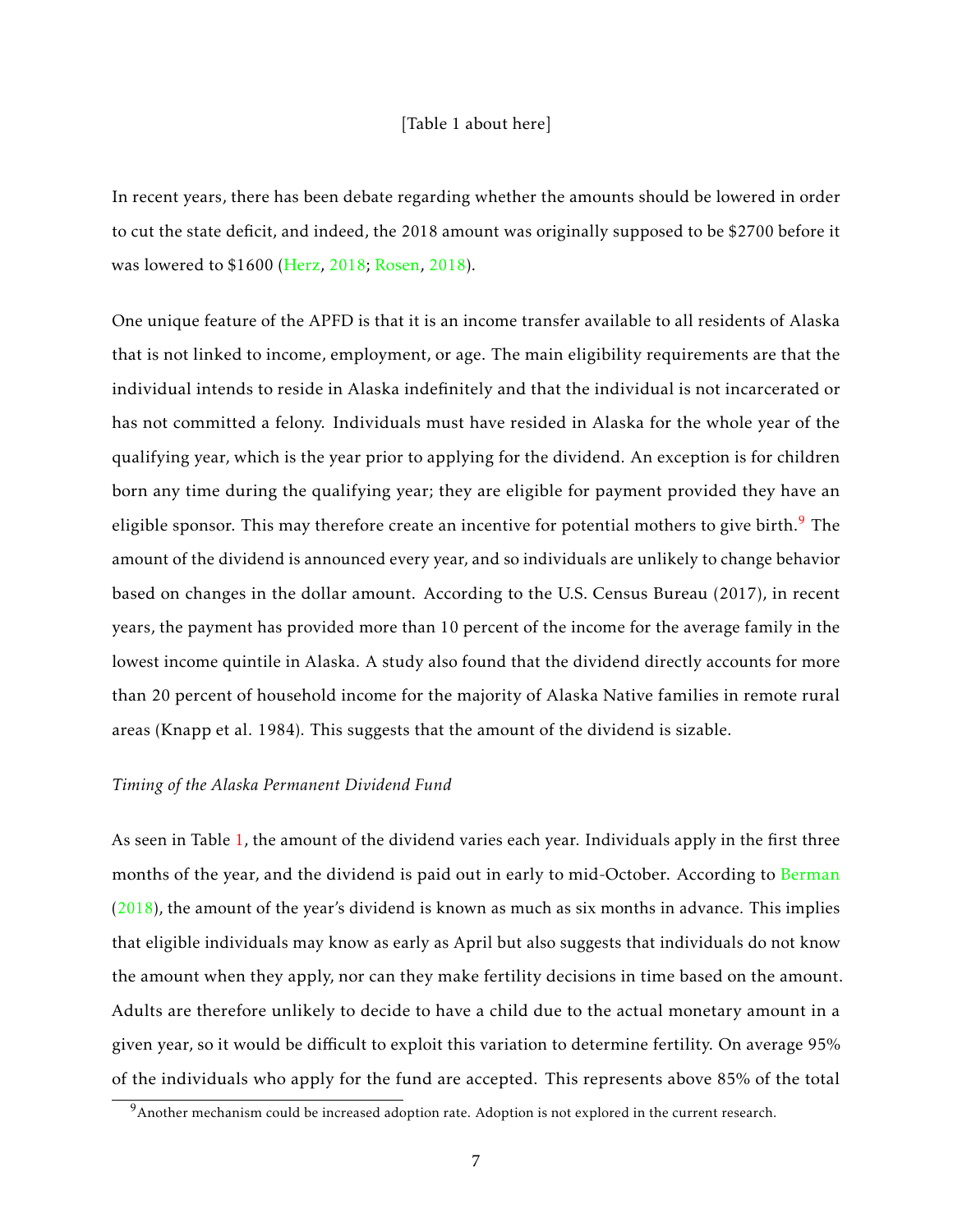[Table 1 about here]

In recent years, there has been debate regarding whether the amounts should be lowered in order to cut the state deficit, and indeed, the 2018 amount was originally supposed to be $2700 before it was lowered to $1600 (Herz, 2018; Rosen, 2018).

One unique feature of the APFD is that it is an income transfer available to all residents of Alaska that is not linked to income, employment, or age. The main eligibility requirements are that the individual intends to reside in Alaska indefinitely and that the individual is not incarcerated or has not committed a felony. Individuals must have resided in Alaska for the whole year of the qualifying year, which is the year prior to applying for the dividend. An exception is for children born any time during the qualifying year; they are eligible for payment provided they have an eligible sponsor. This may therefore create an incentive for potential mothers to give birth.[9] The amount of the dividend is announced every year, and so individuals are unlikely to change behavior based on changes in the dollar amount. According to the U.S. Census Bureau (2017), in recent years, the payment has provided more than 10 percent of the income for the average family in the lowest income quintile in Alaska. A study also found that the dividend directly accounts for more than 20 percent of household income for the majority of Alaska Native families in remote rural areas (Knapp et al. 1984). This suggests that the amount of the dividend is sizable.

*Timing of the Alaska Permanent Dividend Fund*

As seen in Table 1, the amount of the dividend varies each year. Individuals apply in the first three months of the year, and the dividend is paid out in early to mid-October. According to Berman (2018), the amount of the year's dividend is known as much as six months in advance. This implies that eligible individuals may know as early as April but also suggests that individuals do not know the amount when they apply, nor can they make fertility decisions in time based on the amount. Adults are therefore unlikely to decide to have a child due to the actual monetary amount in a given year, so it would be difficult to exploit this variation to determine fertility. On average 95% of the individuals who apply for the fund are accepted. This represents above 85% of the total

[9] Another mechanism could be increased adoption rate. Adoption is not explored in the current research.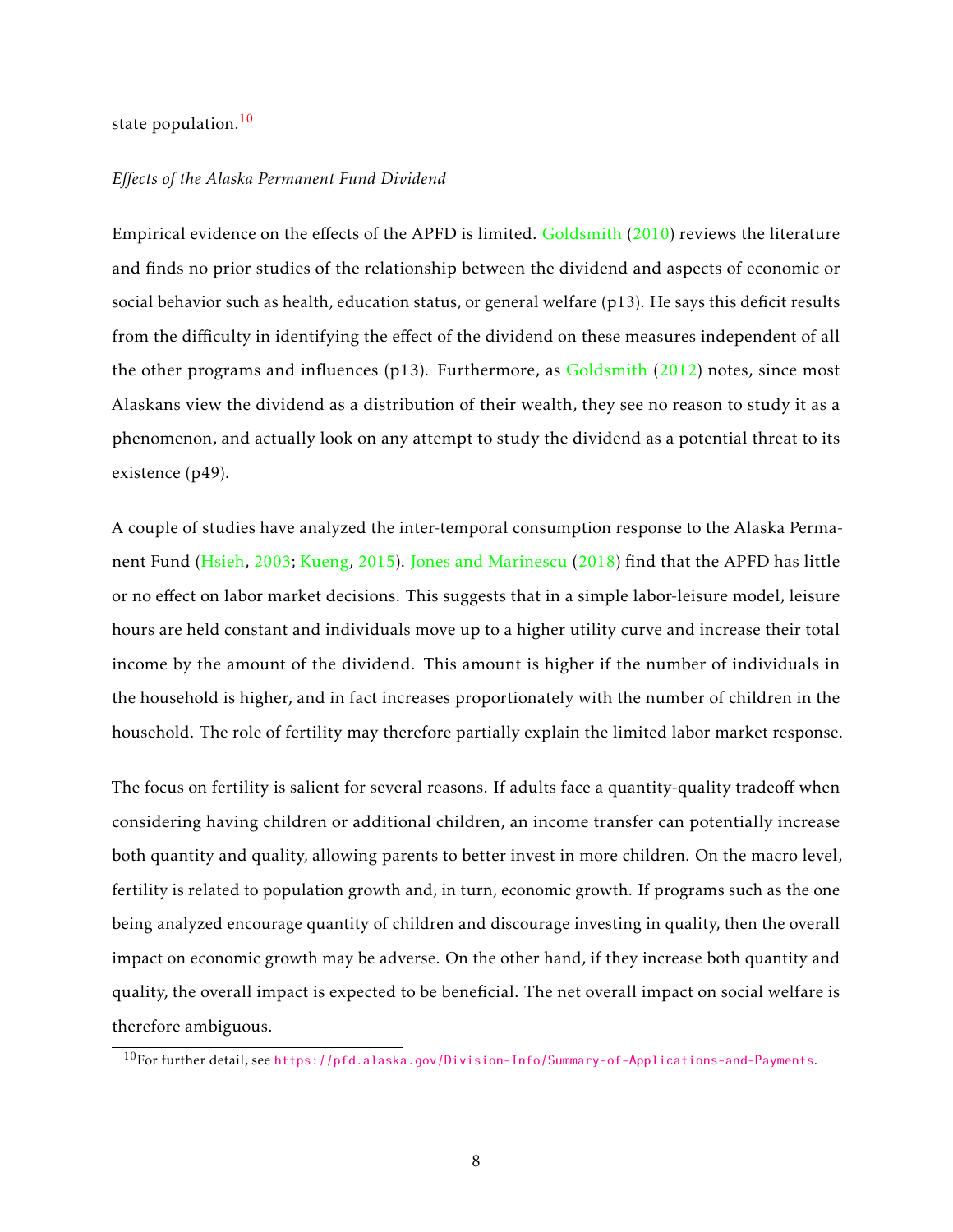state population.[10]

*Effects of the Alaska Permanent Fund Dividend*

Empirical evidence on the effects of the APFD is limited. Goldsmith (2010) reviews the literature and finds no prior studies of the relationship between the dividend and aspects of economic or social behavior such as health, education status, or general welfare (p13). He says this deficit results from the difficulty in identifying the effect of the dividend on these measures independent of all the other programs and influences (p13). Furthermore, as Goldsmith (2012) notes, since most Alaskans view the dividend as a distribution of their wealth, they see no reason to study it as a phenomenon, and actually look on any attempt to study the dividend as a potential threat to its existence (p49).

A couple of studies have analyzed the inter-temporal consumption response to the Alaska Permanent Fund (Hsieh, 2003; Kueng, 2015). Jones and Marinescu (2018) find that the APFD has little or no effect on labor market decisions. This suggests that in a simple labor-leisure model, leisure hours are held constant and individuals move up to a higher utility curve and increase their total income by the amount of the dividend. This amount is higher if the number of individuals in the household is higher, and in fact increases proportionately with the number of children in the household. The role of fertility may therefore partially explain the limited labor market response.

The focus on fertility is salient for several reasons. If adults face a quantity-quality tradeoff when considering having children or additional children, an income transfer can potentially increase both quantity and quality, allowing parents to better invest in more children. On the macro level, fertility is related to population growth and, in turn, economic growth. If programs such as the one being analyzed encourage quantity of children and discourage investing in quality, then the overall impact on economic growth may be adverse. On the other hand, if they increase both quantity and quality, the overall impact is expected to be beneficial. The net overall impact on social welfare is therefore ambiguous.

[10] For further detail, see https://pfd.alaska.gov/Division-Info/Summary-of-Applications-and-Payments.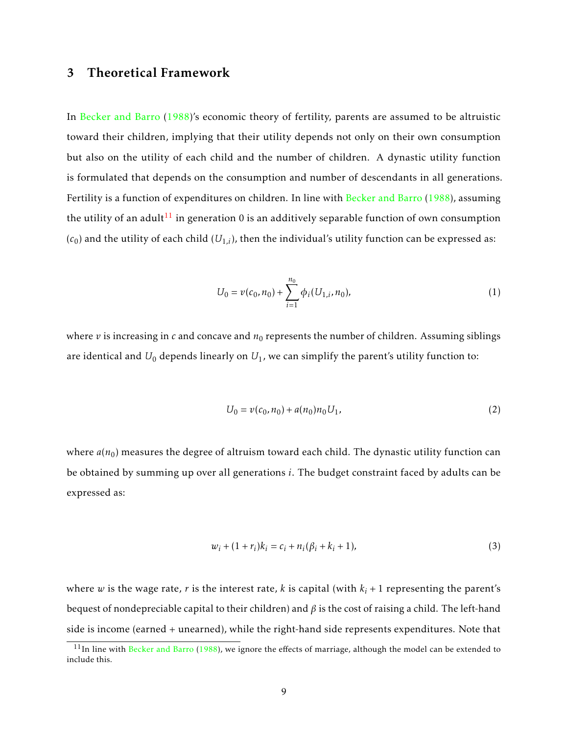## 3 Theoretical Framework

In Becker and Barro (1988)'s economic theory of fertility, parents are assumed to be altruistic toward their children, implying that their utility depends not only on their own consumption but also on the utility of each child and the number of children. A dynastic utility function is formulated that depends on the consumption and number of descendants in all generations. Fertility is a function of expenditures on children. In line with Becker and Barro (1988), assuming the utility of an adult[11] in generation 0 is an additively separable function of own consumption ($c_0$) and the utility of each child ($U_{1,i}$), then the individual's utility function can be expressed as:

$$U_0 = v(c_0, n_0) + \sum_{i=1}^{n_0} \phi_i(U_{1,i}, n_0), \tag{1}$$

where $v$ is increasing in $c$ and concave and $n_0$ represents the number of children. Assuming siblings are identical and $U_0$ depends linearly on $U_1$, we can simplify the parent's utility function to:

$$U_0 = v(c_0, n_0) + a(n_0) n_0 U_1, \tag{2}$$

where $a(n_0)$ measures the degree of altruism toward each child. The dynastic utility function can be obtained by summing up over all generations $i$. The budget constraint faced by adults can be expressed as:

$$w_i + (1 + r_i)k_i = c_i + n_i(\beta_i + k_i + 1), \tag{3}$$

where $w$ is the wage rate, $r$ is the interest rate, $k$ is capital (with $k_i + 1$ representing the parent's bequest of nondepreciable capital to their children) and $\beta$ is the cost of raising a child. The left-hand side is income (earned + unearned), while the right-hand side represents expenditures. Note that

[11] In line with Becker and Barro (1988), we ignore the effects of marriage, although the model can be extended to include this.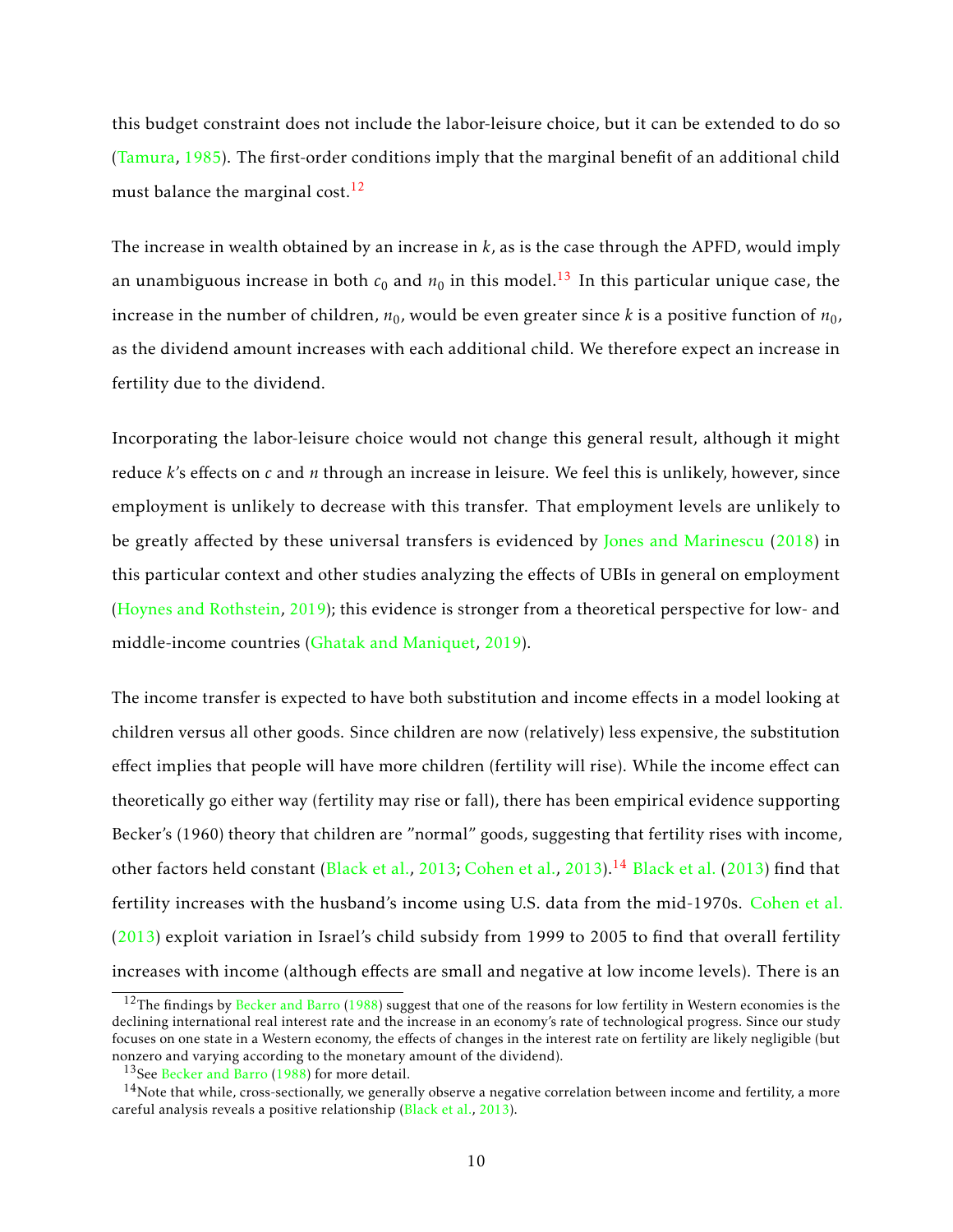this budget constraint does not include the labor-leisure choice, but it can be extended to do so (Tamura, 1985). The first-order conditions imply that the marginal benefit of an additional child must balance the marginal cost.[12]

The increase in wealth obtained by an increase in $k$, as is the case through the APFD, would imply an unambiguous increase in both $c_0$ and $n_0$ in this model.[13] In this particular unique case, the increase in the number of children, $n_0$, would be even greater since $k$ is a positive function of $n_0$, as the dividend amount increases with each additional child. We therefore expect an increase in fertility due to the dividend.

Incorporating the labor-leisure choice would not change this general result, although it might reduce $k$'s effects on $c$ and $n$ through an increase in leisure. We feel this is unlikely, however, since employment is unlikely to decrease with this transfer. That employment levels are unlikely to be greatly affected by these universal transfers is evidenced by Jones and Marinescu (2018) in this particular context and other studies analyzing the effects of UBIs in general on employment (Hoynes and Rothstein, 2019); this evidence is stronger from a theoretical perspective for low- and middle-income countries (Ghatak and Maniquet, 2019).

The income transfer is expected to have both substitution and income effects in a model looking at children versus all other goods. Since children are now (relatively) less expensive, the substitution effect implies that people will have more children (fertility will rise). While the income effect can theoretically go either way (fertility may rise or fall), there has been empirical evidence supporting Becker's (1960) theory that children are "normal" goods, suggesting that fertility rises with income, other factors held constant (Black et al., 2013; Cohen et al., 2013).[14] Black et al. (2013) find that fertility increases with the husband's income using U.S. data from the mid-1970s. Cohen et al. (2013) exploit variation in Israel's child subsidy from 1999 to 2005 to find that overall fertility increases with income (although effects are small and negative at low income levels). There is an

[12] The findings by Becker and Barro (1988) suggest that one of the reasons for low fertility in Western economies is the declining international real interest rate and the increase in an economy's rate of technological progress. Since our study focuses on one state in a Western economy, the effects of changes in the interest rate on fertility are likely negligible (but nonzero and varying according to the monetary amount of the dividend).

[13] See Becker and Barro (1988) for more detail.

[14] Note that while, cross-sectionally, we generally observe a negative correlation between income and fertility, a more careful analysis reveals a positive relationship (Black et al., 2013).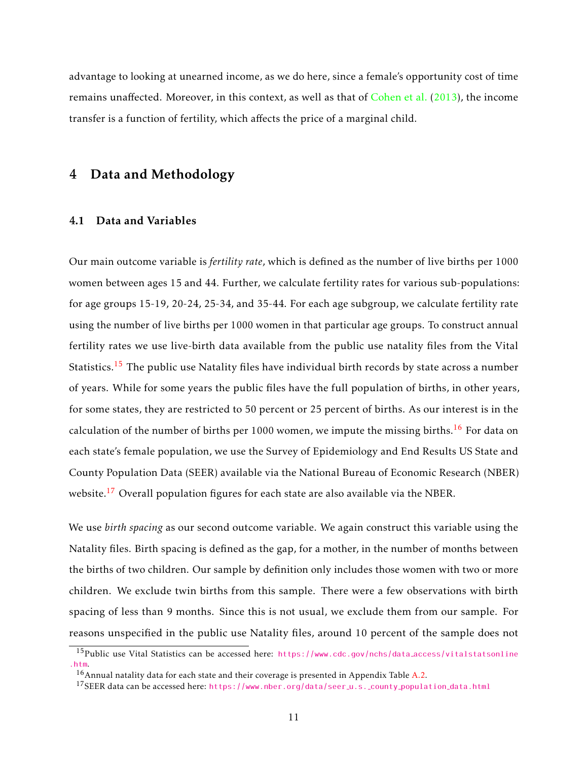advantage to looking at unearned income, as we do here, since a female's opportunity cost of time remains unaffected. Moreover, in this context, as well as that of Cohen et al. (2013), the income transfer is a function of fertility, which affects the price of a marginal child.

# 4 Data and Methodology

## 4.1 Data and Variables

Our main outcome variable is *fertility rate*, which is defined as the number of live births per 1000 women between ages 15 and 44. Further, we calculate fertility rates for various sub-populations: for age groups 15-19, 20-24, 25-34, and 35-44. For each age subgroup, we calculate fertility rate using the number of live births per 1000 women in that particular age groups. To construct annual fertility rates we use live-birth data available from the public use natality files from the Vital Statistics.[15] The public use Natality files have individual birth records by state across a number of years. While for some years the public files have the full population of births, in other years, for some states, they are restricted to 50 percent or 25 percent of births. As our interest is in the calculation of the number of births per 1000 women, we impute the missing births.[16] For data on each state's female population, we use the Survey of Epidemiology and End Results US State and County Population Data (SEER) available via the National Bureau of Economic Research (NBER) website.[17] Overall population figures for each state are also available via the NBER.

We use *birth spacing* as our second outcome variable. We again construct this variable using the Natality files. Birth spacing is defined as the gap, for a mother, in the number of months between the births of two children. Our sample by definition only includes those women with two or more children. We exclude twin births from this sample. There were a few observations with birth spacing of less than 9 months. Since this is not usual, we exclude them from our sample. For reasons unspecified in the public use Natality files, around 10 percent of the sample does not

[15] Public use Vital Statistics can be accessed here: https://www.cdc.gov/nchs/data_access/vitalstatsonline.htm.

[16] Annual natality data for each state and their coverage is presented in Appendix Table A.2.

[17] SEER data can be accessed here: https://www.nber.org/data/seer_u.s._county_population_data.html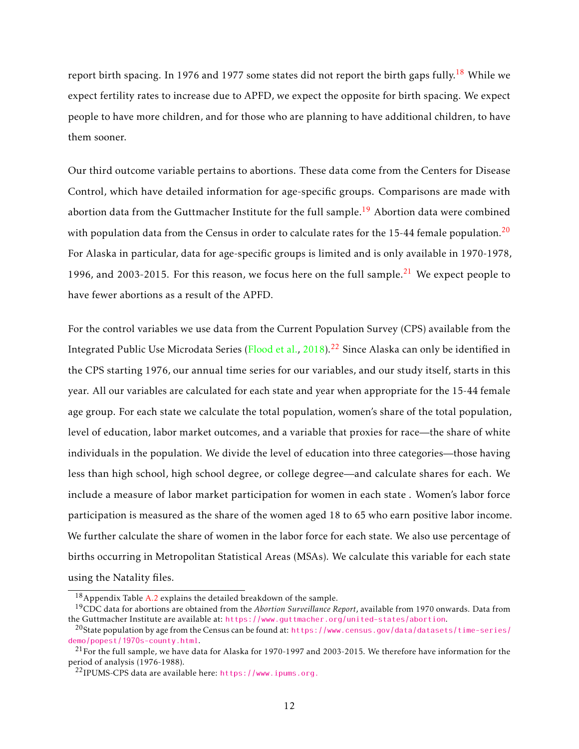report birth spacing. In 1976 and 1977 some states did not report the birth gaps fully.[18] While we expect fertility rates to increase due to APFD, we expect the opposite for birth spacing. We expect people to have more children, and for those who are planning to have additional children, to have them sooner.

Our third outcome variable pertains to abortions. These data come from the Centers for Disease Control, which have detailed information for age-specific groups. Comparisons are made with abortion data from the Guttmacher Institute for the full sample.[19] Abortion data were combined with population data from the Census in order to calculate rates for the 15-44 female population.[20] For Alaska in particular, data for age-specific groups is limited and is only available in 1970-1978, 1996, and 2003-2015. For this reason, we focus here on the full sample.[21] We expect people to have fewer abortions as a result of the APFD.

For the control variables we use data from the Current Population Survey (CPS) available from the Integrated Public Use Microdata Series (Flood et al., 2018).[22] Since Alaska can only be identified in the CPS starting 1976, our annual time series for our variables, and our study itself, starts in this year. All our variables are calculated for each state and year when appropriate for the 15-44 female age group. For each state we calculate the total population, women's share of the total population, level of education, labor market outcomes, and a variable that proxies for race—the share of white individuals in the population. We divide the level of education into three categories—those having less than high school, high school degree, or college degree—and calculate shares for each. We include a measure of labor market participation for women in each state . Women's labor force participation is measured as the share of the women aged 18 to 65 who earn positive labor income. We further calculate the share of women in the labor force for each state. We also use percentage of births occurring in Metropolitan Statistical Areas (MSAs). We calculate this variable for each state using the Natality files.

---

[18] Appendix Table A.2 explains the detailed breakdown of the sample.

[19] CDC data for abortions are obtained from the *Abortion Surveillance Report*, available from 1970 onwards. Data from the Guttmacher Institute are available at: https://www.guttmacher.org/united-states/abortion.

[20] State population by age from the Census can be found at: https://www.census.gov/data/datasets/time-series/demo/popest/1970s-county.html.

[21] For the full sample, we have data for Alaska for 1970-1997 and 2003-2015. We therefore have information for the period of analysis (1976-1988).

[22] IPUMS-CPS data are available here: https://www.ipums.org.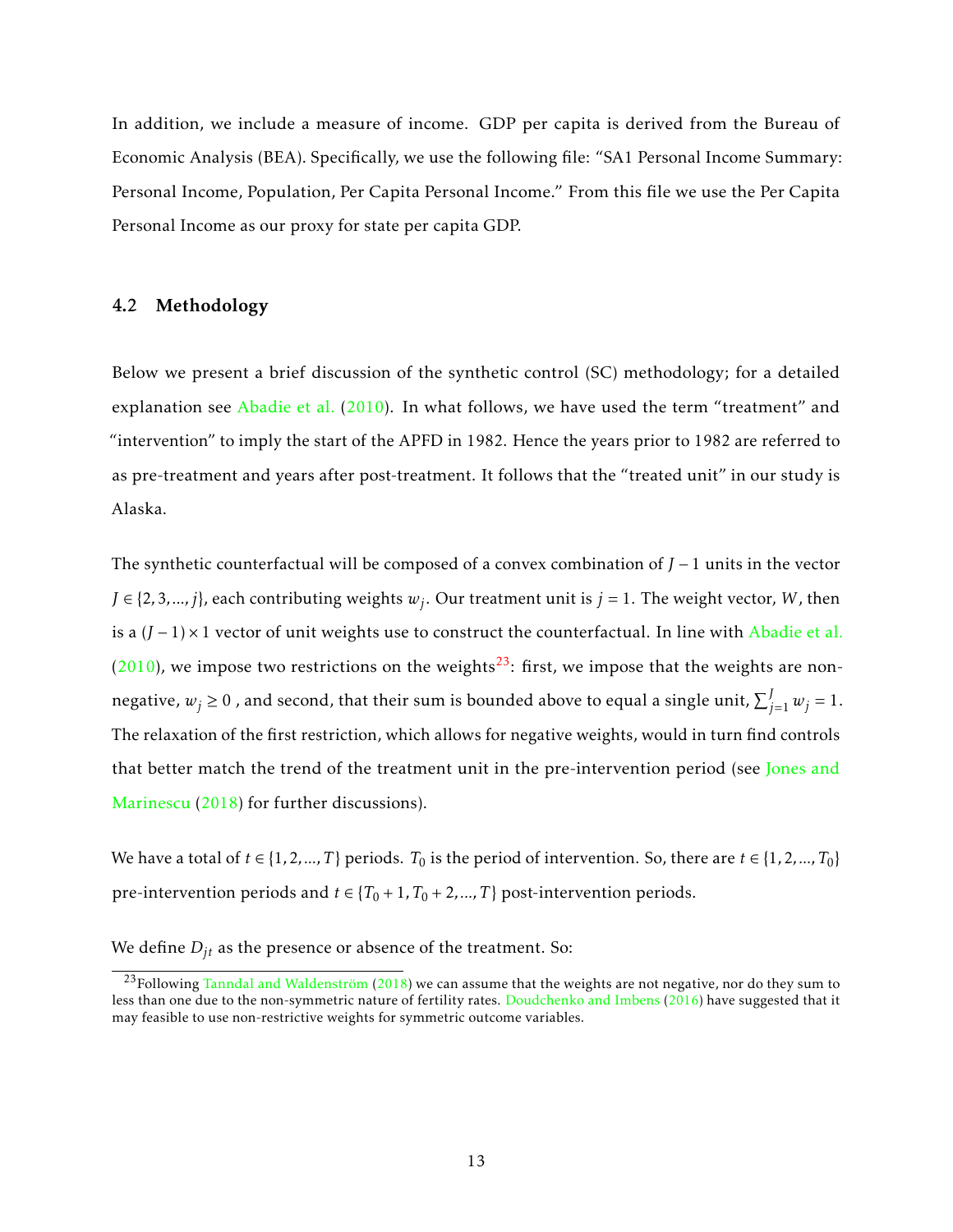In addition, we include a measure of income. GDP per capita is derived from the Bureau of Economic Analysis (BEA). Specifically, we use the following file: "SA1 Personal Income Summary: Personal Income, Population, Per Capita Personal Income." From this file we use the Per Capita Personal Income as our proxy for state per capita GDP.

### 4.2 Methodology

Below we present a brief discussion of the synthetic control (SC) methodology; for a detailed explanation see Abadie et al. (2010). In what follows, we have used the term "treatment" and "intervention" to imply the start of the APFD in 1982. Hence the years prior to 1982 are referred to as pre-treatment and years after post-treatment. It follows that the "treated unit" in our study is Alaska.

The synthetic counterfactual will be composed of a convex combination of $J-1$ units in the vector $J \in \{2, 3, ..., j\}$, each contributing weights $w_j$. Our treatment unit is $j = 1$. The weight vector, $W$, then is a $(J-1) \times 1$ vector of unit weights use to construct the counterfactual. In line with Abadie et al. (2010), we impose two restrictions on the weights[23]: first, we impose that the weights are non-negative, $w_j \geq 0$ , and second, that their sum is bounded above to equal a single unit, $\sum_{j=1}^{J} w_j = 1$. The relaxation of the first restriction, which allows for negative weights, would in turn find controls that better match the trend of the treatment unit in the pre-intervention period (see Jones and Marinescu (2018) for further discussions).

We have a total of $t \in \{1, 2, ..., T\}$ periods. $T_0$ is the period of intervention. So, there are $t \in \{1, 2, ..., T_0\}$ pre-intervention periods and $t \in \{T_0 + 1, T_0 + 2, ..., T\}$ post-intervention periods.

We define $D_{jt}$ as the presence or absence of the treatment. So:

[23] Following Tanndal and Waldenström (2018) we can assume that the weights are not negative, nor do they sum to less than one due to the non-symmetric nature of fertility rates. Doudchenko and Imbens (2016) have suggested that it may feasible to use non-restrictive weights for symmetric outcome variables.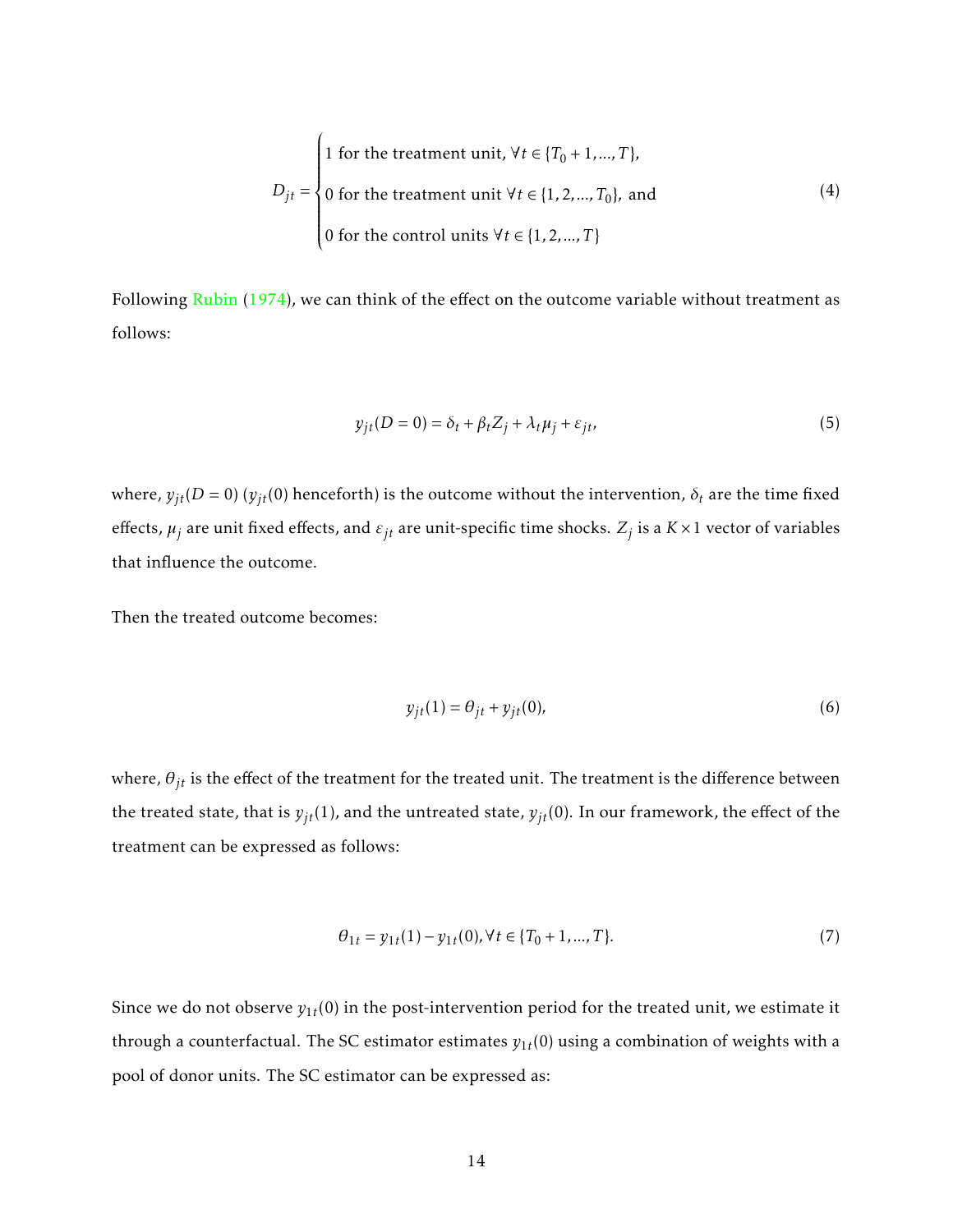$$
D_{jt} = \begin{cases} 1 \text{ for the treatment unit, } \forall t \in \{T_0+1, ..., T\}, \\ 0 \text{ for the treatment unit } \forall t \in \{1, 2, ..., T_0\}, \text{ and} \\ 0 \text{ for the control units } \forall t \in \{1, 2, ..., T\} \end{cases} \tag{4}
$$

Following Rubin (1974), we can think of the effect on the outcome variable without treatment as follows:

$$
y_{jt}(D = 0) = \delta_t + \beta_t Z_j + \lambda_t \mu_j + \varepsilon_{jt}, \tag{5}
$$

where, $y_{jt}(D = 0)$ ($y_{jt}(0)$ henceforth) is the outcome without the intervention, $\delta_t$ are the time fixed effects, $\mu_j$ are unit fixed effects, and $\varepsilon_{jt}$ are unit-specific time shocks. $Z_j$ is a $K \times 1$ vector of variables that influence the outcome.

Then the treated outcome becomes:

$$
y_{jt}(1) = \theta_{jt} + y_{jt}(0), \tag{6}
$$

where, $\theta_{jt}$ is the effect of the treatment for the treated unit. The treatment is the difference between the treated state, that is $y_{jt}(1)$, and the untreated state, $y_{jt}(0)$. In our framework, the effect of the treatment can be expressed as follows:

$$
\theta_{1t} = y_{1t}(1) - y_{1t}(0), \forall t \in \{T_0+1, ..., T\}. \tag{7}
$$

Since we do not observe $y_{1t}(0)$ in the post-intervention period for the treated unit, we estimate it through a counterfactual. The SC estimator estimates $y_{1t}(0)$ using a combination of weights with a pool of donor units. The SC estimator can be expressed as: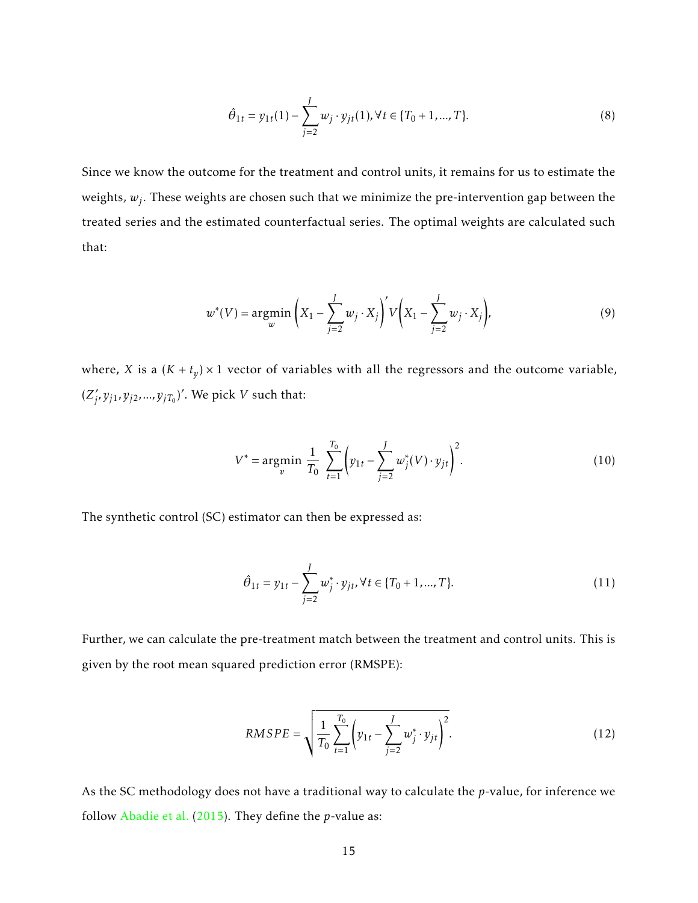$$\hat{\theta}_{1t} = y_{1t}(1) - \sum_{j=2}^{J} w_j \cdot y_{jt}(1), \forall t \in \{T_0 + 1, ..., T\}. \tag{8}$$

Since we know the outcome for the treatment and control units, it remains for us to estimate the weights, $w_j$. These weights are chosen such that we minimize the pre-intervention gap between the treated series and the estimated counterfactual series. The optimal weights are calculated such that:

$$w^*(V) = \underset{w}{\operatorname{argmin}} \left( X_1 - \sum_{j=2}^{J} w_j \cdot X_j \right)' V \left( X_1 - \sum_{j=2}^{J} w_j \cdot X_j \right), \tag{9}$$

where, $X$ is a $(K + t_y) \times 1$ vector of variables with all the regressors and the outcome variable, $(Z_j', y_{j1}, y_{j2}, ..., y_{jT_0})'$. We pick $V$ such that:

$$V^* = \underset{v}{\operatorname{argmin}} \ \frac{1}{T_0} \sum_{t=1}^{T_0} \left( y_{1t} - \sum_{j=2}^{J} w_j^*(V) \cdot y_{jt} \right)^2. \tag{10}$$

The synthetic control (SC) estimator can then be expressed as:

$$\hat{\theta}_{1t} = y_{1t} - \sum_{j=2}^{J} w_j^* \cdot y_{jt}, \forall t \in \{T_0 + 1, ..., T\}. \tag{11}$$

Further, we can calculate the pre-treatment match between the treatment and control units. This is given by the root mean squared prediction error (RMSPE):

$$RMSPE = \sqrt{\frac{1}{T_0} \sum_{t=1}^{T_0} \left( y_{1t} - \sum_{j=2}^{J} w_j^* \cdot y_{jt} \right)^2}. \tag{12}$$

As the SC methodology does not have a traditional way to calculate the $p$-value, for inference we follow Abadie et al. (2015). They define the $p$-value as: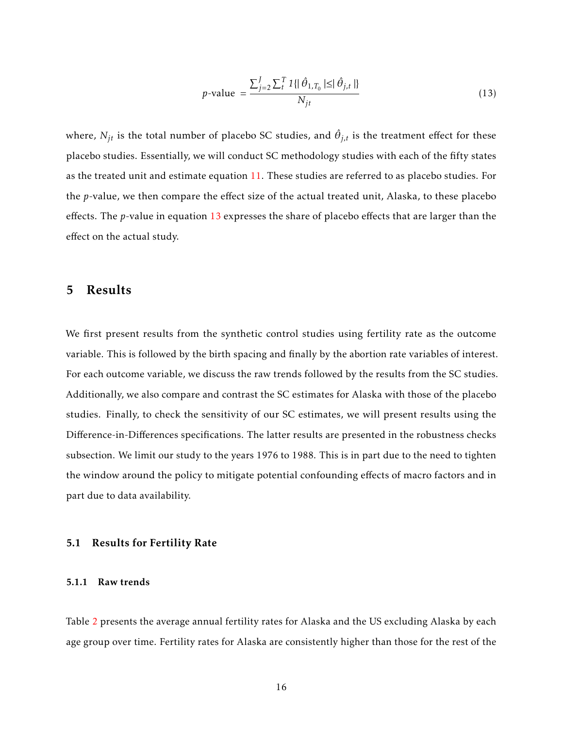$$
p\text{-value } = \frac{\sum_{j=2}^{J} \sum_{t}^{T} 1\{|\hat{\theta}_{1,T_0}| \leq |\hat{\theta}_{j,t}|\}}{N_{jt}} \tag{13}
$$

where, $N_{jt}$ is the total number of placebo SC studies, and $\hat{\theta}_{j,t}$ is the treatment effect for these placebo studies. Essentially, we will conduct SC methodology studies with each of the fifty states as the treated unit and estimate equation 11. These studies are referred to as placebo studies. For the $p$-value, we then compare the effect size of the actual treated unit, Alaska, to these placebo effects. The $p$-value in equation 13 expresses the share of placebo effects that are larger than the effect on the actual study.

## 5 Results

We first present results from the synthetic control studies using fertility rate as the outcome variable. This is followed by the birth spacing and finally by the abortion rate variables of interest. For each outcome variable, we discuss the raw trends followed by the results from the SC studies. Additionally, we also compare and contrast the SC estimates for Alaska with those of the placebo studies. Finally, to check the sensitivity of our SC estimates, we will present results using the Difference-in-Differences specifications. The latter results are presented in the robustness checks subsection. We limit our study to the years 1976 to 1988. This is in part due to the need to tighten the window around the policy to mitigate potential confounding effects of macro factors and in part due to data availability.

### 5.1 Results for Fertility Rate

#### 5.1.1 Raw trends

Table 2 presents the average annual fertility rates for Alaska and the US excluding Alaska by each age group over time. Fertility rates for Alaska are consistently higher than those for the rest of the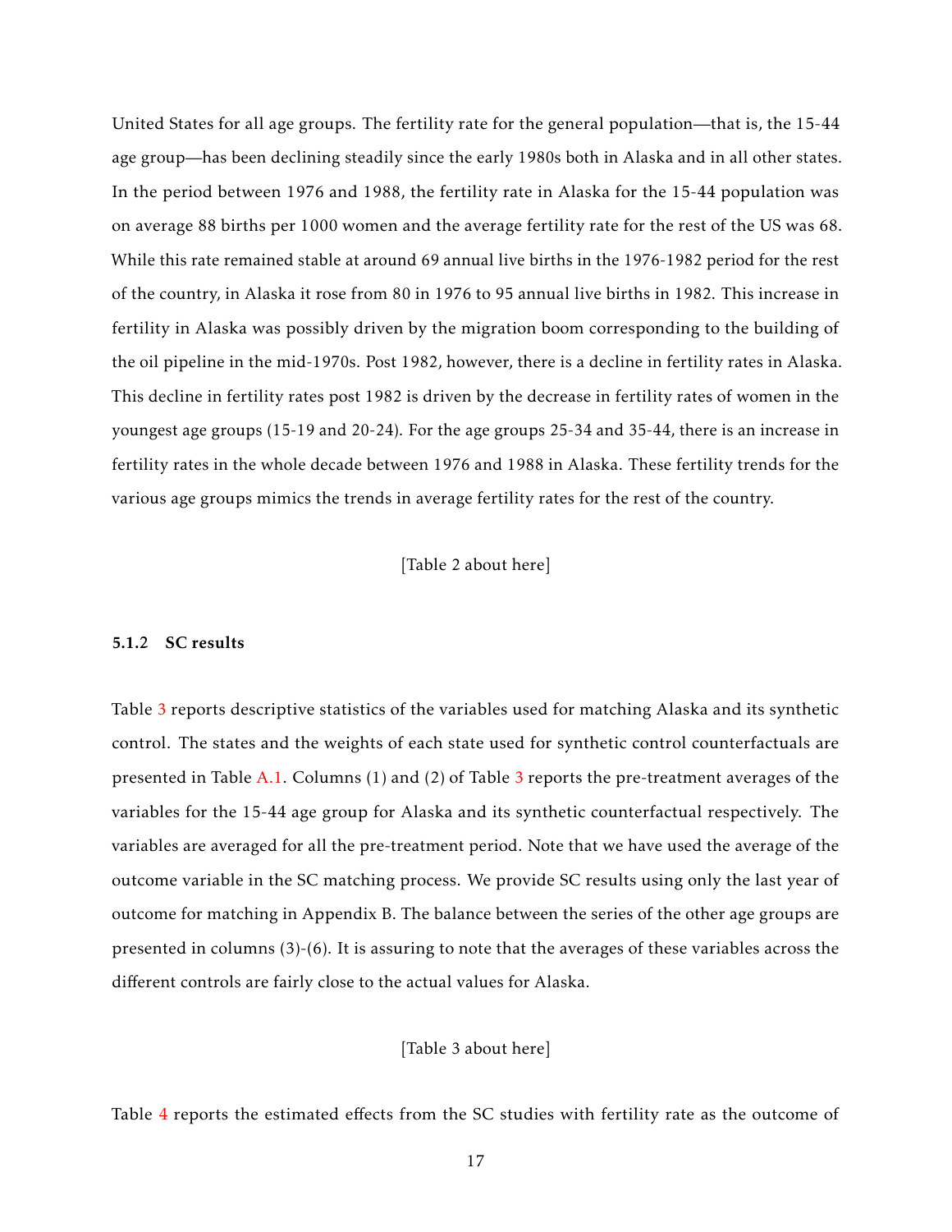United States for all age groups. The fertility rate for the general population—that is, the 15-44 age group—has been declining steadily since the early 1980s both in Alaska and in all other states. In the period between 1976 and 1988, the fertility rate in Alaska for the 15-44 population was on average 88 births per 1000 women and the average fertility rate for the rest of the US was 68. While this rate remained stable at around 69 annual live births in the 1976-1982 period for the rest of the country, in Alaska it rose from 80 in 1976 to 95 annual live births in 1982. This increase in fertility in Alaska was possibly driven by the migration boom corresponding to the building of the oil pipeline in the mid-1970s. Post 1982, however, there is a decline in fertility rates in Alaska. This decline in fertility rates post 1982 is driven by the decrease in fertility rates of women in the youngest age groups (15-19 and 20-24). For the age groups 25-34 and 35-44, there is an increase in fertility rates in the whole decade between 1976 and 1988 in Alaska. These fertility trends for the various age groups mimics the trends in average fertility rates for the rest of the country.

[Table 2 about here]

#### 5.1.2 SC results

Table 3 reports descriptive statistics of the variables used for matching Alaska and its synthetic control. The states and the weights of each state used for synthetic control counterfactuals are presented in Table A.1. Columns (1) and (2) of Table 3 reports the pre-treatment averages of the variables for the 15-44 age group for Alaska and its synthetic counterfactual respectively. The variables are averaged for all the pre-treatment period. Note that we have used the average of the outcome variable in the SC matching process. We provide SC results using only the last year of outcome for matching in Appendix B. The balance between the series of the other age groups are presented in columns (3)-(6). It is assuring to note that the averages of these variables across the different controls are fairly close to the actual values for Alaska.

[Table 3 about here]

Table 4 reports the estimated effects from the SC studies with fertility rate as the outcome of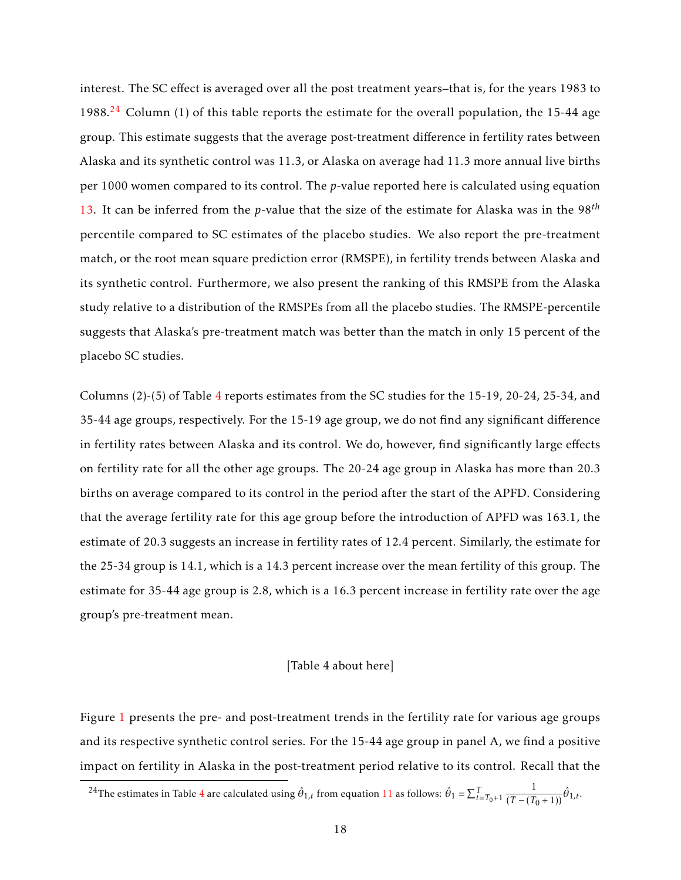interest. The SC effect is averaged over all the post treatment years–that is, for the years 1983 to 1988.[24] Column (1) of this table reports the estimate for the overall population, the 15-44 age group. This estimate suggests that the average post-treatment difference in fertility rates between Alaska and its synthetic control was 11.3, or Alaska on average had 11.3 more annual live births per 1000 women compared to its control. The *p*-value reported here is calculated using equation 13. It can be inferred from the *p*-value that the size of the estimate for Alaska was in the $98^{th}$ percentile compared to SC estimates of the placebo studies. We also report the pre-treatment match, or the root mean square prediction error (RMSPE), in fertility trends between Alaska and its synthetic control. Furthermore, we also present the ranking of this RMSPE from the Alaska study relative to a distribution of the RMSPEs from all the placebo studies. The RMSPE-percentile suggests that Alaska's pre-treatment match was better than the match in only 15 percent of the placebo SC studies.

Columns (2)-(5) of Table 4 reports estimates from the SC studies for the 15-19, 20-24, 25-34, and 35-44 age groups, respectively. For the 15-19 age group, we do not find any significant difference in fertility rates between Alaska and its control. We do, however, find significantly large effects on fertility rate for all the other age groups. The 20-24 age group in Alaska has more than 20.3 births on average compared to its control in the period after the start of the APFD. Considering that the average fertility rate for this age group before the introduction of APFD was 163.1, the estimate of 20.3 suggests an increase in fertility rates of 12.4 percent. Similarly, the estimate for the 25-34 group is 14.1, which is a 14.3 percent increase over the mean fertility of this group. The estimate for 35-44 age group is 2.8, which is a 16.3 percent increase in fertility rate over the age group's pre-treatment mean.

[Table 4 about here]

Figure 1 presents the pre- and post-treatment trends in the fertility rate for various age groups and its respective synthetic control series. For the 15-44 age group in panel A, we find a positive impact on fertility in Alaska in the post-treatment period relative to its control. Recall that the

[24] The estimates in Table 4 are calculated using $\hat{\theta}_{1,t}$ from equation 11 as follows: $\hat{\theta}_1 = \sum_{t=T_0+1}^{T} \frac{1}{(T-(T_0+1))}\hat{\theta}_{1,t}$.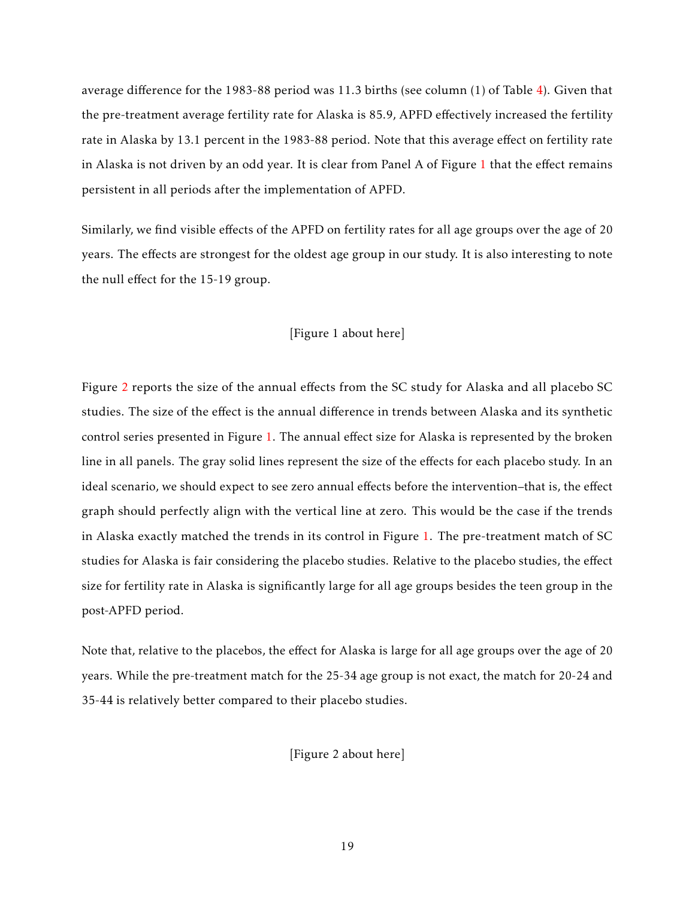average difference for the 1983-88 period was 11.3 births (see column (1) of Table 4). Given that the pre-treatment average fertility rate for Alaska is 85.9, APFD effectively increased the fertility rate in Alaska by 13.1 percent in the 1983-88 period. Note that this average effect on fertility rate in Alaska is not driven by an odd year. It is clear from Panel A of Figure 1 that the effect remains persistent in all periods after the implementation of APFD.

Similarly, we find visible effects of the APFD on fertility rates for all age groups over the age of 20 years. The effects are strongest for the oldest age group in our study. It is also interesting to note the null effect for the 15-19 group.

[Figure 1 about here]

Figure 2 reports the size of the annual effects from the SC study for Alaska and all placebo SC studies. The size of the effect is the annual difference in trends between Alaska and its synthetic control series presented in Figure 1. The annual effect size for Alaska is represented by the broken line in all panels. The gray solid lines represent the size of the effects for each placebo study. In an ideal scenario, we should expect to see zero annual effects before the intervention–that is, the effect graph should perfectly align with the vertical line at zero. This would be the case if the trends in Alaska exactly matched the trends in its control in Figure 1. The pre-treatment match of SC studies for Alaska is fair considering the placebo studies. Relative to the placebo studies, the effect size for fertility rate in Alaska is significantly large for all age groups besides the teen group in the post-APFD period.

Note that, relative to the placebos, the effect for Alaska is large for all age groups over the age of 20 years. While the pre-treatment match for the 25-34 age group is not exact, the match for 20-24 and 35-44 is relatively better compared to their placebo studies.

[Figure 2 about here]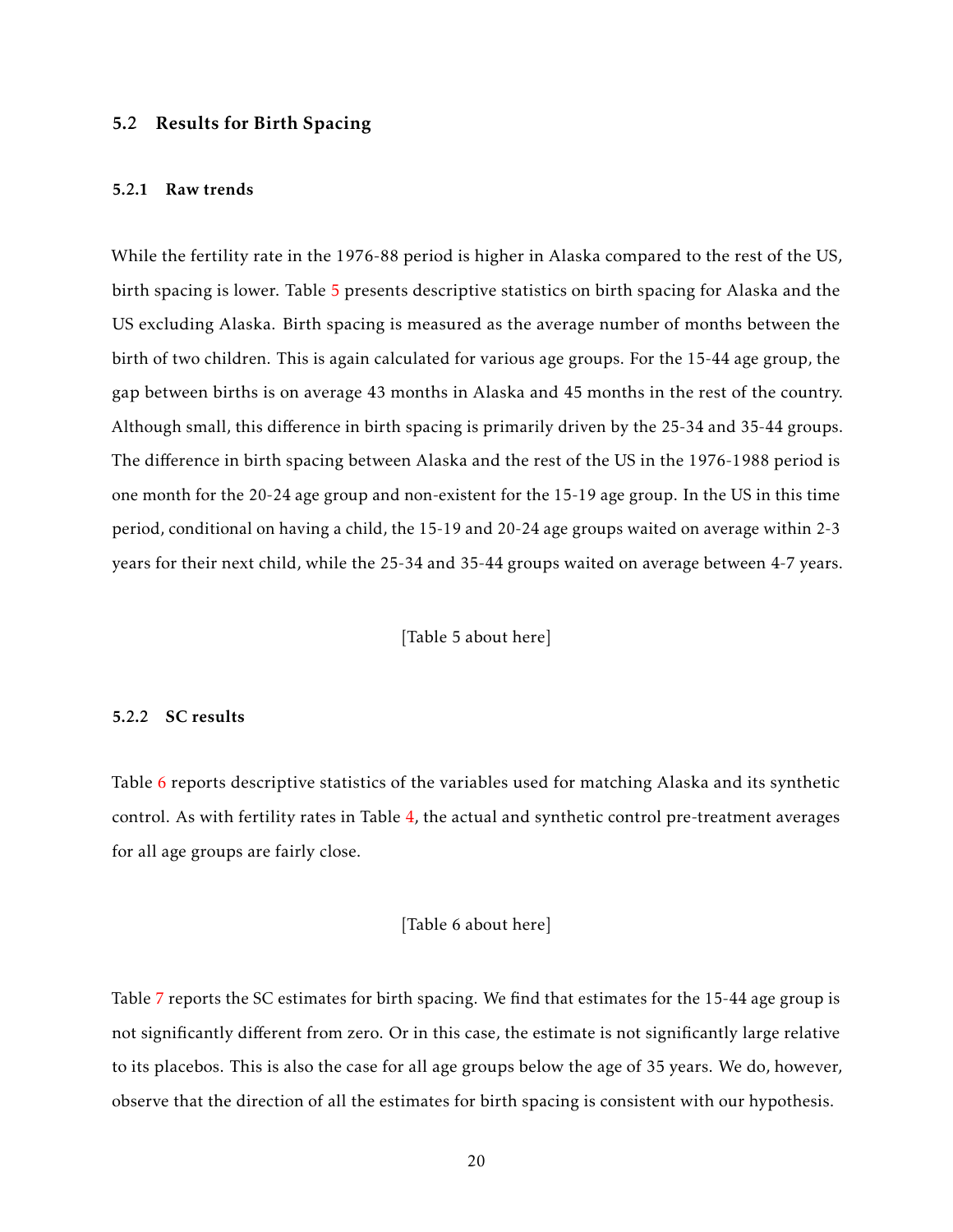## 5.2 Results for Birth Spacing

### 5.2.1 Raw trends

While the fertility rate in the 1976-88 period is higher in Alaska compared to the rest of the US, birth spacing is lower. Table 5 presents descriptive statistics on birth spacing for Alaska and the US excluding Alaska. Birth spacing is measured as the average number of months between the birth of two children. This is again calculated for various age groups. For the 15-44 age group, the gap between births is on average 43 months in Alaska and 45 months in the rest of the country. Although small, this difference in birth spacing is primarily driven by the 25-34 and 35-44 groups. The difference in birth spacing between Alaska and the rest of the US in the 1976-1988 period is one month for the 20-24 age group and non-existent for the 15-19 age group. In the US in this time period, conditional on having a child, the 15-19 and 20-24 age groups waited on average within 2-3 years for their next child, while the 25-34 and 35-44 groups waited on average between 4-7 years.

[Table 5 about here]

### 5.2.2 SC results

Table 6 reports descriptive statistics of the variables used for matching Alaska and its synthetic control. As with fertility rates in Table 4, the actual and synthetic control pre-treatment averages for all age groups are fairly close.

[Table 6 about here]

Table 7 reports the SC estimates for birth spacing. We find that estimates for the 15-44 age group is not significantly different from zero. Or in this case, the estimate is not significantly large relative to its placebos. This is also the case for all age groups below the age of 35 years. We do, however, observe that the direction of all the estimates for birth spacing is consistent with our hypothesis.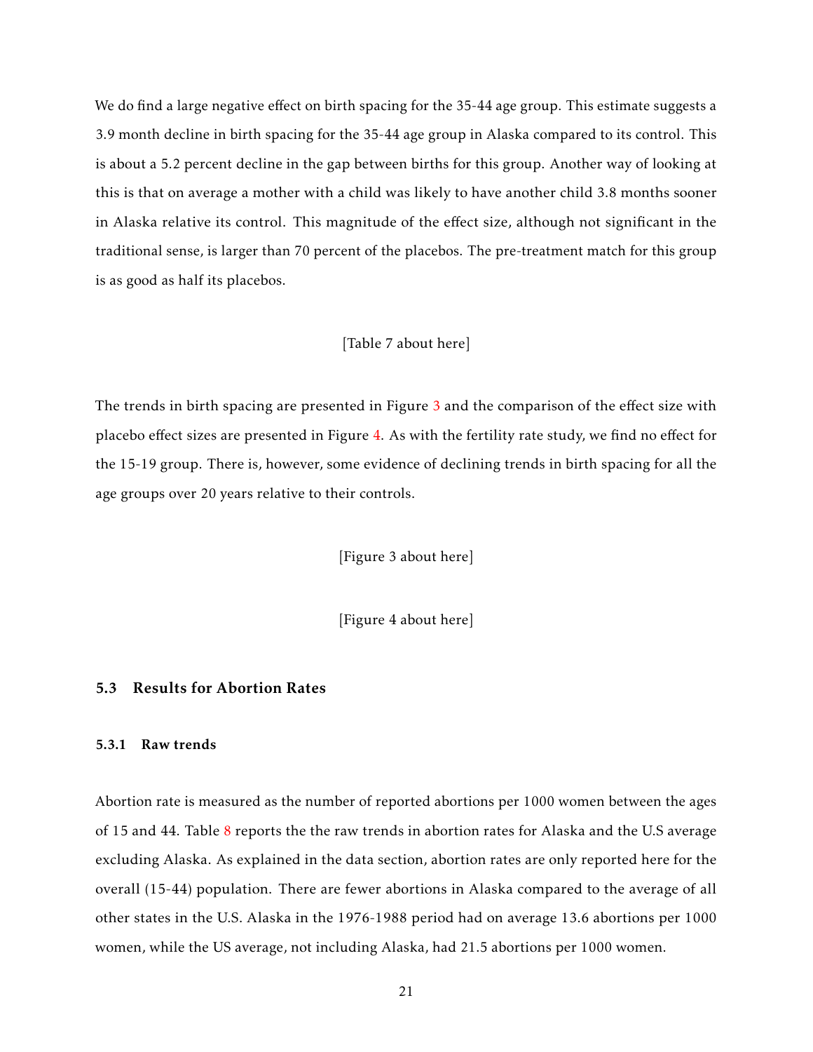We do find a large negative effect on birth spacing for the 35-44 age group. This estimate suggests a 3.9 month decline in birth spacing for the 35-44 age group in Alaska compared to its control. This is about a 5.2 percent decline in the gap between births for this group. Another way of looking at this is that on average a mother with a child was likely to have another child 3.8 months sooner in Alaska relative its control. This magnitude of the effect size, although not significant in the traditional sense, is larger than 70 percent of the placebos. The pre-treatment match for this group is as good as half its placebos.

[Table 7 about here]

The trends in birth spacing are presented in Figure 3 and the comparison of the effect size with placebo effect sizes are presented in Figure 4. As with the fertility rate study, we find no effect for the 15-19 group. There is, however, some evidence of declining trends in birth spacing for all the age groups over 20 years relative to their controls.

[Figure 3 about here]

[Figure 4 about here]

### 5.3 Results for Abortion Rates

#### 5.3.1 Raw trends

Abortion rate is measured as the number of reported abortions per 1000 women between the ages of 15 and 44. Table 8 reports the the raw trends in abortion rates for Alaska and the U.S average excluding Alaska. As explained in the data section, abortion rates are only reported here for the overall (15-44) population. There are fewer abortions in Alaska compared to the average of all other states in the U.S. Alaska in the 1976-1988 period had on average 13.6 abortions per 1000 women, while the US average, not including Alaska, had 21.5 abortions per 1000 women.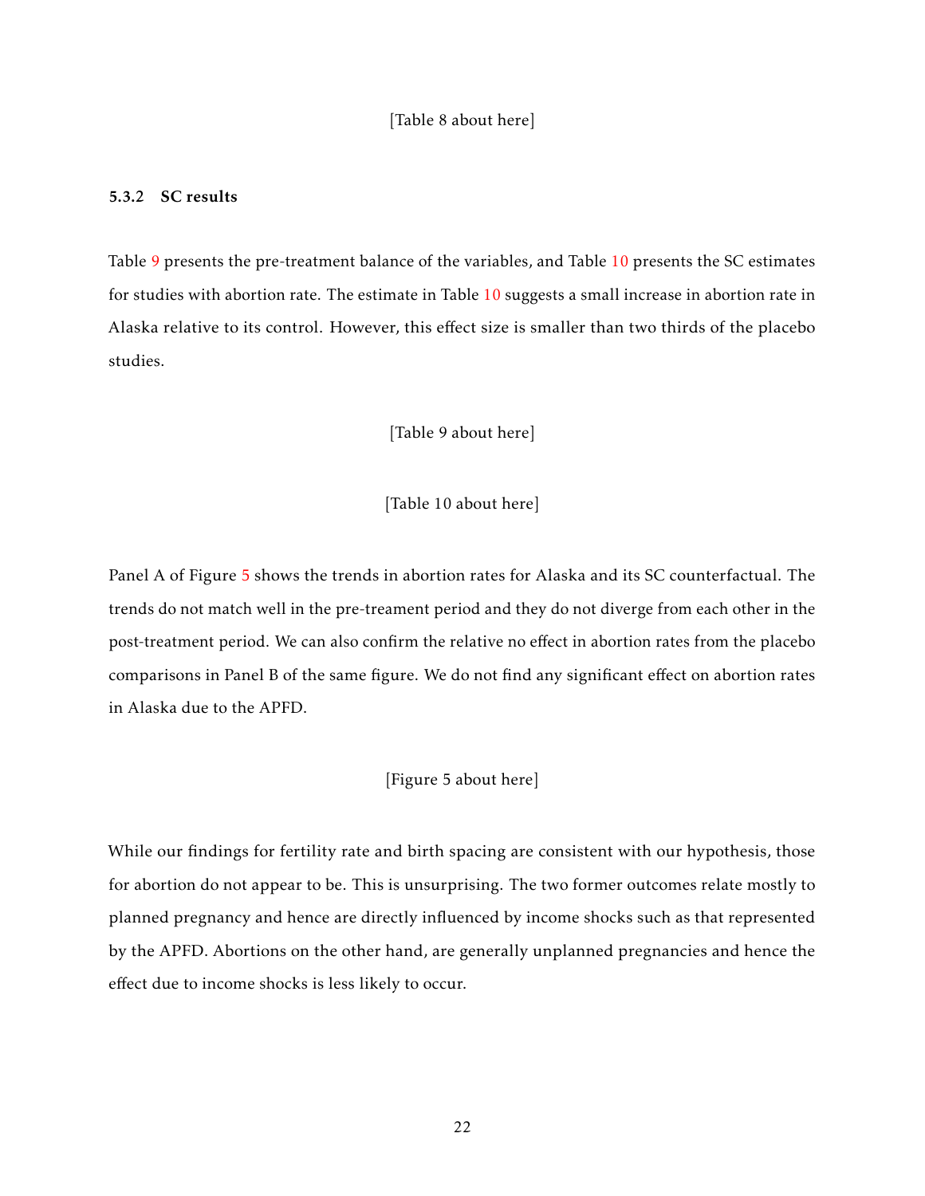[Table 8 about here]

### 5.3.2 SC results

Table 9 presents the pre-treatment balance of the variables, and Table 10 presents the SC estimates for studies with abortion rate. The estimate in Table 10 suggests a small increase in abortion rate in Alaska relative to its control. However, this effect size is smaller than two thirds of the placebo studies.

[Table 9 about here]

[Table 10 about here]

Panel A of Figure 5 shows the trends in abortion rates for Alaska and its SC counterfactual. The trends do not match well in the pre-treament period and they do not diverge from each other in the post-treatment period. We can also confirm the relative no effect in abortion rates from the placebo comparisons in Panel B of the same figure. We do not find any significant effect on abortion rates in Alaska due to the APFD.

[Figure 5 about here]

While our findings for fertility rate and birth spacing are consistent with our hypothesis, those for abortion do not appear to be. This is unsurprising. The two former outcomes relate mostly to planned pregnancy and hence are directly influenced by income shocks such as that represented by the APFD. Abortions on the other hand, are generally unplanned pregnancies and hence the effect due to income shocks is less likely to occur.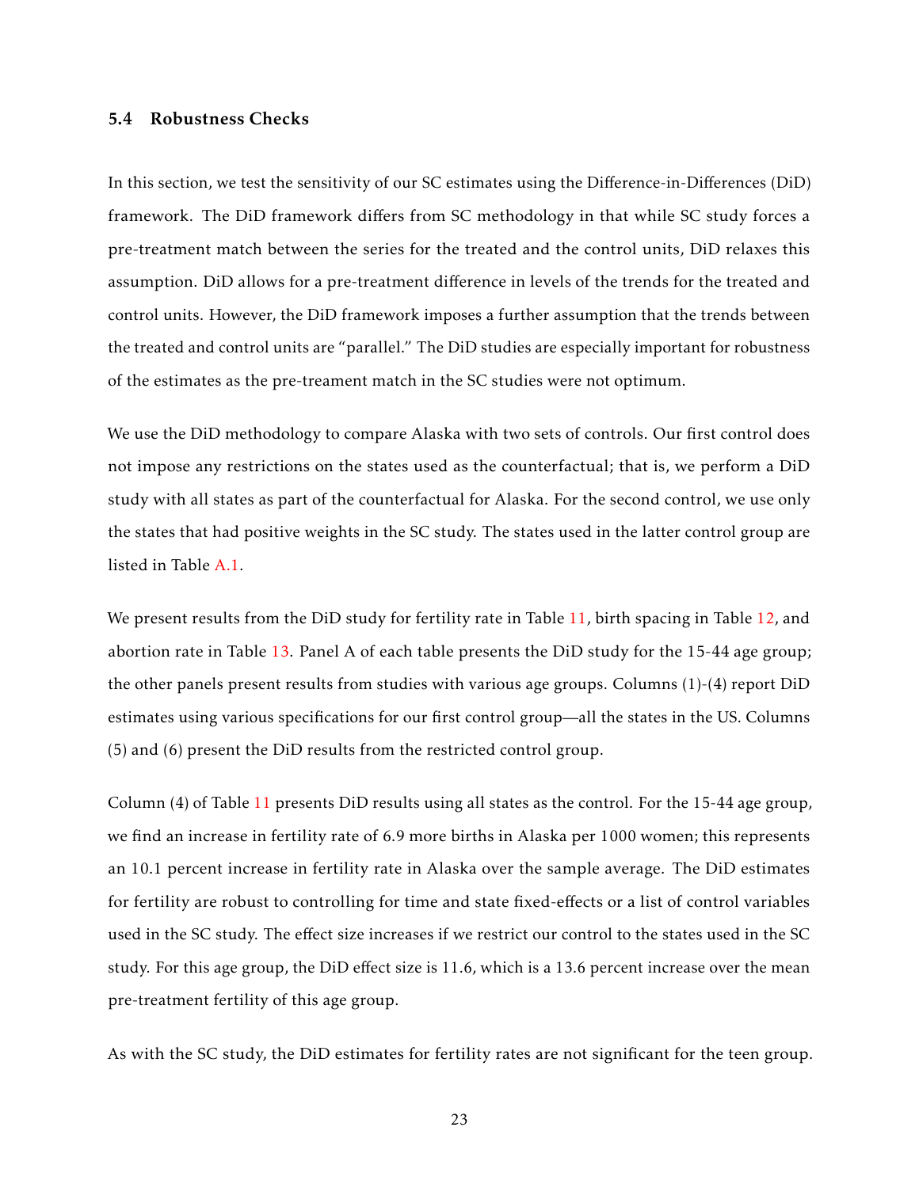### 5.4 Robustness Checks

In this section, we test the sensitivity of our SC estimates using the Difference-in-Differences (DiD) framework. The DiD framework differs from SC methodology in that while SC study forces a pre-treatment match between the series for the treated and the control units, DiD relaxes this assumption. DiD allows for a pre-treatment difference in levels of the trends for the treated and control units. However, the DiD framework imposes a further assumption that the trends between the treated and control units are "parallel." The DiD studies are especially important for robustness of the estimates as the pre-treament match in the SC studies were not optimum.

We use the DiD methodology to compare Alaska with two sets of controls. Our first control does not impose any restrictions on the states used as the counterfactual; that is, we perform a DiD study with all states as part of the counterfactual for Alaska. For the second control, we use only the states that had positive weights in the SC study. The states used in the latter control group are listed in Table A.1.

We present results from the DiD study for fertility rate in Table 11, birth spacing in Table 12, and abortion rate in Table 13. Panel A of each table presents the DiD study for the 15-44 age group; the other panels present results from studies with various age groups. Columns (1)-(4) report DiD estimates using various specifications for our first control group—all the states in the US. Columns (5) and (6) present the DiD results from the restricted control group.

Column (4) of Table 11 presents DiD results using all states as the control. For the 15-44 age group, we find an increase in fertility rate of 6.9 more births in Alaska per 1000 women; this represents an 10.1 percent increase in fertility rate in Alaska over the sample average. The DiD estimates for fertility are robust to controlling for time and state fixed-effects or a list of control variables used in the SC study. The effect size increases if we restrict our control to the states used in the SC study. For this age group, the DiD effect size is 11.6, which is a 13.6 percent increase over the mean pre-treatment fertility of this age group.

As with the SC study, the DiD estimates for fertility rates are not significant for the teen group.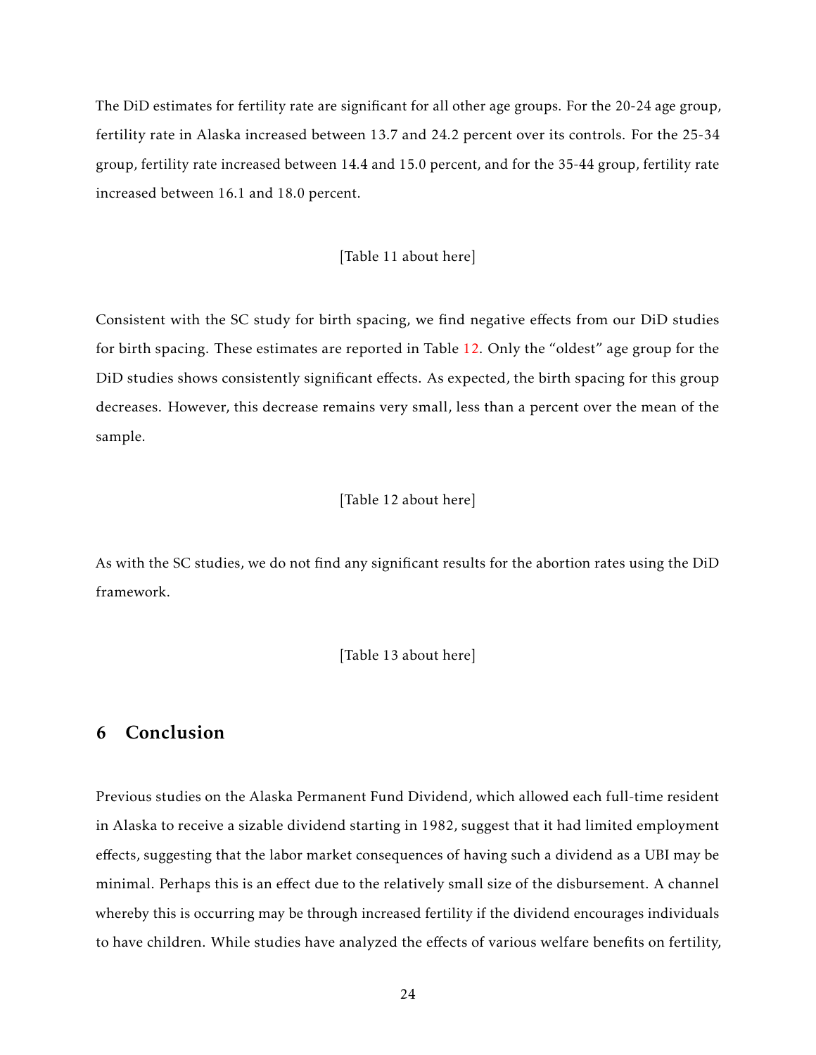The DiD estimates for fertility rate are significant for all other age groups. For the 20-24 age group, fertility rate in Alaska increased between 13.7 and 24.2 percent over its controls. For the 25-34 group, fertility rate increased between 14.4 and 15.0 percent, and for the 35-44 group, fertility rate increased between 16.1 and 18.0 percent.

[Table 11 about here]

Consistent with the SC study for birth spacing, we find negative effects from our DiD studies for birth spacing. These estimates are reported in Table 12. Only the "oldest" age group for the DiD studies shows consistently significant effects. As expected, the birth spacing for this group decreases. However, this decrease remains very small, less than a percent over the mean of the sample.

[Table 12 about here]

As with the SC studies, we do not find any significant results for the abortion rates using the DiD framework.

[Table 13 about here]

## 6 Conclusion

Previous studies on the Alaska Permanent Fund Dividend, which allowed each full-time resident in Alaska to receive a sizable dividend starting in 1982, suggest that it had limited employment effects, suggesting that the labor market consequences of having such a dividend as a UBI may be minimal. Perhaps this is an effect due to the relatively small size of the disbursement. A channel whereby this is occurring may be through increased fertility if the dividend encourages individuals to have children. While studies have analyzed the effects of various welfare benefits on fertility,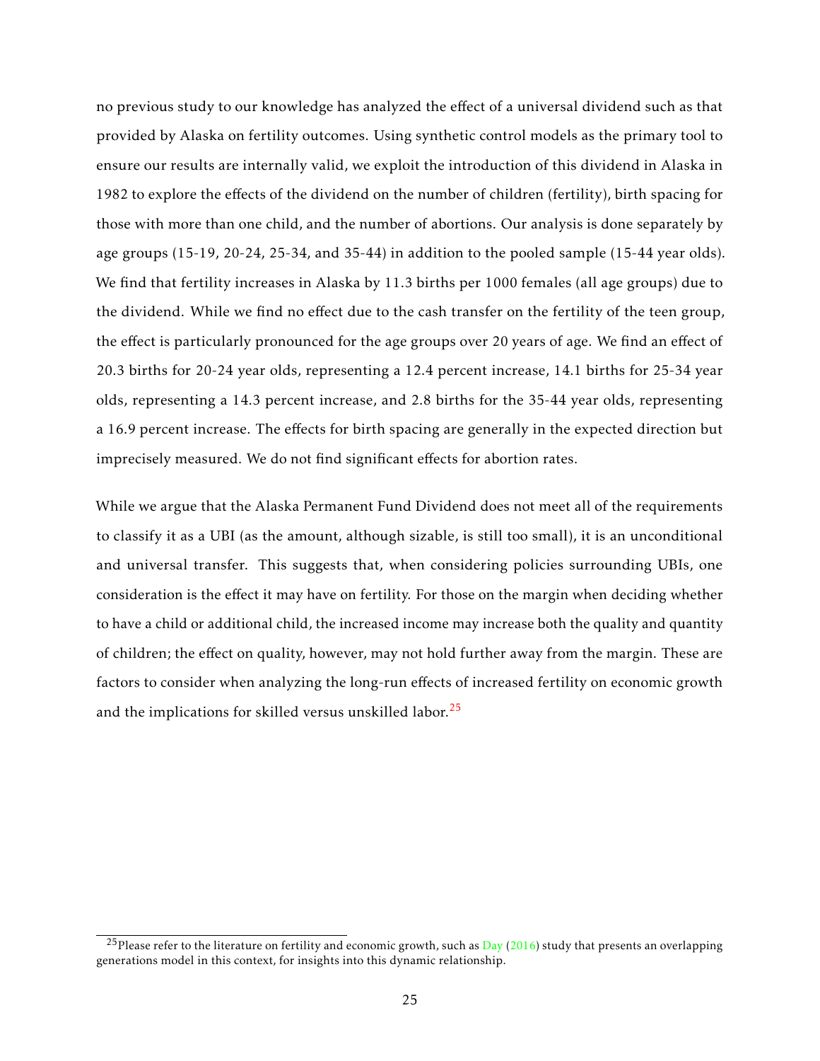no previous study to our knowledge has analyzed the effect of a universal dividend such as that provided by Alaska on fertility outcomes. Using synthetic control models as the primary tool to ensure our results are internally valid, we exploit the introduction of this dividend in Alaska in 1982 to explore the effects of the dividend on the number of children (fertility), birth spacing for those with more than one child, and the number of abortions. Our analysis is done separately by age groups (15-19, 20-24, 25-34, and 35-44) in addition to the pooled sample (15-44 year olds). We find that fertility increases in Alaska by 11.3 births per 1000 females (all age groups) due to the dividend. While we find no effect due to the cash transfer on the fertility of the teen group, the effect is particularly pronounced for the age groups over 20 years of age. We find an effect of 20.3 births for 20-24 year olds, representing a 12.4 percent increase, 14.1 births for 25-34 year olds, representing a 14.3 percent increase, and 2.8 births for the 35-44 year olds, representing a 16.9 percent increase. The effects for birth spacing are generally in the expected direction but imprecisely measured. We do not find significant effects for abortion rates.

While we argue that the Alaska Permanent Fund Dividend does not meet all of the requirements to classify it as a UBI (as the amount, although sizable, is still too small), it is an unconditional and universal transfer. This suggests that, when considering policies surrounding UBIs, one consideration is the effect it may have on fertility. For those on the margin when deciding whether to have a child or additional child, the increased income may increase both the quality and quantity of children; the effect on quality, however, may not hold further away from the margin. These are factors to consider when analyzing the long-run effects of increased fertility on economic growth and the implications for skilled versus unskilled labor.[25]

[25] Please refer to the literature on fertility and economic growth, such as Day (2016) study that presents an overlapping generations model in this context, for insights into this dynamic relationship.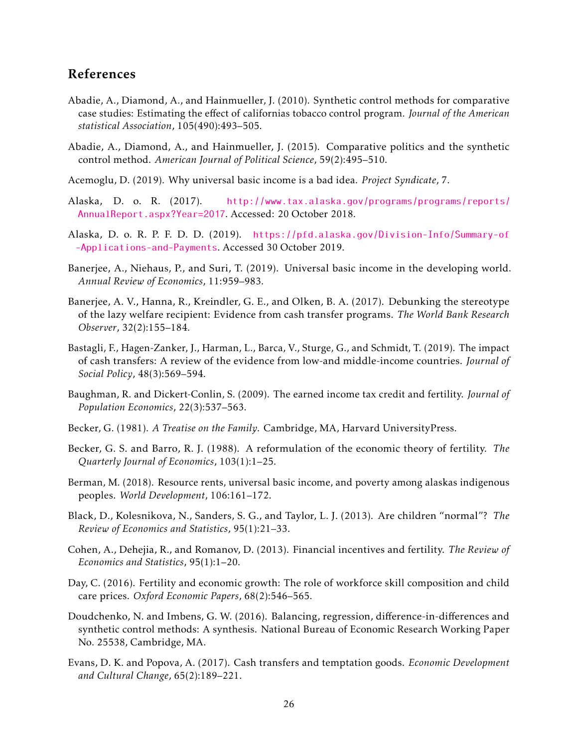## References

Abadie, A., Diamond, A., and Hainmueller, J. (2010). Synthetic control methods for comparative case studies: Estimating the effect of californias tobacco control program. *Journal of the American statistical Association*, 105(490):493–505.

Abadie, A., Diamond, A., and Hainmueller, J. (2015). Comparative politics and the synthetic control method. *American Journal of Political Science*, 59(2):495–510.

Acemoglu, D. (2019). Why universal basic income is a bad idea. *Project Syndicate*, 7.

Alaska, D. o. R. (2017). http://www.tax.alaska.gov/programs/programs/reports/AnnualReport.aspx?Year=2017. Accessed: 20 October 2018.

Alaska, D. o. R. P. F. D. D. (2019). https://pfd.alaska.gov/Division-Info/Summary-of-Applications-and-Payments. Accessed 30 October 2019.

Banerjee, A., Niehaus, P., and Suri, T. (2019). Universal basic income in the developing world. *Annual Review of Economics*, 11:959–983.

Banerjee, A. V., Hanna, R., Kreindler, G. E., and Olken, B. A. (2017). Debunking the stereotype of the lazy welfare recipient: Evidence from cash transfer programs. *The World Bank Research Observer*, 32(2):155–184.

Bastagli, F., Hagen-Zanker, J., Harman, L., Barca, V., Sturge, G., and Schmidt, T. (2019). The impact of cash transfers: A review of the evidence from low-and middle-income countries. *Journal of Social Policy*, 48(3):569–594.

Baughman, R. and Dickert-Conlin, S. (2009). The earned income tax credit and fertility. *Journal of Population Economics*, 22(3):537–563.

Becker, G. (1981). *A Treatise on the Family*. Cambridge, MA, Harvard UniversityPress.

Becker, G. S. and Barro, R. J. (1988). A reformulation of the economic theory of fertility. *The Quarterly Journal of Economics*, 103(1):1–25.

Berman, M. (2018). Resource rents, universal basic income, and poverty among alaskas indigenous peoples. *World Development*, 106:161–172.

Black, D., Kolesnikova, N., Sanders, S. G., and Taylor, L. J. (2013). Are children "normal"? *The Review of Economics and Statistics*, 95(1):21–33.

Cohen, A., Dehejia, R., and Romanov, D. (2013). Financial incentives and fertility. *The Review of Economics and Statistics*, 95(1):1–20.

Day, C. (2016). Fertility and economic growth: The role of workforce skill composition and child care prices. *Oxford Economic Papers*, 68(2):546–565.

Doudchenko, N. and Imbens, G. W. (2016). Balancing, regression, difference-in-differences and synthetic control methods: A synthesis. National Bureau of Economic Research Working Paper No. 25538, Cambridge, MA.

Evans, D. K. and Popova, A. (2017). Cash transfers and temptation goods. *Economic Development and Cultural Change*, 65(2):189–221.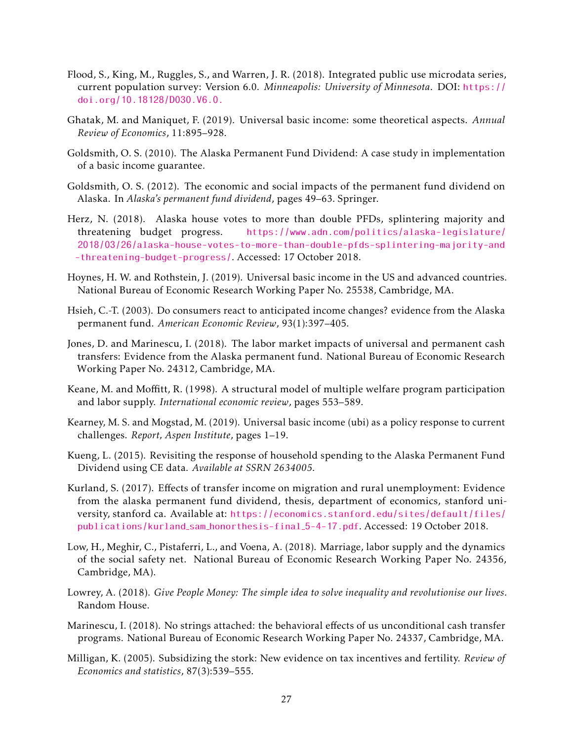Flood, S., King, M., Ruggles, S., and Warren, J. R. (2018). Integrated public use microdata series, current population survey: Version 6.0. *Minneapolis: University of Minnesota*. DOI: https://doi.org/10.18128/D030.V6.0.

Ghatak, M. and Maniquet, F. (2019). Universal basic income: some theoretical aspects. *Annual Review of Economics*, 11:895–928.

Goldsmith, O. S. (2010). The Alaska Permanent Fund Dividend: A case study in implementation of a basic income guarantee.

Goldsmith, O. S. (2012). The economic and social impacts of the permanent fund dividend on Alaska. In *Alaska's permanent fund dividend*, pages 49–63. Springer.

Herz, N. (2018). Alaska house votes to more than double PFDs, splintering majority and threatening budget progress. https://www.adn.com/politics/alaska-legislature/2018/03/26/alaska-house-votes-to-more-than-double-pfds-splintering-majority-and-threatening-budget-progress/. Accessed: 17 October 2018.

Hoynes, H. W. and Rothstein, J. (2019). Universal basic income in the US and advanced countries. National Bureau of Economic Research Working Paper No. 25538, Cambridge, MA.

Hsieh, C.-T. (2003). Do consumers react to anticipated income changes? evidence from the Alaska permanent fund. *American Economic Review*, 93(1):397–405.

Jones, D. and Marinescu, I. (2018). The labor market impacts of universal and permanent cash transfers: Evidence from the Alaska permanent fund. National Bureau of Economic Research Working Paper No. 24312, Cambridge, MA.

Keane, M. and Moffitt, R. (1998). A structural model of multiple welfare program participation and labor supply. *International economic review*, pages 553–589.

Kearney, M. S. and Mogstad, M. (2019). Universal basic income (ubi) as a policy response to current challenges. *Report*, *Aspen Institute*, pages 1–19.

Kueng, L. (2015). Revisiting the response of household spending to the Alaska Permanent Fund Dividend using CE data. *Available at SSRN 2634005*.

Kurland, S. (2017). Effects of transfer income on migration and rural unemployment: Evidence from the alaska permanent fund dividend, thesis, department of economics, stanford university, stanford ca. Available at: https://economics.stanford.edu/sites/default/files/publications/kurland_sam_honorthesis-final_5-4-17.pdf. Accessed: 19 October 2018.

Low, H., Meghir, C., Pistaferri, L., and Voena, A. (2018). Marriage, labor supply and the dynamics of the social safety net. National Bureau of Economic Research Working Paper No. 24356, Cambridge, MA).

Lowrey, A. (2018). *Give People Money: The simple idea to solve inequality and revolutionise our lives*. Random House.

Marinescu, I. (2018). No strings attached: the behavioral effects of us unconditional cash transfer programs. National Bureau of Economic Research Working Paper No. 24337, Cambridge, MA.

Milligan, K. (2005). Subsidizing the stork: New evidence on tax incentives and fertility. *Review of Economics and statistics*, 87(3):539–555.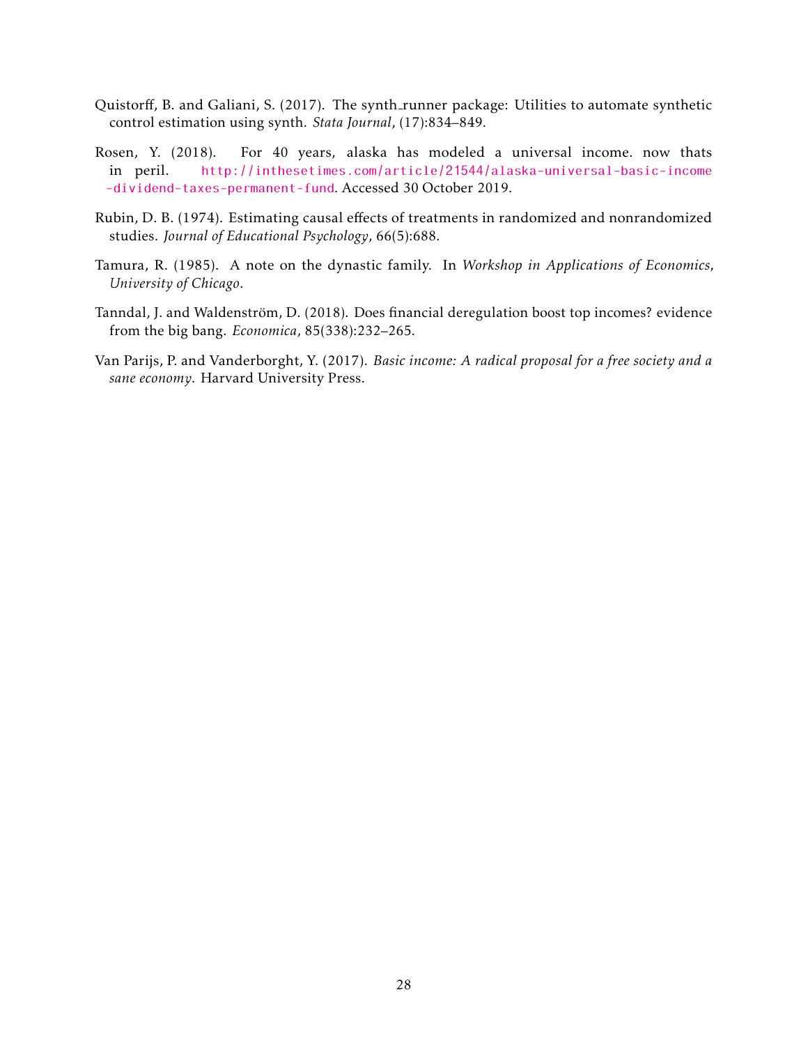Quistorff, B. and Galiani, S. (2017). The synth_runner package: Utilities to automate synthetic control estimation using synth. *Stata Journal*, (17):834–849.

Rosen, Y. (2018). For 40 years, alaska has modeled a universal income. now thats in peril. http://inthesetimes.com/article/21544/alaska-universal-basic-income-dividend-taxes-permanent-fund. Accessed 30 October 2019.

Rubin, D. B. (1974). Estimating causal effects of treatments in randomized and nonrandomized studies. *Journal of Educational Psychology*, 66(5):688.

Tamura, R. (1985). A note on the dynastic family. In *Workshop in Applications of Economics, University of Chicago*.

Tanndal, J. and Waldenström, D. (2018). Does financial deregulation boost top incomes? evidence from the big bang. *Economica*, 85(338):232–265.

Van Parijs, P. and Vanderborght, Y. (2017). *Basic income: A radical proposal for a free society and a sane economy*. Harvard University Press.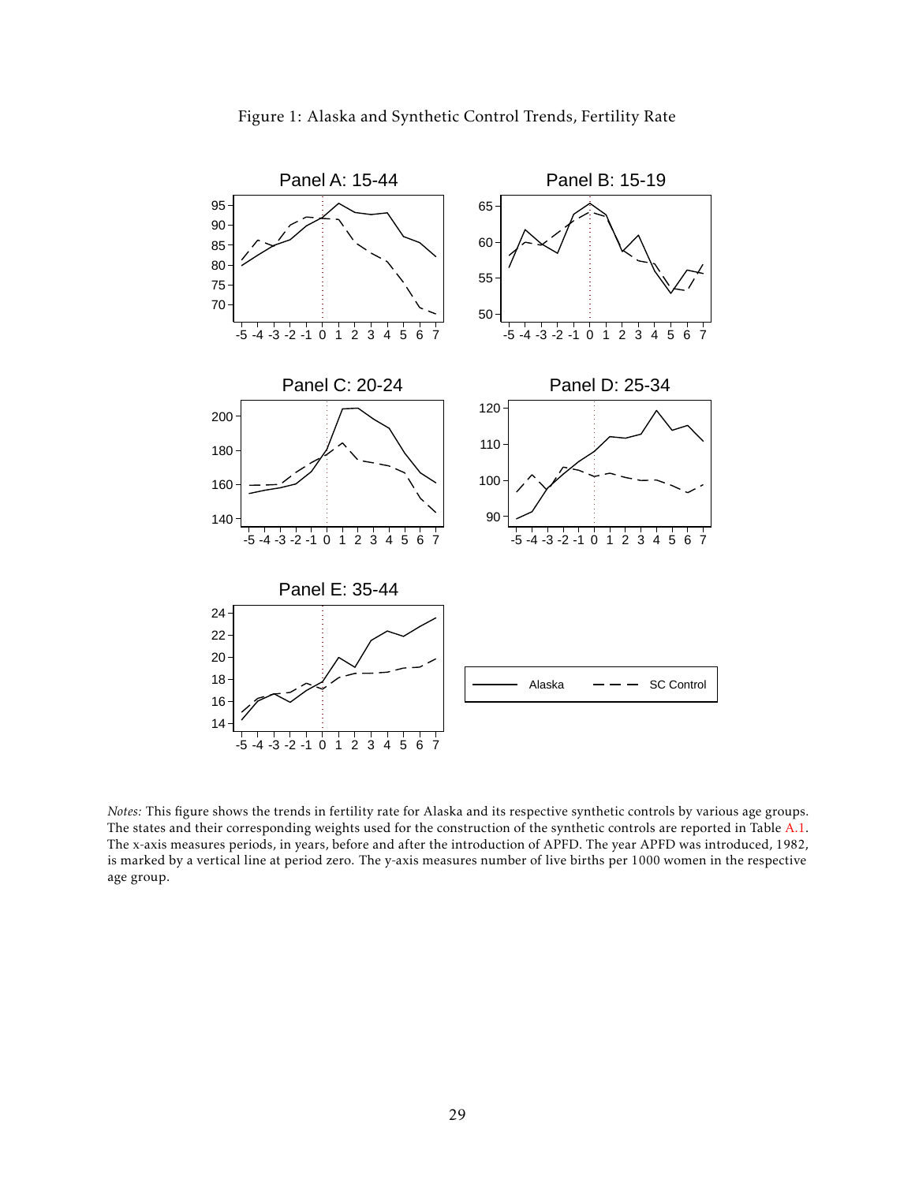Figure 1: Alaska and Synthetic Control Trends, Fertility Rate

*Notes:* This figure shows the trends in fertility rate for Alaska and its respective synthetic controls by various age groups. The states and their corresponding weights used for the construction of the synthetic controls are reported in Table A.1. The x-axis measures periods, in years, before and after the introduction of APFD. The year APFD was introduced, 1982, is marked by a vertical line at period zero. The y-axis measures number of live births per 1000 women in the respective age group.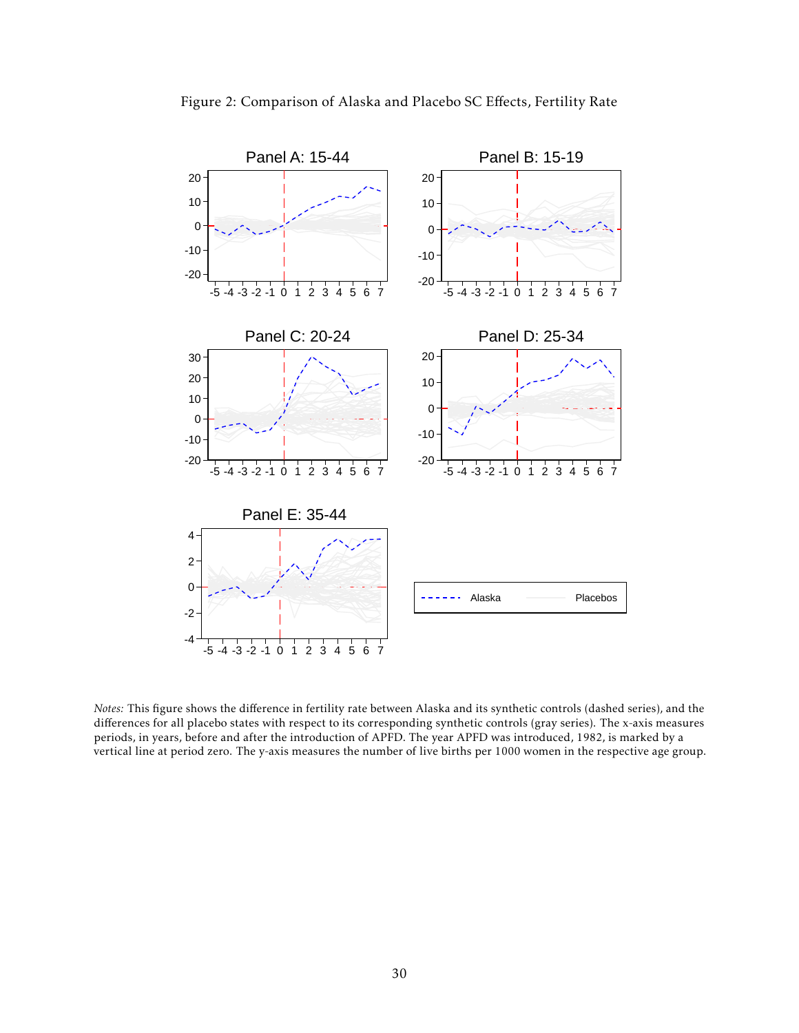Figure 2: Comparison of Alaska and Placebo SC Effects, Fertility Rate

*Notes:* This figure shows the difference in fertility rate between Alaska and its synthetic controls (dashed series), and the differences for all placebo states with respect to its corresponding synthetic controls (gray series). The x-axis measures periods, in years, before and after the introduction of APFD. The year APFD was introduced, 1982, is marked by a vertical line at period zero. The y-axis measures the number of live births per 1000 women in the respective age group.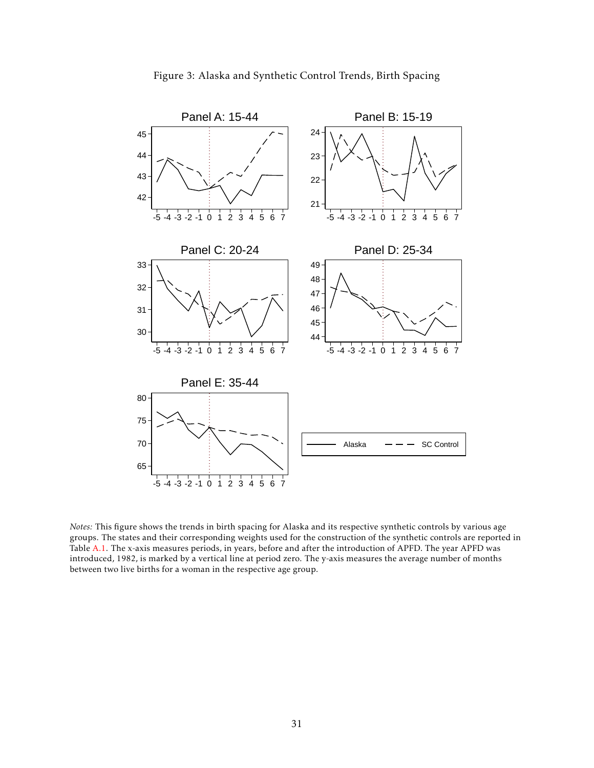Figure 3: Alaska and Synthetic Control Trends, Birth Spacing

*Notes:* This figure shows the trends in birth spacing for Alaska and its respective synthetic controls by various age groups. The states and their corresponding weights used for the construction of the synthetic controls are reported in Table A.1. The x-axis measures periods, in years, before and after the introduction of APFD. The year APFD was introduced, 1982, is marked by a vertical line at period zero. The y-axis measures the average number of months between two live births for a woman in the respective age group.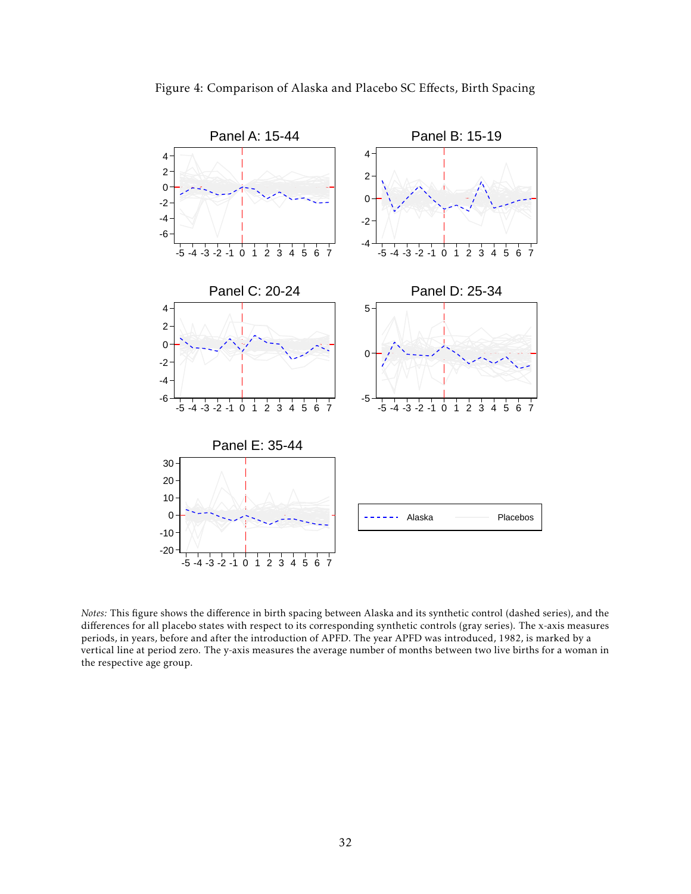Figure 4: Comparison of Alaska and Placebo SC Effects, Birth Spacing

*Notes:* This figure shows the difference in birth spacing between Alaska and its synthetic control (dashed series), and the differences for all placebo states with respect to its corresponding synthetic controls (gray series). The x-axis measures periods, in years, before and after the introduction of APFD. The year APFD was introduced, 1982, is marked by a vertical line at period zero. The y-axis measures the average number of months between two live births for a woman in the respective age group.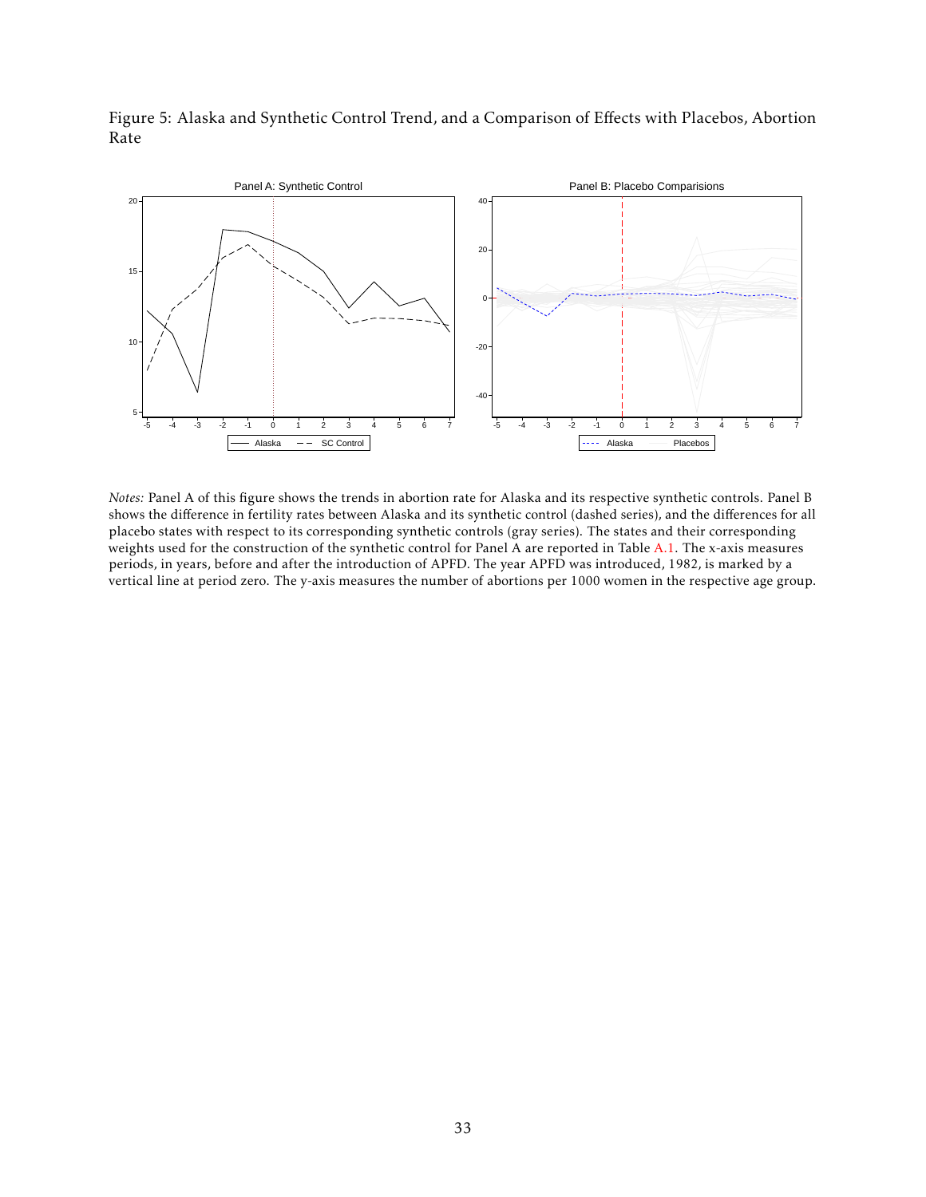Figure 5: Alaska and Synthetic Control Trend, and a Comparison of Effects with Placebos, Abortion Rate

*Notes:* Panel A of this figure shows the trends in abortion rate for Alaska and its respective synthetic controls. Panel B shows the difference in fertility rates between Alaska and its synthetic control (dashed series), and the differences for all placebo states with respect to its corresponding synthetic controls (gray series). The states and their corresponding weights used for the construction of the synthetic control for Panel A are reported in Table A.1. The x-axis measures periods, in years, before and after the introduction of APFD. The year APFD was introduced, 1982, is marked by a vertical line at period zero. The y-axis measures the number of abortions per 1000 women in the respective age group.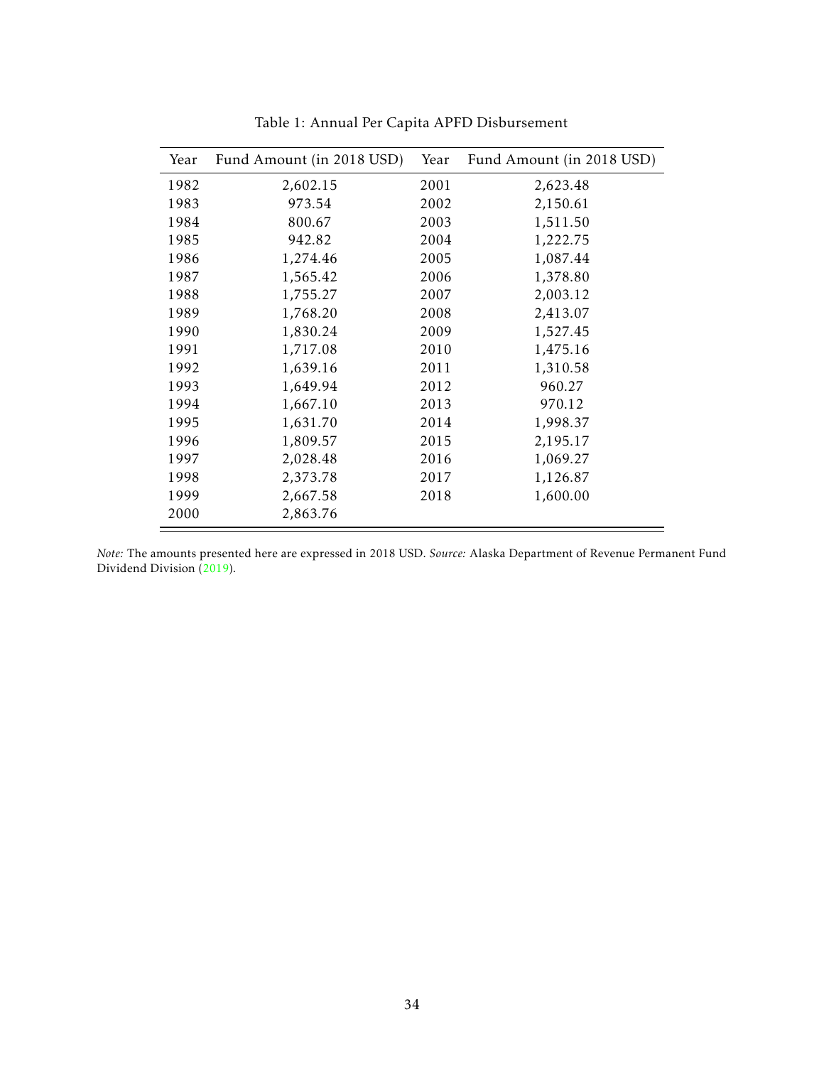Table 1: Annual Per Capita APFD Disbursement

| Year | Fund Amount (in 2018 USD) | Year | Fund Amount (in 2018 USD) |
|---|---|---|---|
| 1982 | 2,602.15 | 2001 | 2,623.48 |
| 1983 | 973.54 | 2002 | 2,150.61 |
| 1984 | 800.67 | 2003 | 1,511.50 |
| 1985 | 942.82 | 2004 | 1,222.75 |
| 1986 | 1,274.46 | 2005 | 1,087.44 |
| 1987 | 1,565.42 | 2006 | 1,378.80 |
| 1988 | 1,755.27 | 2007 | 2,003.12 |
| 1989 | 1,768.20 | 2008 | 2,413.07 |
| 1990 | 1,830.24 | 2009 | 1,527.45 |
| 1991 | 1,717.08 | 2010 | 1,475.16 |
| 1992 | 1,639.16 | 2011 | 1,310.58 |
| 1993 | 1,649.94 | 2012 | 960.27 |
| 1994 | 1,667.10 | 2013 | 970.12 |
| 1995 | 1,631.70 | 2014 | 1,998.37 |
| 1996 | 1,809.57 | 2015 | 2,195.17 |
| 1997 | 2,028.48 | 2016 | 1,069.27 |
| 1998 | 2,373.78 | 2017 | 1,126.87 |
| 1999 | 2,667.58 | 2018 | 1,600.00 |
| 2000 | 2,863.76 | | |

*Note:* The amounts presented here are expressed in 2018 USD. *Source:* Alaska Department of Revenue Permanent Fund Dividend Division (2019).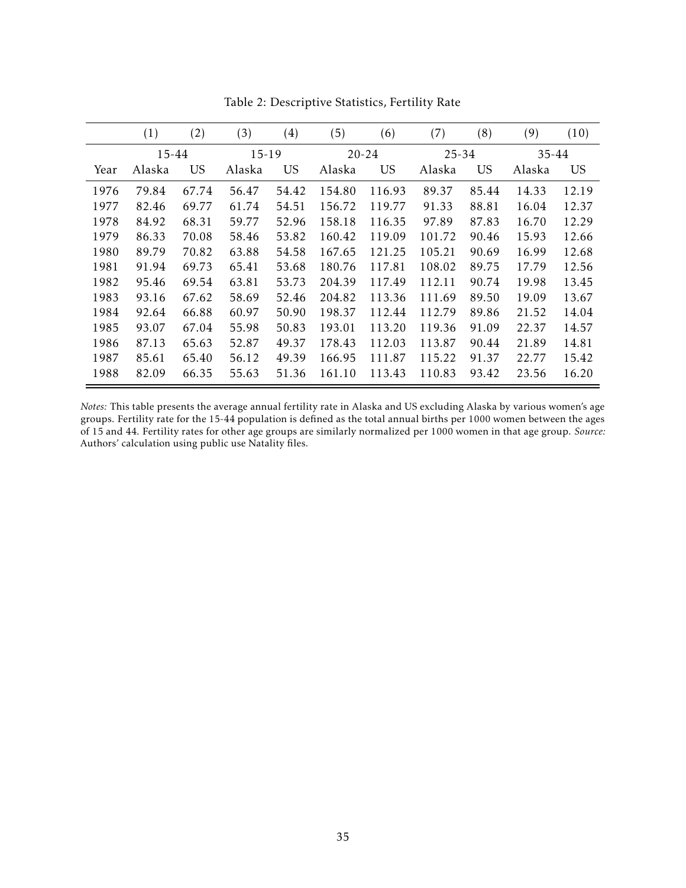Table 2: Descriptive Statistics, Fertility Rate

| | (1) | (2) | (3) | (4) | (5) | (6) | (7) | (8) | (9) | (10) |
|---|---|---|---|---|---|---|---|---|---|---|
| | 15-44 | | 15-19 | | 20-24 | | 25-34 | | 35-44 | |
| Year | Alaska | US | Alaska | US | Alaska | US | Alaska | US | Alaska | US |
| 1976 | 79.84 | 67.74 | 56.47 | 54.42 | 154.80 | 116.93 | 89.37 | 85.44 | 14.33 | 12.19 |
| 1977 | 82.46 | 69.77 | 61.74 | 54.51 | 156.72 | 119.77 | 91.33 | 88.81 | 16.04 | 12.37 |
| 1978 | 84.92 | 68.31 | 59.77 | 52.96 | 158.18 | 116.35 | 97.89 | 87.83 | 16.70 | 12.29 |
| 1979 | 86.33 | 70.08 | 58.46 | 53.82 | 160.42 | 119.09 | 101.72 | 90.46 | 15.93 | 12.66 |
| 1980 | 89.79 | 70.82 | 63.88 | 54.58 | 167.65 | 121.25 | 105.21 | 90.69 | 16.99 | 12.68 |
| 1981 | 91.94 | 69.73 | 65.41 | 53.68 | 180.76 | 117.81 | 108.02 | 89.75 | 17.79 | 12.56 |
| 1982 | 95.46 | 69.54 | 63.81 | 53.73 | 204.39 | 117.49 | 112.11 | 90.74 | 19.98 | 13.45 |
| 1983 | 93.16 | 67.62 | 58.69 | 52.46 | 204.82 | 113.36 | 111.69 | 89.50 | 19.09 | 13.67 |
| 1984 | 92.64 | 66.88 | 60.97 | 50.90 | 198.37 | 112.44 | 112.79 | 89.86 | 21.52 | 14.04 |
| 1985 | 93.07 | 67.04 | 55.98 | 50.83 | 193.01 | 113.20 | 119.36 | 91.09 | 22.37 | 14.57 |
| 1986 | 87.13 | 65.63 | 52.87 | 49.37 | 178.43 | 112.03 | 113.87 | 90.44 | 21.89 | 14.81 |
| 1987 | 85.61 | 65.40 | 56.12 | 49.39 | 166.95 | 111.87 | 115.22 | 91.37 | 22.77 | 15.42 |
| 1988 | 82.09 | 66.35 | 55.63 | 51.36 | 161.10 | 113.43 | 110.83 | 93.42 | 23.56 | 16.20 |

*Notes:* This table presents the average annual fertility rate in Alaska and US excluding Alaska by various women's age groups. Fertility rate for the 15-44 population is defined as the total annual births per 1000 women between the ages of 15 and 44. Fertility rates for other age groups are similarly normalized per 1000 women in that age group. *Source:* Authors' calculation using public use Natality files.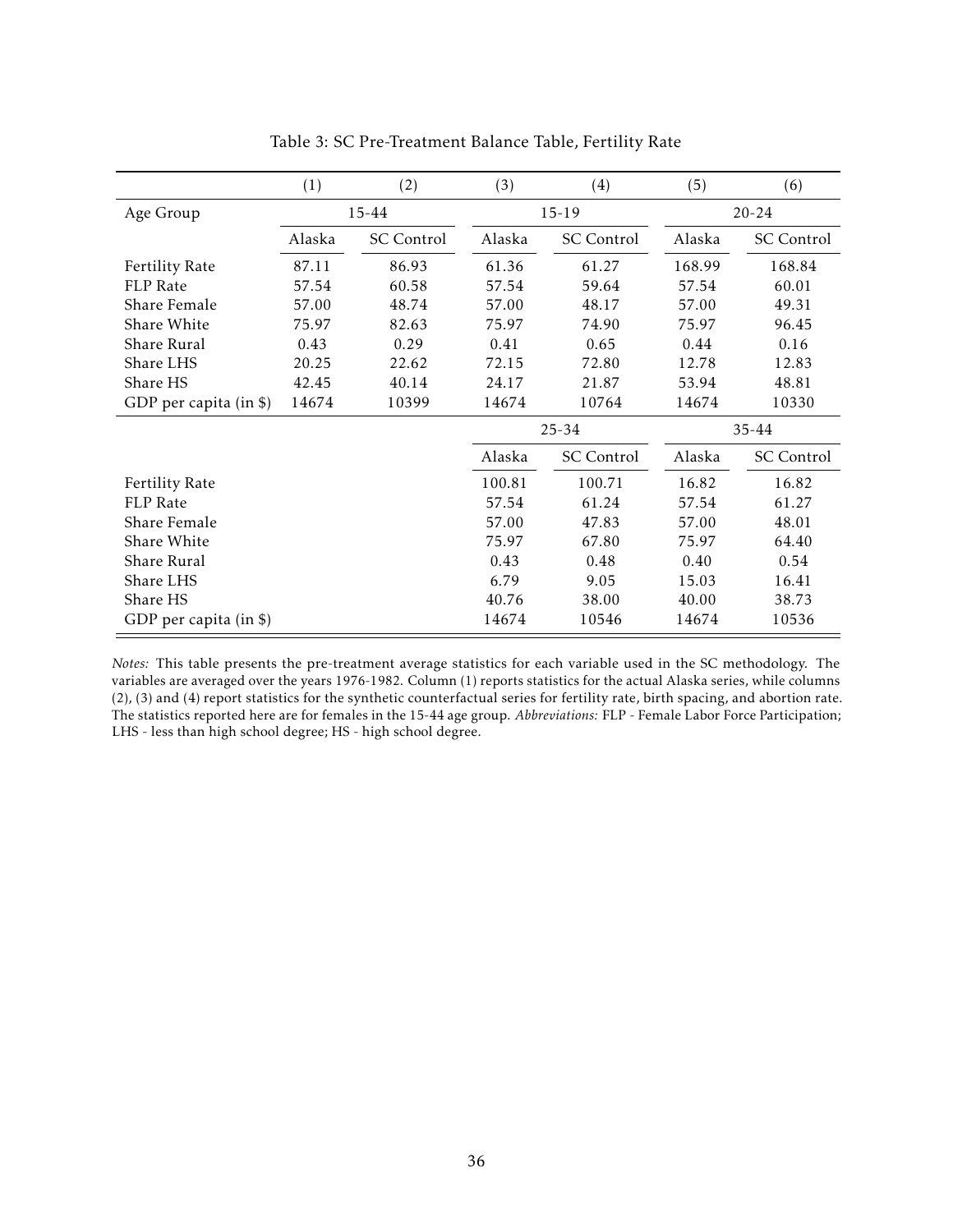Table 3: SC Pre-Treatment Balance Table, Fertility Rate

| | (1) | (2) | (3) | (4) | (5) | (6) |
|---|---|---|---|---|---|---|
| Age Group | 15-44 | | 15-19 | | 20-24 | |
| | Alaska | SC Control | Alaska | SC Control | Alaska | SC Control |
| Fertility Rate | 87.11 | 86.93 | 61.36 | 61.27 | 168.99 | 168.84 |
| FLP Rate | 57.54 | 60.58 | 57.54 | 59.64 | 57.54 | 60.01 |
| Share Female | 57.00 | 48.74 | 57.00 | 48.17 | 57.00 | 49.31 |
| Share White | 75.97 | 82.63 | 75.97 | 74.90 | 75.97 | 96.45 |
| Share Rural | 0.43 | 0.29 | 0.41 | 0.65 | 0.44 | 0.16 |
| Share LHS | 20.25 | 22.62 | 72.15 | 72.80 | 12.78 | 12.83 |
| Share HS | 42.45 | 40.14 | 24.17 | 21.87 | 53.94 | 48.81 |
| GDP per capita (in $) | 14674 | 10399 | 14674 | 10764 | 14674 | 10330 |
| | | | 25-34 | | 35-44 | |
| | | | Alaska | SC Control | Alaska | SC Control |
| Fertility Rate | | | 100.81 | 100.71 | 16.82 | 16.82 |
| FLP Rate | | | 57.54 | 61.24 | 57.54 | 61.27 |
| Share Female | | | 57.00 | 47.83 | 57.00 | 48.01 |
| Share White | | | 75.97 | 67.80 | 75.97 | 64.40 |
| Share Rural | | | 0.43 | 0.48 | 0.40 | 0.54 |
| Share LHS | | | 6.79 | 9.05 | 15.03 | 16.41 |
| Share HS | | | 40.76 | 38.00 | 40.00 | 38.73 |
| GDP per capita (in $) | | | 14674 | 10546 | 14674 | 10536 |

*Notes:* This table presents the pre-treatment average statistics for each variable used in the SC methodology. The variables are averaged over the years 1976-1982. Column (1) reports statistics for the actual Alaska series, while columns (2), (3) and (4) report statistics for the synthetic counterfactual series for fertility rate, birth spacing, and abortion rate. The statistics reported here are for females in the 15-44 age group. *Abbreviations:* FLP - Female Labor Force Participation; LHS - less than high school degree; HS - high school degree.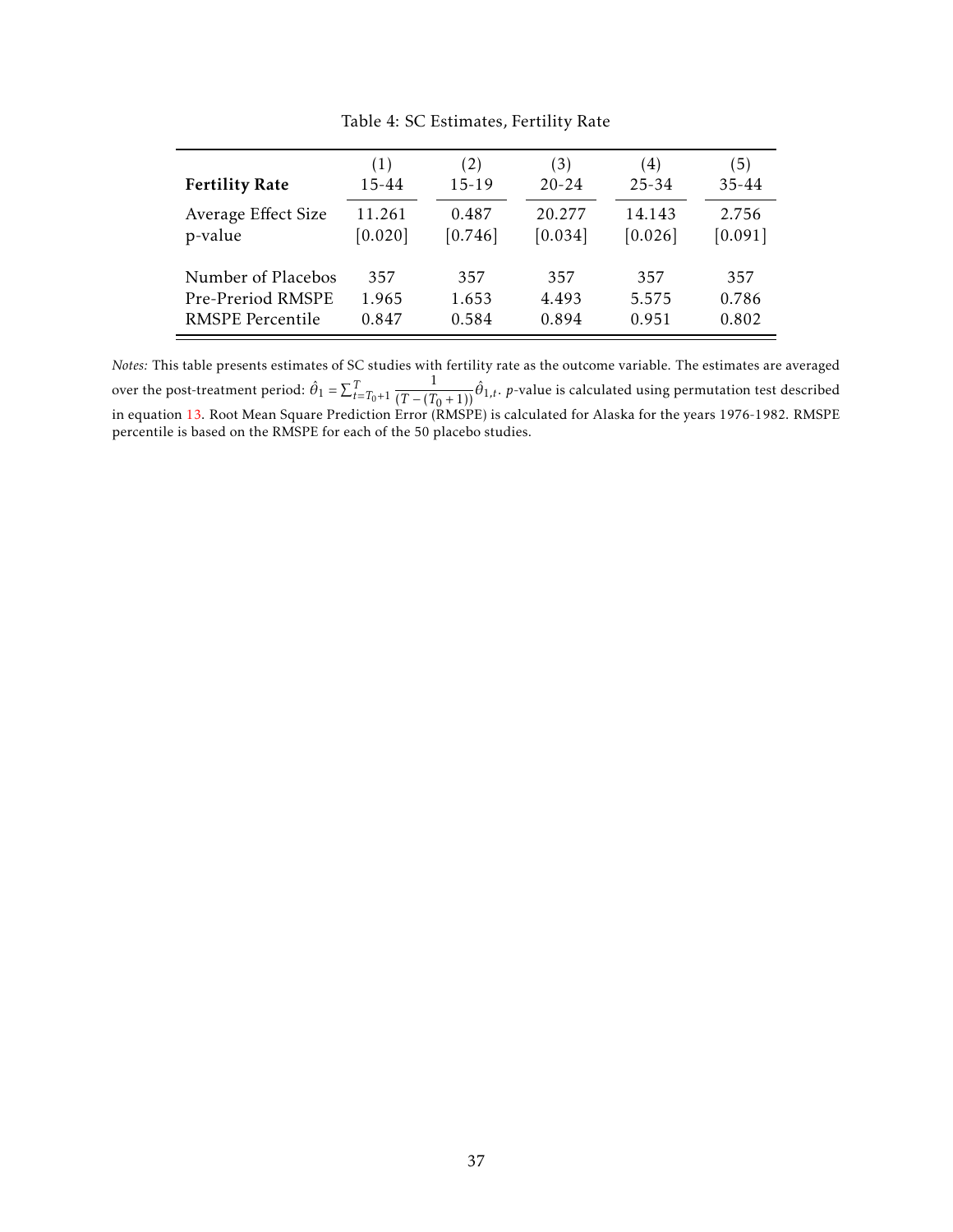Table 4: SC Estimates, Fertility Rate

| **Fertility Rate** | (1) 15-44 | (2) 15-19 | (3) 20-24 | (4) 25-34 | (5) 35-44 |
|---|---|---|---|---|---|
| Average Effect Size | 11.261 | 0.487 | 20.277 | 14.143 | 2.756 |
| p-value | [0.020] | [0.746] | [0.034] | [0.026] | [0.091] |
| | | | | | |
| Number of Placebos | 357 | 357 | 357 | 357 | 357 |
| Pre-Preriod RMSPE | 1.965 | 1.653 | 4.493 | 5.575 | 0.786 |
| RMSPE Percentile | 0.847 | 0.584 | 0.894 | 0.951 | 0.802 |

*Notes:* This table presents estimates of SC studies with fertility rate as the outcome variable. The estimates are averaged over the post-treatment period: $\hat{\theta}_1 = \sum_{t=T_0+1}^{T} \frac{1}{(T-(T_0+1))}\hat{\theta}_{1,t}$. $p$-value is calculated using permutation test described in equation 13. Root Mean Square Prediction Error (RMSPE) is calculated for Alaska for the years 1976-1982. RMSPE percentile is based on the RMSPE for each of the 50 placebo studies.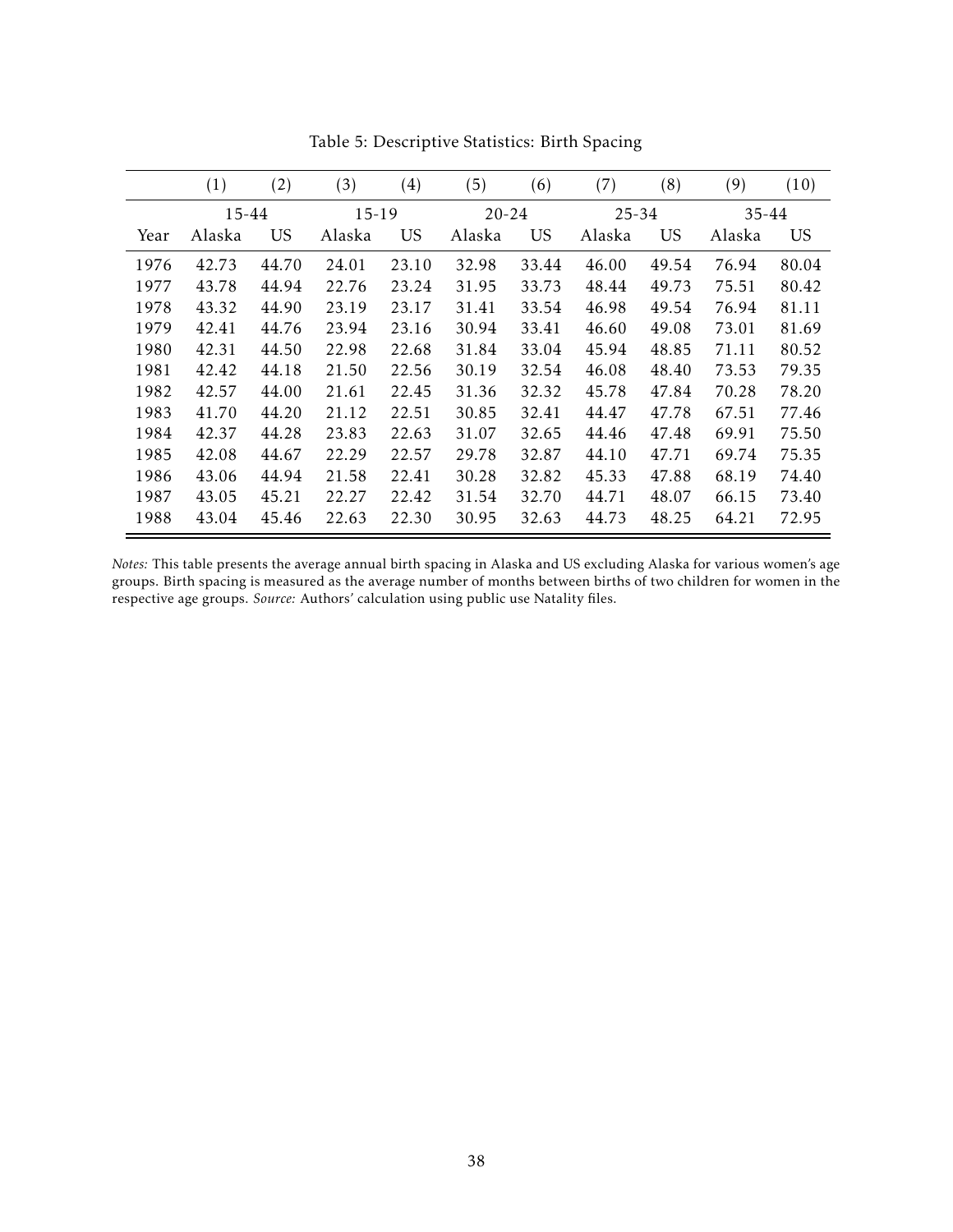Table 5: Descriptive Statistics: Birth Spacing

| | (1) | (2) | (3) | (4) | (5) | (6) | (7) | (8) | (9) | (10) |
|---|---|---|---|---|---|---|---|---|---|---|
| | 15-44 | | 15-19 | | 20-24 | | 25-34 | | 35-44 | |
| Year | Alaska | US | Alaska | US | Alaska | US | Alaska | US | Alaska | US |
| 1976 | 42.73 | 44.70 | 24.01 | 23.10 | 32.98 | 33.44 | 46.00 | 49.54 | 76.94 | 80.04 |
| 1977 | 43.78 | 44.94 | 22.76 | 23.24 | 31.95 | 33.73 | 48.44 | 49.73 | 75.51 | 80.42 |
| 1978 | 43.32 | 44.90 | 23.19 | 23.17 | 31.41 | 33.54 | 46.98 | 49.54 | 76.94 | 81.11 |
| 1979 | 42.41 | 44.76 | 23.94 | 23.16 | 30.94 | 33.41 | 46.60 | 49.08 | 73.01 | 81.69 |
| 1980 | 42.31 | 44.50 | 22.98 | 22.68 | 31.84 | 33.04 | 45.94 | 48.85 | 71.11 | 80.52 |
| 1981 | 42.42 | 44.18 | 21.50 | 22.56 | 30.19 | 32.54 | 46.08 | 48.40 | 73.53 | 79.35 |
| 1982 | 42.57 | 44.00 | 21.61 | 22.45 | 31.36 | 32.32 | 45.78 | 47.84 | 70.28 | 78.20 |
| 1983 | 41.70 | 44.20 | 21.12 | 22.51 | 30.85 | 32.41 | 44.47 | 47.78 | 67.51 | 77.46 |
| 1984 | 42.37 | 44.28 | 23.83 | 22.63 | 31.07 | 32.65 | 44.46 | 47.48 | 69.91 | 75.50 |
| 1985 | 42.08 | 44.67 | 22.29 | 22.57 | 29.78 | 32.87 | 44.10 | 47.71 | 69.74 | 75.35 |
| 1986 | 43.06 | 44.94 | 21.58 | 22.41 | 30.28 | 32.82 | 45.33 | 47.88 | 68.19 | 74.40 |
| 1987 | 43.05 | 45.21 | 22.27 | 22.42 | 31.54 | 32.70 | 44.71 | 48.07 | 66.15 | 73.40 |
| 1988 | 43.04 | 45.46 | 22.63 | 22.30 | 30.95 | 32.63 | 44.73 | 48.25 | 64.21 | 72.95 |

*Notes:* This table presents the average annual birth spacing in Alaska and US excluding Alaska for various women's age groups. Birth spacing is measured as the average number of months between births of two children for women in the respective age groups. *Source:* Authors' calculation using public use Natality files.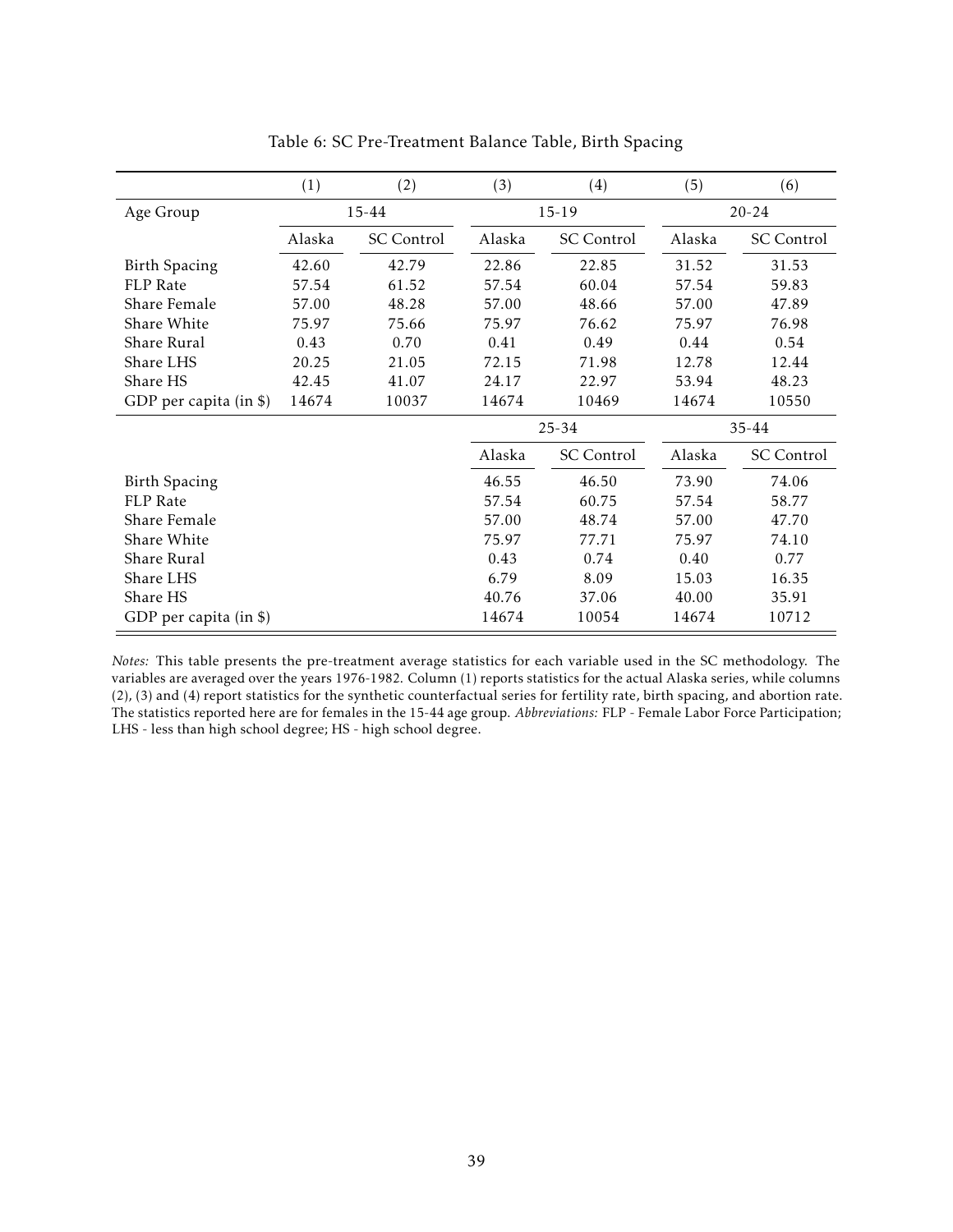Table 6: SC Pre-Treatment Balance Table, Birth Spacing

| | (1) | (2) | (3) | (4) | (5) | (6) |
|---|---|---|---|---|---|---|
| Age Group | 15-44 | | 15-19 | | 20-24 | |
| | Alaska | SC Control | Alaska | SC Control | Alaska | SC Control |
| Birth Spacing | 42.60 | 42.79 | 22.86 | 22.85 | 31.52 | 31.53 |
| FLP Rate | 57.54 | 61.52 | 57.54 | 60.04 | 57.54 | 59.83 |
| Share Female | 57.00 | 48.28 | 57.00 | 48.66 | 57.00 | 47.89 |
| Share White | 75.97 | 75.66 | 75.97 | 76.62 | 75.97 | 76.98 |
| Share Rural | 0.43 | 0.70 | 0.41 | 0.49 | 0.44 | 0.54 |
| Share LHS | 20.25 | 21.05 | 72.15 | 71.98 | 12.78 | 12.44 |
| Share HS | 42.45 | 41.07 | 24.17 | 22.97 | 53.94 | 48.23 |
| GDP per capita (in $) | 14674 | 10037 | 14674 | 10469 | 14674 | 10550 |
| | | | 25-34 | | 35-44 | |
| | | | Alaska | SC Control | Alaska | SC Control |
| Birth Spacing | | | 46.55 | 46.50 | 73.90 | 74.06 |
| FLP Rate | | | 57.54 | 60.75 | 57.54 | 58.77 |
| Share Female | | | 57.00 | 48.74 | 57.00 | 47.70 |
| Share White | | | 75.97 | 77.71 | 75.97 | 74.10 |
| Share Rural | | | 0.43 | 0.74 | 0.40 | 0.77 |
| Share LHS | | | 6.79 | 8.09 | 15.03 | 16.35 |
| Share HS | | | 40.76 | 37.06 | 40.00 | 35.91 |
| GDP per capita (in $) | | | 14674 | 10054 | 14674 | 10712 |

*Notes:* This table presents the pre-treatment average statistics for each variable used in the SC methodology. The variables are averaged over the years 1976-1982. Column (1) reports statistics for the actual Alaska series, while columns (2), (3) and (4) report statistics for the synthetic counterfactual series for fertility rate, birth spacing, and abortion rate. The statistics reported here are for females in the 15-44 age group. *Abbreviations:* FLP - Female Labor Force Participation; LHS - less than high school degree; HS - high school degree.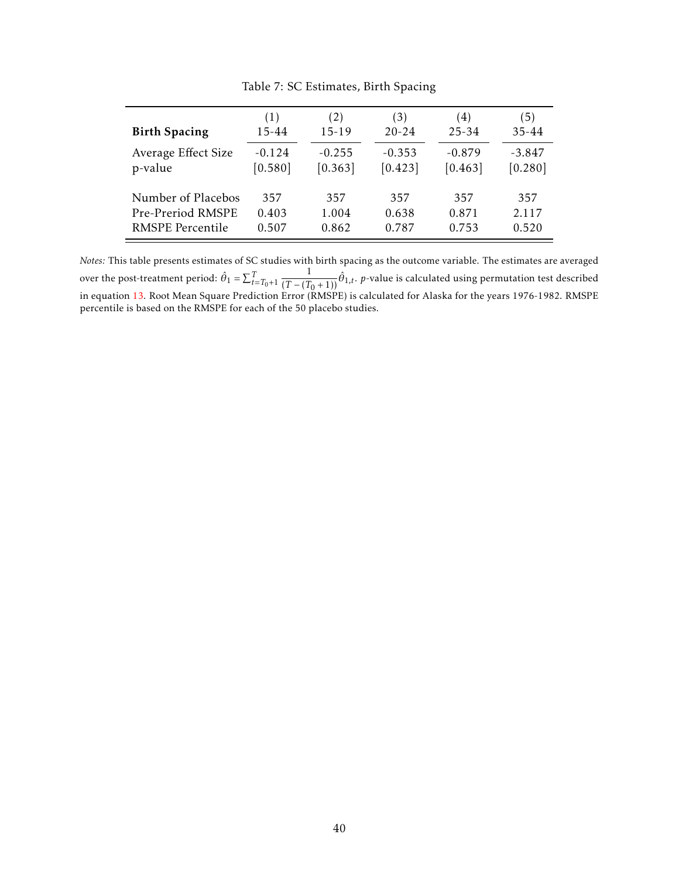Table 7: SC Estimates, Birth Spacing

| **Birth Spacing** | (1)<br>15-44 | (2)<br>15-19 | (3)<br>20-24 | (4)<br>25-34 | (5)<br>35-44 |
|---|---|---|---|---|---|
| Average Effect Size | -0.124 | -0.255 | -0.353 | -0.879 | -3.847 |
| p-value | [0.580] | [0.363] | [0.423] | [0.463] | [0.280] |
| | | | | | |
| Number of Placebos | 357 | 357 | 357 | 357 | 357 |
| Pre-Preriod RMSPE | 0.403 | 1.004 | 0.638 | 0.871 | 2.117 |
| RMSPE Percentile | 0.507 | 0.862 | 0.787 | 0.753 | 0.520 |

*Notes:* This table presents estimates of SC studies with birth spacing as the outcome variable. The estimates are averaged over the post-treatment period: $\hat{\theta}_1 = \sum_{t=T_0+1}^{T} \frac{1}{(T-(T_0+1))}\hat{\theta}_{1,t}$. $p$-value is calculated using permutation test described in equation 13. Root Mean Square Prediction Error (RMSPE) is calculated for Alaska for the years 1976-1982. RMSPE percentile is based on the RMSPE for each of the 50 placebo studies.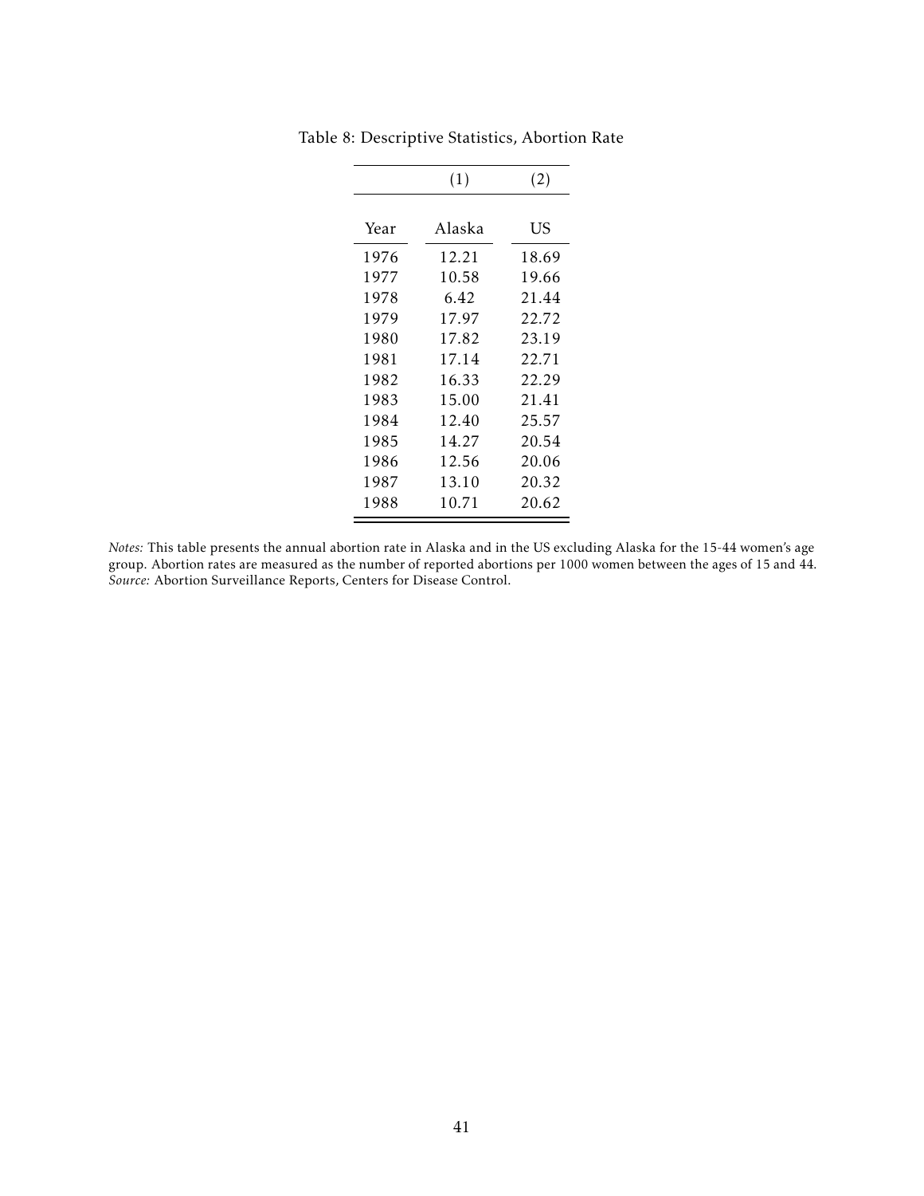Table 8: Descriptive Statistics, Abortion Rate

|  | (1) | (2) |
|---|---|---|
| Year | Alaska | US |
| 1976 | 12.21 | 18.69 |
| 1977 | 10.58 | 19.66 |
| 1978 | 6.42 | 21.44 |
| 1979 | 17.97 | 22.72 |
| 1980 | 17.82 | 23.19 |
| 1981 | 17.14 | 22.71 |
| 1982 | 16.33 | 22.29 |
| 1983 | 15.00 | 21.41 |
| 1984 | 12.40 | 25.57 |
| 1985 | 14.27 | 20.54 |
| 1986 | 12.56 | 20.06 |
| 1987 | 13.10 | 20.32 |
| 1988 | 10.71 | 20.62 |

*Notes:* This table presents the annual abortion rate in Alaska and in the US excluding Alaska for the 15-44 women's age group. Abortion rates are measured as the number of reported abortions per 1000 women between the ages of 15 and 44.
*Source:* Abortion Surveillance Reports, Centers for Disease Control.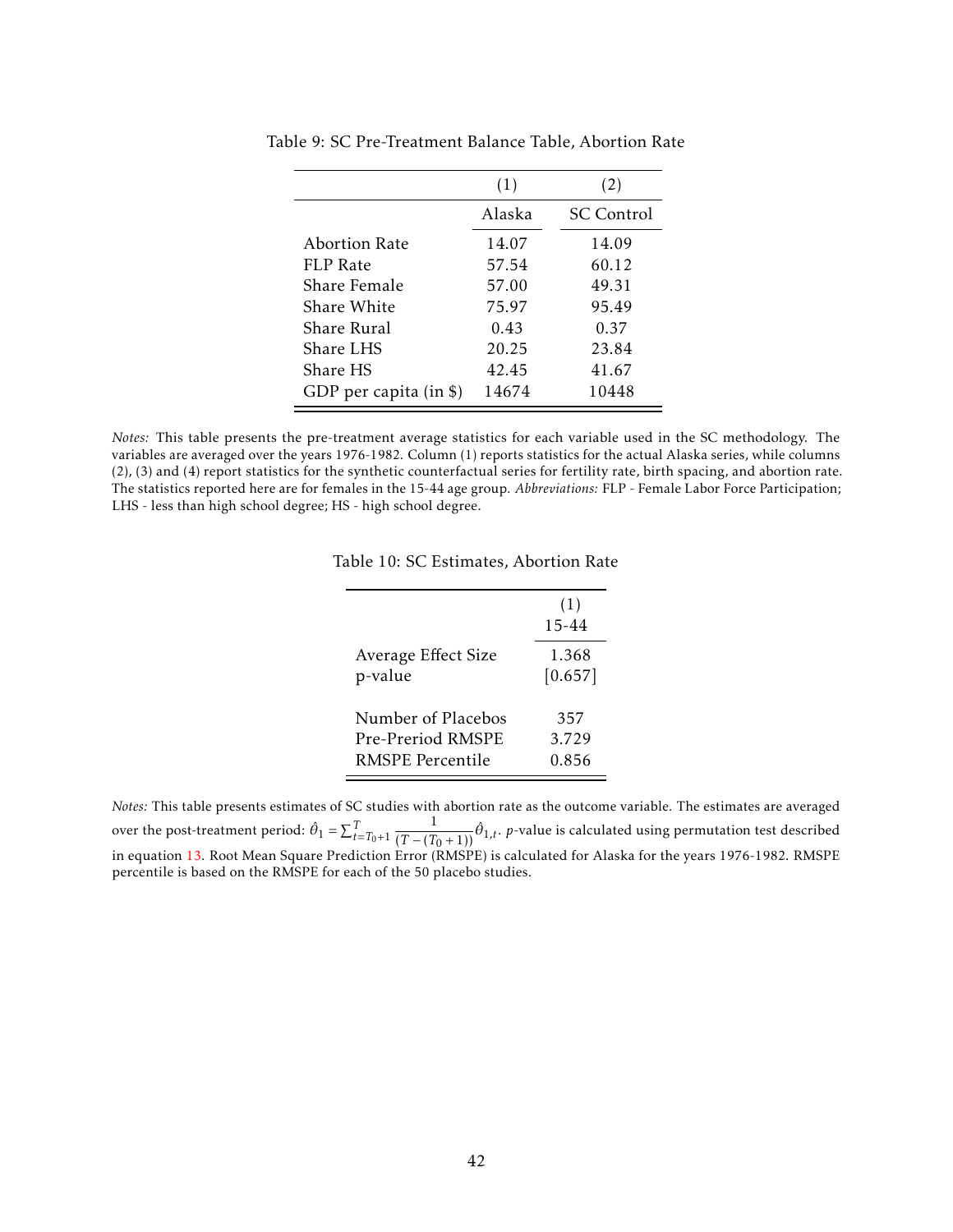Table 9: SC Pre-Treatment Balance Table, Abortion Rate

| | (1) | (2) |
|---|---|---|
| | Alaska | SC Control |
| Abortion Rate | 14.07 | 14.09 |
| FLP Rate | 57.54 | 60.12 |
| Share Female | 57.00 | 49.31 |
| Share White | 75.97 | 95.49 |
| Share Rural | 0.43 | 0.37 |
| Share LHS | 20.25 | 23.84 |
| Share HS | 42.45 | 41.67 |
| GDP per capita (in $) | 14674 | 10448 |

*Notes:* This table presents the pre-treatment average statistics for each variable used in the SC methodology. The variables are averaged over the years 1976-1982. Column (1) reports statistics for the actual Alaska series, while columns (2), (3) and (4) report statistics for the synthetic counterfactual series for fertility rate, birth spacing, and abortion rate. The statistics reported here are for females in the 15-44 age group. *Abbreviations:* FLP - Female Labor Force Participation; LHS - less than high school degree; HS - high school degree.

Table 10: SC Estimates, Abortion Rate

| | (1) |
|---|---|
| | 15-44 |
| Average Effect Size | 1.368 |
| p-value | [0.657] |
| | |
| Number of Placebos | 357 |
| Pre-Preriod RMSPE | 3.729 |
| RMSPE Percentile | 0.856 |

*Notes:* This table presents estimates of SC studies with abortion rate as the outcome variable. The estimates are averaged over the post-treatment period: $\hat{\theta}_1 = \sum_{t=T_0+1}^{T} \frac{1}{(T-(T_0+1))}\hat{\theta}_{1,t}$. *p*-value is calculated using permutation test described in equation 13. Root Mean Square Prediction Error (RMSPE) is calculated for Alaska for the years 1976-1982. RMSPE percentile is based on the RMSPE for each of the 50 placebo studies.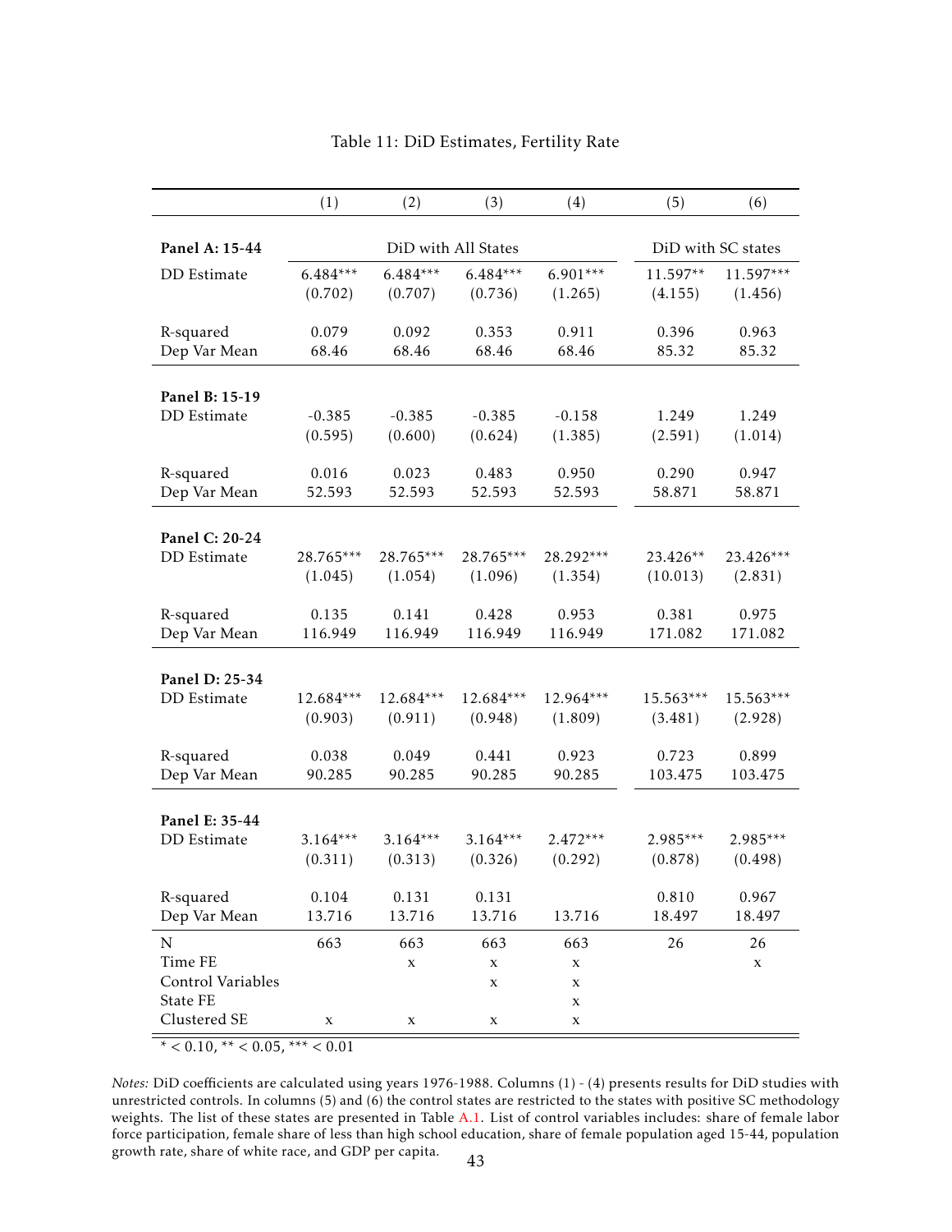Table 11: DiD Estimates, Fertility Rate

| | (1) | (2) | (3) | (4) | (5) | (6) |
|---|---|---|---|---|---|---|
| **Panel A: 15-44** | DiD with All States | | | | DiD with SC states | |
| DD Estimate | 6.484*** | 6.484*** | 6.484*** | 6.901*** | 11.597** | 11.597*** |
| | (0.702) | (0.707) | (0.736) | (1.265) | (4.155) | (1.456) |
| R-squared | 0.079 | 0.092 | 0.353 | 0.911 | 0.396 | 0.963 |
| Dep Var Mean | 68.46 | 68.46 | 68.46 | 68.46 | 85.32 | 85.32 |
| **Panel B: 15-19** | | | | | | |
| DD Estimate | -0.385 | -0.385 | -0.385 | -0.158 | 1.249 | 1.249 |
| | (0.595) | (0.600) | (0.624) | (1.385) | (2.591) | (1.014) |
| R-squared | 0.016 | 0.023 | 0.483 | 0.950 | 0.290 | 0.947 |
| Dep Var Mean | 52.593 | 52.593 | 52.593 | 52.593 | 58.871 | 58.871 |
| **Panel C: 20-24** | | | | | | |
| DD Estimate | 28.765*** | 28.765*** | 28.765*** | 28.292*** | 23.426** | 23.426*** |
| | (1.045) | (1.054) | (1.096) | (1.354) | (10.013) | (2.831) |
| R-squared | 0.135 | 0.141 | 0.428 | 0.953 | 0.381 | 0.975 |
| Dep Var Mean | 116.949 | 116.949 | 116.949 | 116.949 | 171.082 | 171.082 |
| **Panel D: 25-34** | | | | | | |
| DD Estimate | 12.684*** | 12.684*** | 12.684*** | 12.964*** | 15.563*** | 15.563*** |
| | (0.903) | (0.911) | (0.948) | (1.809) | (3.481) | (2.928) |
| R-squared | 0.038 | 0.049 | 0.441 | 0.923 | 0.723 | 0.899 |
| Dep Var Mean | 90.285 | 90.285 | 90.285 | 90.285 | 103.475 | 103.475 |
| **Panel E: 35-44** | | | | | | |
| DD Estimate | 3.164*** | 3.164*** | 3.164*** | 2.472*** | 2.985*** | 2.985*** |
| | (0.311) | (0.313) | (0.326) | (0.292) | (0.878) | (0.498) |
| R-squared | 0.104 | 0.131 | 0.131 | | 0.810 | 0.967 |
| Dep Var Mean | 13.716 | 13.716 | 13.716 | 13.716 | 18.497 | 18.497 |
| N | 663 | 663 | 663 | 663 | 26 | 26 |
| Time FE | | x | x | x | | x |
| Control Variables | | | x | x | | |
| State FE | | | | x | | |
| Clustered SE | x | x | x | x | | |

\* < 0.10, ** < 0.05, *** < 0.01

*Notes:* DiD coefficients are calculated using years 1976-1988. Columns (1) - (4) presents results for DiD studies with unrestricted controls. In columns (5) and (6) the control states are restricted to the states with positive SC methodology weights. The list of these states are presented in Table A.1. List of control variables includes: share of female labor force participation, female share of less than high school education, share of female population aged 15-44, population growth rate, share of white race, and GDP per capita.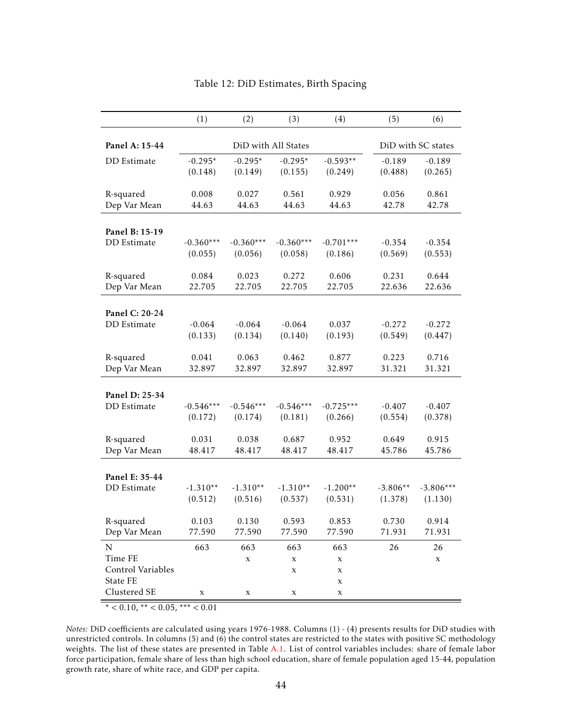Table 12: DiD Estimates, Birth Spacing

| | (1) | (2) | (3) | (4) | (5) | (6) |
|---|---|---|---|---|---|---|
| **Panel A: 15-44** | DiD with All States | | | | DiD with SC states | |
| DD Estimate | -0.295* | -0.295* | -0.295* | -0.593** | -0.189 | -0.189 |
| | (0.148) | (0.149) | (0.155) | (0.249) | (0.488) | (0.265) |
| R-squared | 0.008 | 0.027 | 0.561 | 0.929 | 0.056 | 0.861 |
| Dep Var Mean | 44.63 | 44.63 | 44.63 | 44.63 | 42.78 | 42.78 |
| **Panel B: 15-19** | | | | | | |
| DD Estimate | -0.360*** | -0.360*** | -0.360*** | -0.701*** | -0.354 | -0.354 |
| | (0.055) | (0.056) | (0.058) | (0.186) | (0.569) | (0.553) |
| R-squared | 0.084 | 0.023 | 0.272 | 0.606 | 0.231 | 0.644 |
| Dep Var Mean | 22.705 | 22.705 | 22.705 | 22.705 | 22.636 | 22.636 |
| **Panel C: 20-24** | | | | | | |
| DD Estimate | -0.064 | -0.064 | -0.064 | 0.037 | -0.272 | -0.272 |
| | (0.133) | (0.134) | (0.140) | (0.193) | (0.549) | (0.447) |
| R-squared | 0.041 | 0.063 | 0.462 | 0.877 | 0.223 | 0.716 |
| Dep Var Mean | 32.897 | 32.897 | 32.897 | 32.897 | 31.321 | 31.321 |
| **Panel D: 25-34** | | | | | | |
| DD Estimate | -0.546*** | -0.546*** | -0.546*** | -0.725*** | -0.407 | -0.407 |
| | (0.172) | (0.174) | (0.181) | (0.266) | (0.554) | (0.378) |
| R-squared | 0.031 | 0.038 | 0.687 | 0.952 | 0.649 | 0.915 |
| Dep Var Mean | 48.417 | 48.417 | 48.417 | 48.417 | 45.786 | 45.786 |
| **Panel E: 35-44** | | | | | | |
| DD Estimate | -1.310** | -1.310** | -1.310** | -1.200** | -3.806** | -3.806*** |
| | (0.512) | (0.516) | (0.537) | (0.531) | (1.378) | (1.130) |
| R-squared | 0.103 | 0.130 | 0.593 | 0.853 | 0.730 | 0.914 |
| Dep Var Mean | 77.590 | 77.590 | 77.590 | 77.590 | 71.931 | 71.931 |
| N | 663 | 663 | 663 | 663 | 26 | 26 |
| Time FE | | x | x | x | | x |
| Control Variables | | | x | x | | |
| State FE | | | | x | | |
| Clustered SE | x | x | x | x | | |

\* < 0.10, ** < 0.05, *** < 0.01

*Notes:* DiD coefficients are calculated using years 1976-1988. Columns (1) - (4) presents results for DiD studies with unrestricted controls. In columns (5) and (6) the control states are restricted to the states with positive SC methodology weights. The list of these states are presented in Table A.1. List of control variables includes: share of female labor force participation, female share of less than high school education, share of female population aged 15-44, population growth rate, share of white race, and GDP per capita.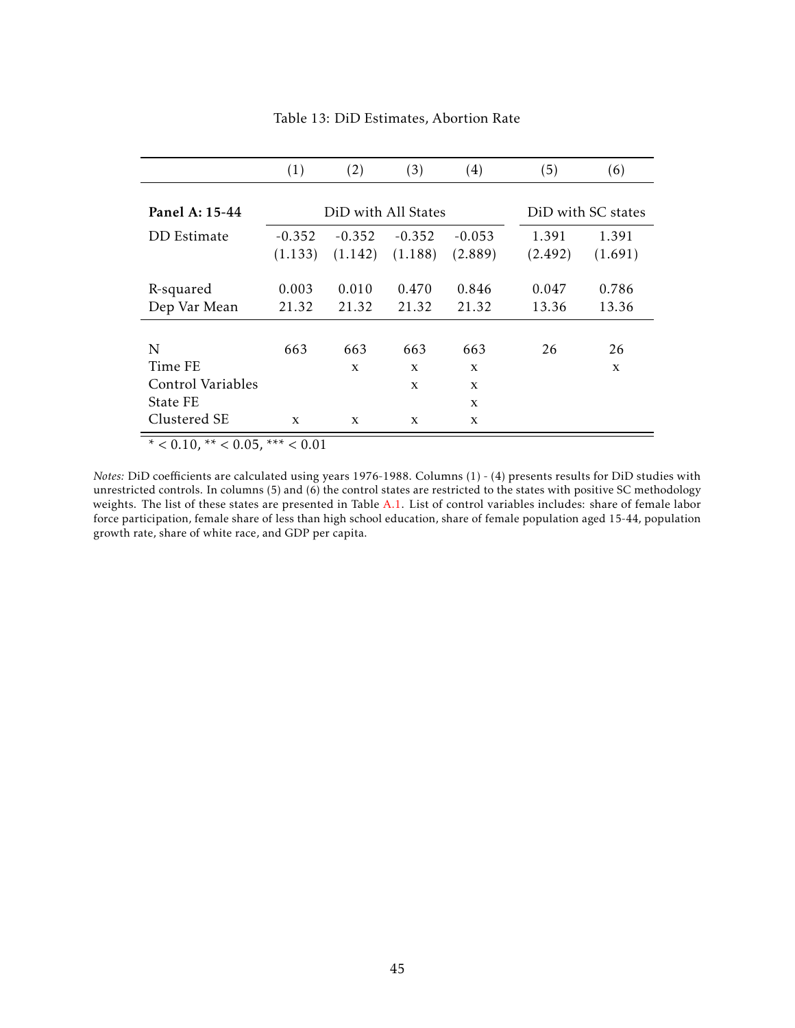Table 13: DiD Estimates, Abortion Rate

| | (1) | (2) | (3) | (4) | (5) | (6) |
|---|---|---|---|---|---|---|
| **Panel A: 15-44** | DiD with All States | | | | DiD with SC states | |
| DD Estimate | -0.352 | -0.352 | -0.352 | -0.053 | 1.391 | 1.391 |
| | (1.133) | (1.142) | (1.188) | (2.889) | (2.492) | (1.691) |
| R-squared | 0.003 | 0.010 | 0.470 | 0.846 | 0.047 | 0.786 |
| Dep Var Mean | 21.32 | 21.32 | 21.32 | 21.32 | 13.36 | 13.36 |
| N | 663 | 663 | 663 | 663 | 26 | 26 |
| Time FE | | x | x | x | | x |
| Control Variables | | | x | x | | |
| State FE | | | | x | | |
| Clustered SE | x | x | x | x | | |

* < 0.10, ** < 0.05, *** < 0.01

*Notes:* DiD coefficients are calculated using years 1976-1988. Columns (1) - (4) presents results for DiD studies with unrestricted controls. In columns (5) and (6) the control states are restricted to the states with positive SC methodology weights. The list of these states are presented in Table A.1. List of control variables includes: share of female labor force participation, female share of less than high school education, share of female population aged 15-44, population growth rate, share of white race, and GDP per capita.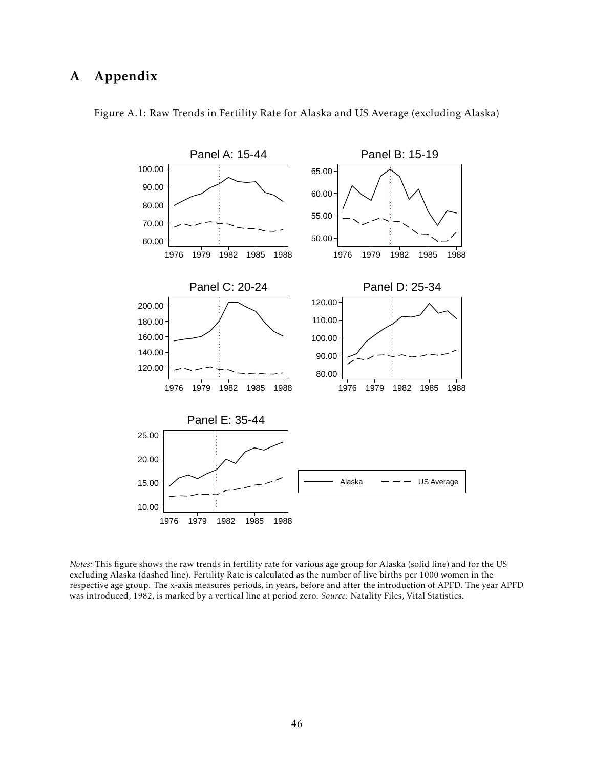# A Appendix

Figure A.1: Raw Trends in Fertility Rate for Alaska and US Average (excluding Alaska)

*Notes:* This figure shows the raw trends in fertility rate for various age group for Alaska (solid line) and for the US excluding Alaska (dashed line). Fertility Rate is calculated as the number of live births per 1000 women in the respective age group. The x-axis measures periods, in years, before and after the introduction of APFD. The year APFD was introduced, 1982, is marked by a vertical line at period zero. *Source:* Natality Files, Vital Statistics.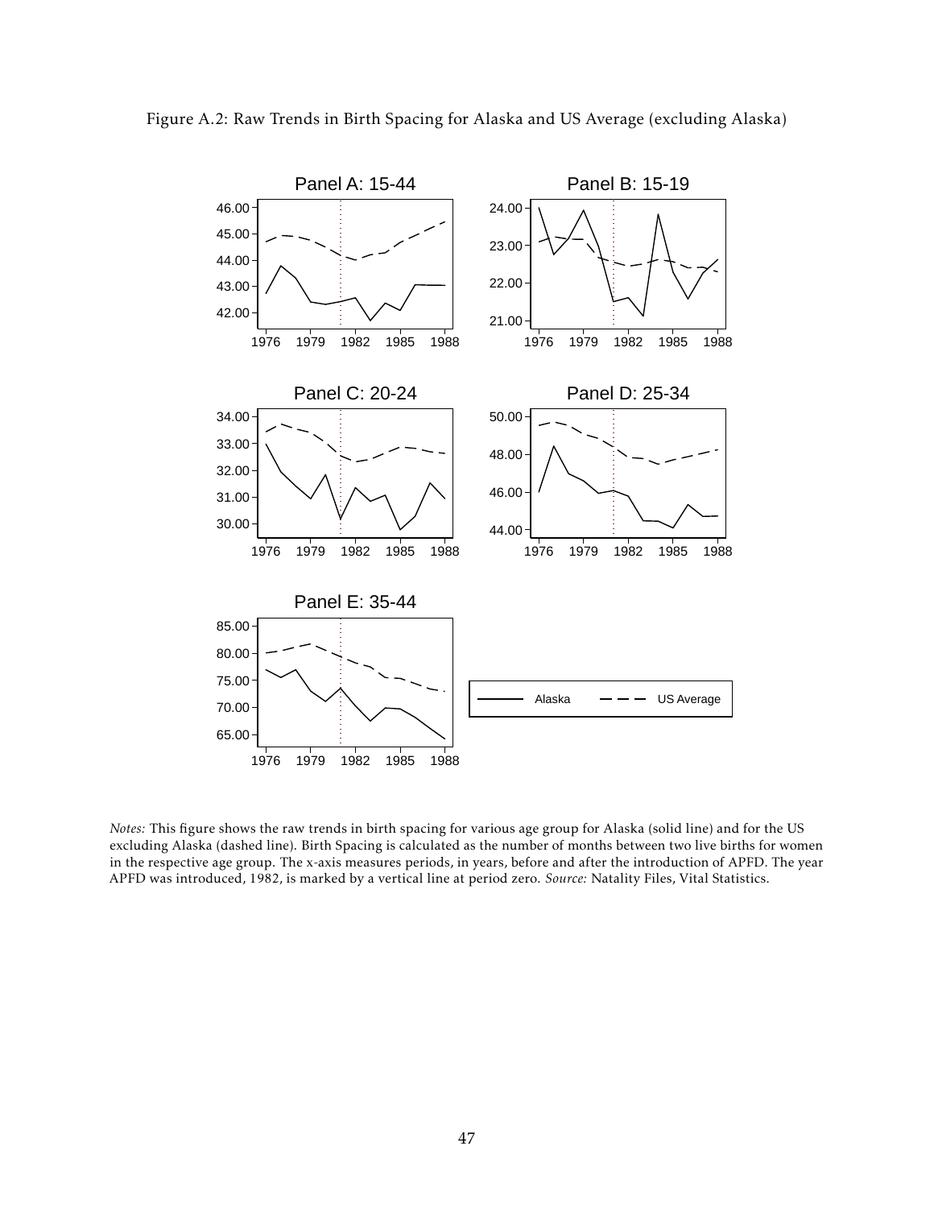Figure A.2: Raw Trends in Birth Spacing for Alaska and US Average (excluding Alaska)

*Notes:* This figure shows the raw trends in birth spacing for various age group for Alaska (solid line) and for the US excluding Alaska (dashed line). Birth Spacing is calculated as the number of months between two live births for women in the respective age group. The x-axis measures periods, in years, before and after the introduction of APFD. The year APFD was introduced, 1982, is marked by a vertical line at period zero. *Source:* Natality Files, Vital Statistics.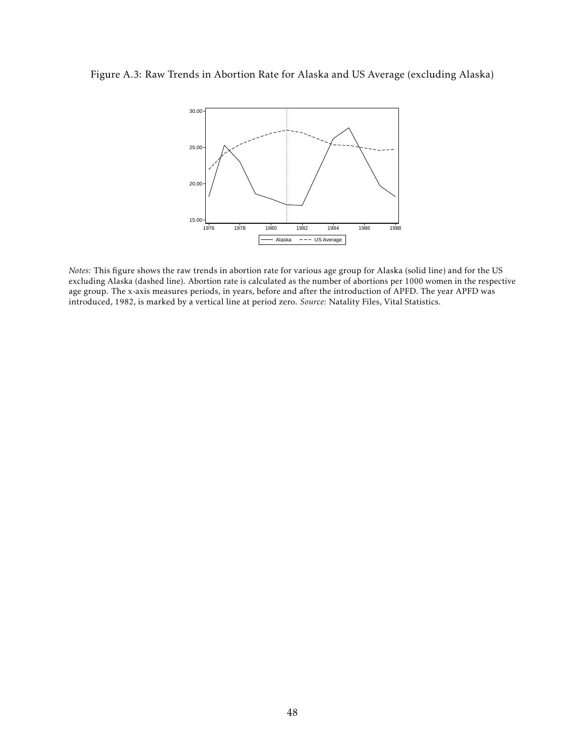Figure A.3: Raw Trends in Abortion Rate for Alaska and US Average (excluding Alaska)

*Notes:* This figure shows the raw trends in abortion rate for various age group for Alaska (solid line) and for the US excluding Alaska (dashed line). Abortion rate is calculated as the number of abortions per 1000 women in the respective age group. The x-axis measures periods, in years, before and after the introduction of APFD. The year APFD was introduced, 1982, is marked by a vertical line at period zero. *Source:* Natality Files, Vital Statistics.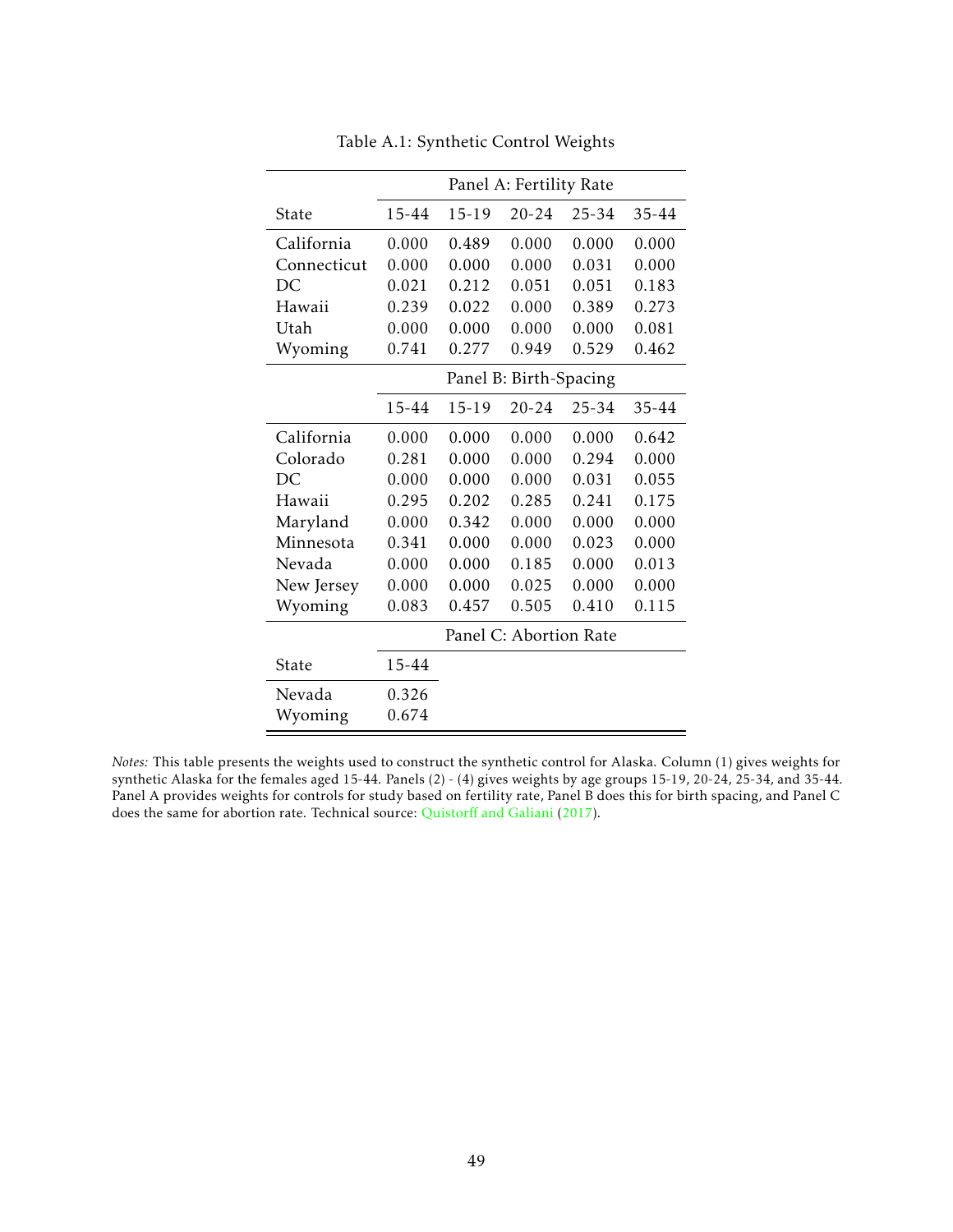Table A.1: Synthetic Control Weights

| | Panel A: Fertility Rate | | | | |
|---|---|---|---|---|---|
| State | 15-44 | 15-19 | 20-24 | 25-34 | 35-44 |
| California | 0.000 | 0.489 | 0.000 | 0.000 | 0.000 |
| Connecticut | 0.000 | 0.000 | 0.000 | 0.031 | 0.000 |
| DC | 0.021 | 0.212 | 0.051 | 0.051 | 0.183 |
| Hawaii | 0.239 | 0.022 | 0.000 | 0.389 | 0.273 |
| Utah | 0.000 | 0.000 | 0.000 | 0.000 | 0.081 |
| Wyoming | 0.741 | 0.277 | 0.949 | 0.529 | 0.462 |
| | **Panel B: Birth-Spacing** | | | | |
| | 15-44 | 15-19 | 20-24 | 25-34 | 35-44 |
| California | 0.000 | 0.000 | 0.000 | 0.000 | 0.642 |
| Colorado | 0.281 | 0.000 | 0.000 | 0.294 | 0.000 |
| DC | 0.000 | 0.000 | 0.000 | 0.031 | 0.055 |
| Hawaii | 0.295 | 0.202 | 0.285 | 0.241 | 0.175 |
| Maryland | 0.000 | 0.342 | 0.000 | 0.000 | 0.000 |
| Minnesota | 0.341 | 0.000 | 0.000 | 0.023 | 0.000 |
| Nevada | 0.000 | 0.000 | 0.185 | 0.000 | 0.013 |
| New Jersey | 0.000 | 0.000 | 0.025 | 0.000 | 0.000 |
| Wyoming | 0.083 | 0.457 | 0.505 | 0.410 | 0.115 |
| | **Panel C: Abortion Rate** | | | | |
| State | 15-44 | | | | |
| Nevada | 0.326 | | | | |
| Wyoming | 0.674 | | | | |

*Notes:* This table presents the weights used to construct the synthetic control for Alaska. Column (1) gives weights for synthetic Alaska for the females aged 15-44. Panels (2) - (4) gives weights by age groups 15-19, 20-24, 25-34, and 35-44. Panel A provides weights for controls for study based on fertility rate, Panel B does this for birth spacing, and Panel C does the same for abortion rate. Technical source: Quistorff and Galiani (2017).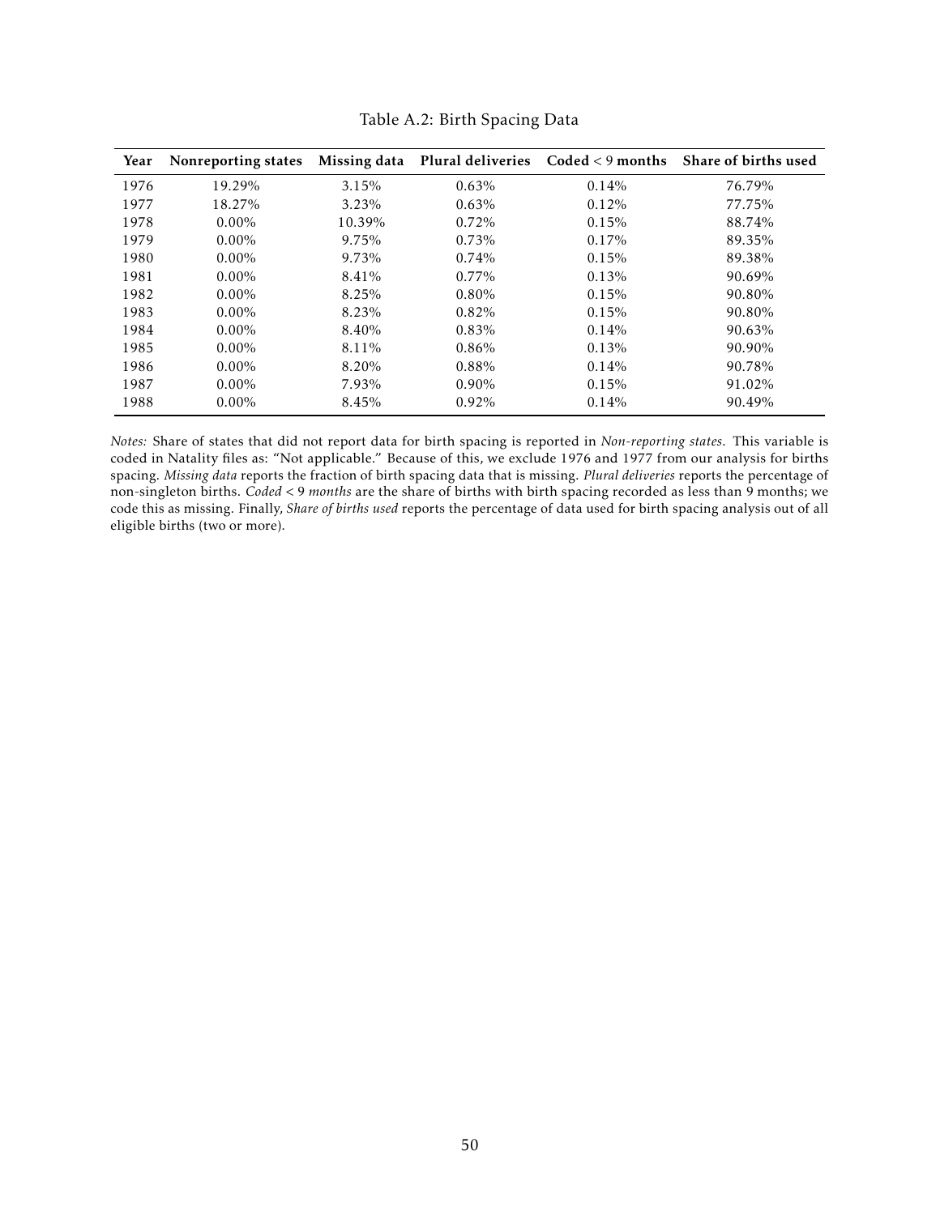Table A.2: Birth Spacing Data

| Year | Nonreporting states | Missing data | Plural deliveries | Coded < 9 months | Share of births used |
|---|---|---|---|---|---|
| 1976 | 19.29% | 3.15% | 0.63% | 0.14% | 76.79% |
| 1977 | 18.27% | 3.23% | 0.63% | 0.12% | 77.75% |
| 1978 | 0.00% | 10.39% | 0.72% | 0.15% | 88.74% |
| 1979 | 0.00% | 9.75% | 0.73% | 0.17% | 89.35% |
| 1980 | 0.00% | 9.73% | 0.74% | 0.15% | 89.38% |
| 1981 | 0.00% | 8.41% | 0.77% | 0.13% | 90.69% |
| 1982 | 0.00% | 8.25% | 0.80% | 0.15% | 90.80% |
| 1983 | 0.00% | 8.23% | 0.82% | 0.15% | 90.80% |
| 1984 | 0.00% | 8.40% | 0.83% | 0.14% | 90.63% |
| 1985 | 0.00% | 8.11% | 0.86% | 0.13% | 90.90% |
| 1986 | 0.00% | 8.20% | 0.88% | 0.14% | 90.78% |
| 1987 | 0.00% | 7.93% | 0.90% | 0.15% | 91.02% |
| 1988 | 0.00% | 8.45% | 0.92% | 0.14% | 90.49% |

*Notes:* Share of states that did not report data for birth spacing is reported in *Non-reporting states*. This variable is coded in Natality files as: "Not applicable." Because of this, we exclude 1976 and 1977 from our analysis for births spacing. *Missing data* reports the fraction of birth spacing data that is missing. *Plural deliveries* reports the percentage of non-singleton births. *Coded < 9 months* are the share of births with birth spacing recorded as less than 9 months; we code this as missing. Finally, *Share of births used* reports the percentage of data used for birth spacing analysis out of all eligible births (two or more).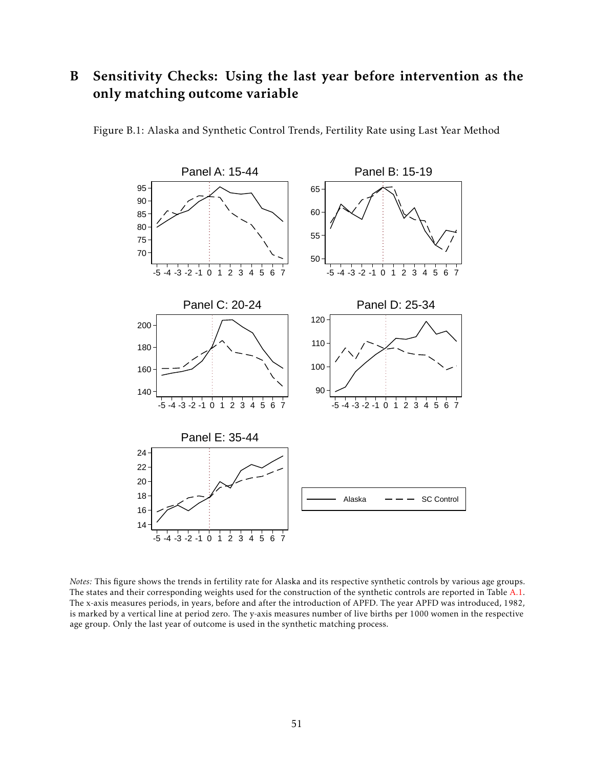# B Sensitivity Checks: Using the last year before intervention as the only matching outcome variable

Figure B.1: Alaska and Synthetic Control Trends, Fertility Rate using Last Year Method

*Notes:* This figure shows the trends in fertility rate for Alaska and its respective synthetic controls by various age groups. The states and their corresponding weights used for the construction of the synthetic controls are reported in Table A.1. The x-axis measures periods, in years, before and after the introduction of APFD. The year APFD was introduced, 1982, is marked by a vertical line at period zero. The y-axis measures number of live births per 1000 women in the respective age group. Only the last year of outcome is used in the synthetic matching process.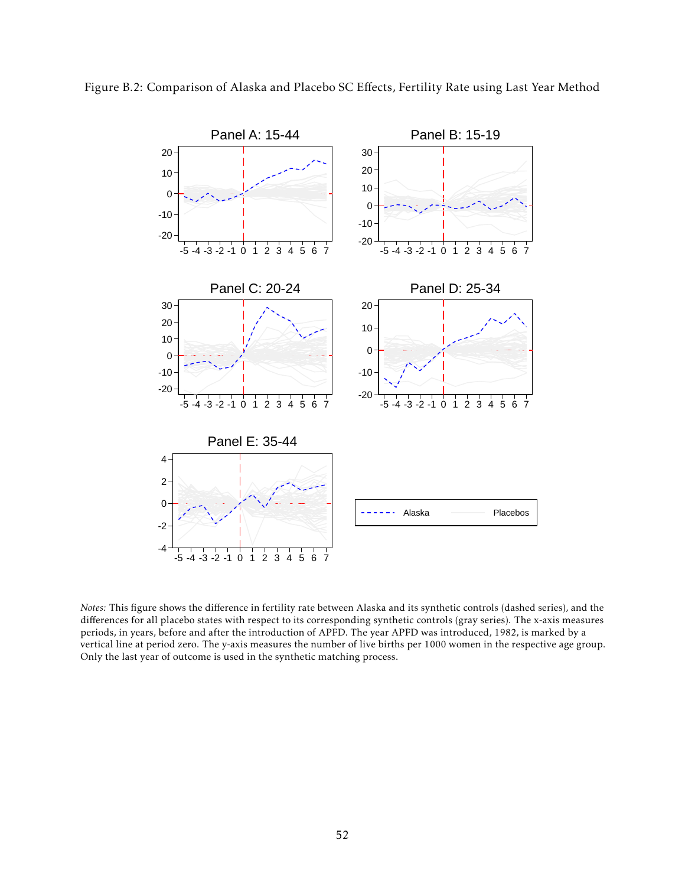Figure B.2: Comparison of Alaska and Placebo SC Effects, Fertility Rate using Last Year Method

*Notes:* This figure shows the difference in fertility rate between Alaska and its synthetic controls (dashed series), and the differences for all placebo states with respect to its corresponding synthetic controls (gray series). The x-axis measures periods, in years, before and after the introduction of APFD. The year APFD was introduced, 1982, is marked by a vertical line at period zero. The y-axis measures the number of live births per 1000 women in the respective age group. Only the last year of outcome is used in the synthetic matching process.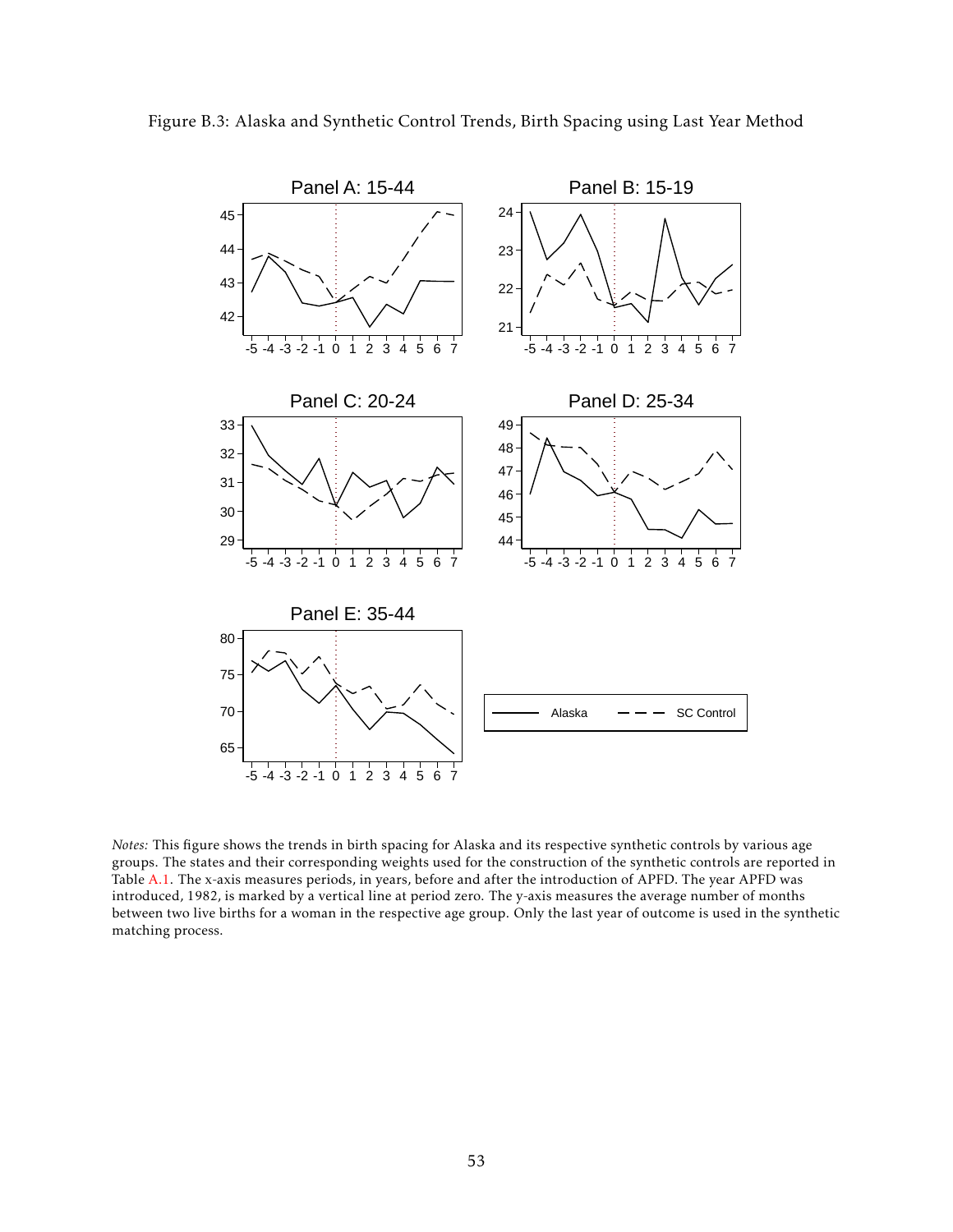Figure B.3: Alaska and Synthetic Control Trends, Birth Spacing using Last Year Method

*Notes:* This figure shows the trends in birth spacing for Alaska and its respective synthetic controls by various age groups. The states and their corresponding weights used for the construction of the synthetic controls are reported in Table A.1. The x-axis measures periods, in years, before and after the introduction of APFD. The year APFD was introduced, 1982, is marked by a vertical line at period zero. The y-axis measures the average number of months between two live births for a woman in the respective age group. Only the last year of outcome is used in the synthetic matching process.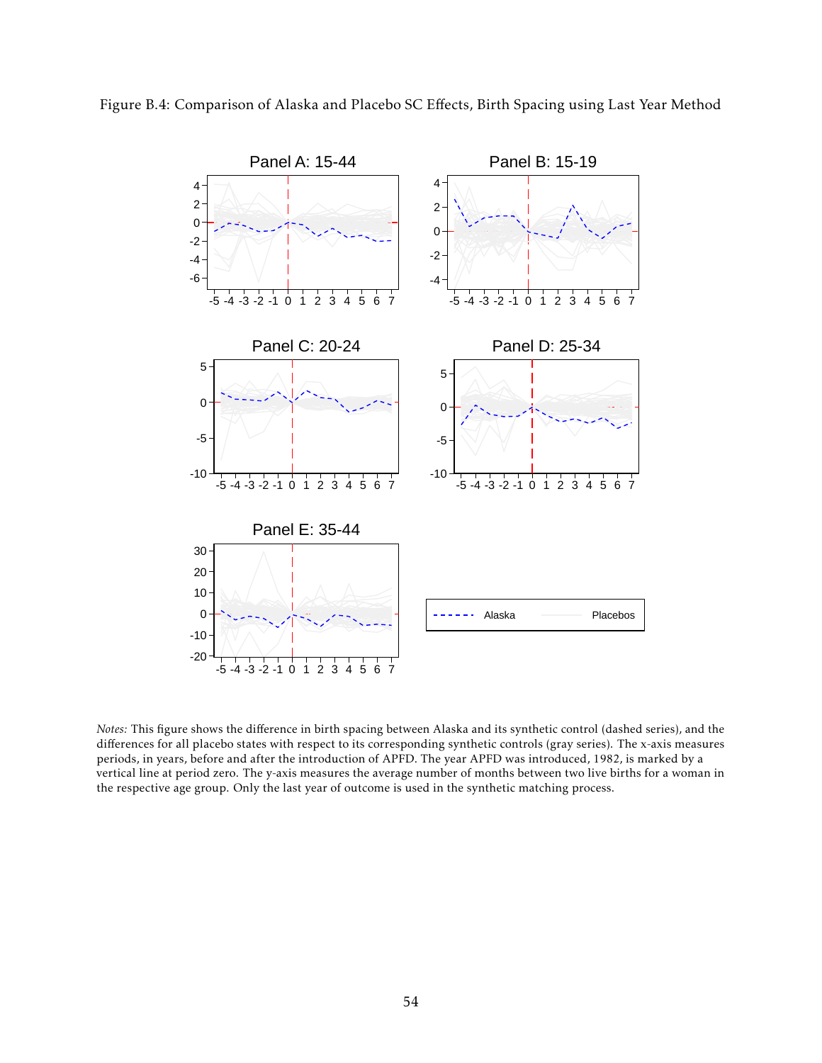Figure B.4: Comparison of Alaska and Placebo SC Effects, Birth Spacing using Last Year Method

*Notes:* This figure shows the difference in birth spacing between Alaska and its synthetic control (dashed series), and the differences for all placebo states with respect to its corresponding synthetic controls (gray series). The x-axis measures periods, in years, before and after the introduction of APFD. The year APFD was introduced, 1982, is marked by a vertical line at period zero. The y-axis measures the average number of months between two live births for a woman in the respective age group. Only the last year of outcome is used in the synthetic matching process.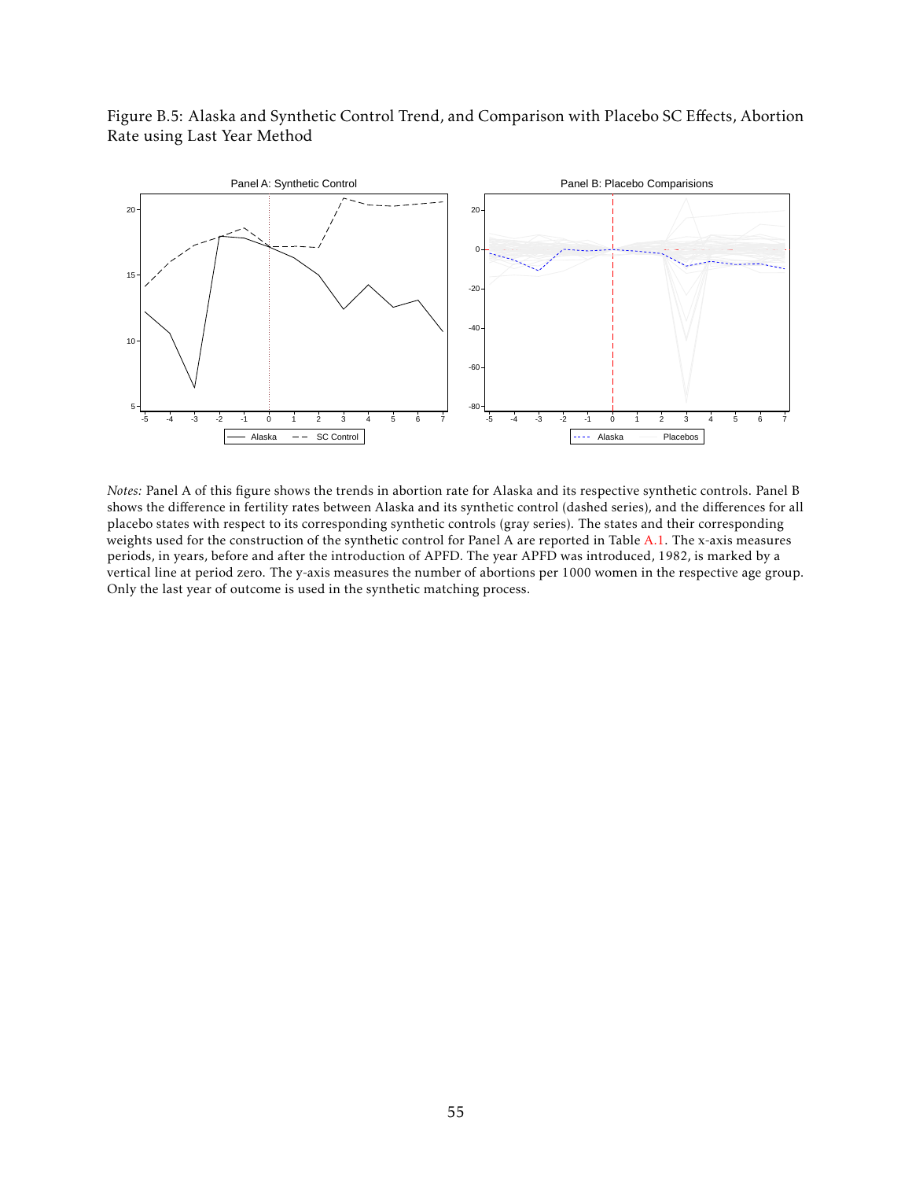Figure B.5: Alaska and Synthetic Control Trend, and Comparison with Placebo SC Effects, Abortion Rate using Last Year Method

*Notes:* Panel A of this figure shows the trends in abortion rate for Alaska and its respective synthetic controls. Panel B shows the difference in fertility rates between Alaska and its synthetic control (dashed series), and the differences for all placebo states with respect to its corresponding synthetic controls (gray series). The states and their corresponding weights used for the construction of the synthetic control for Panel A are reported in Table A.1. The x-axis measures periods, in years, before and after the introduction of APFD. The year APFD was introduced, 1982, is marked by a vertical line at period zero. The y-axis measures the number of abortions per 1000 women in the respective age group. Only the last year of outcome is used in the synthetic matching process.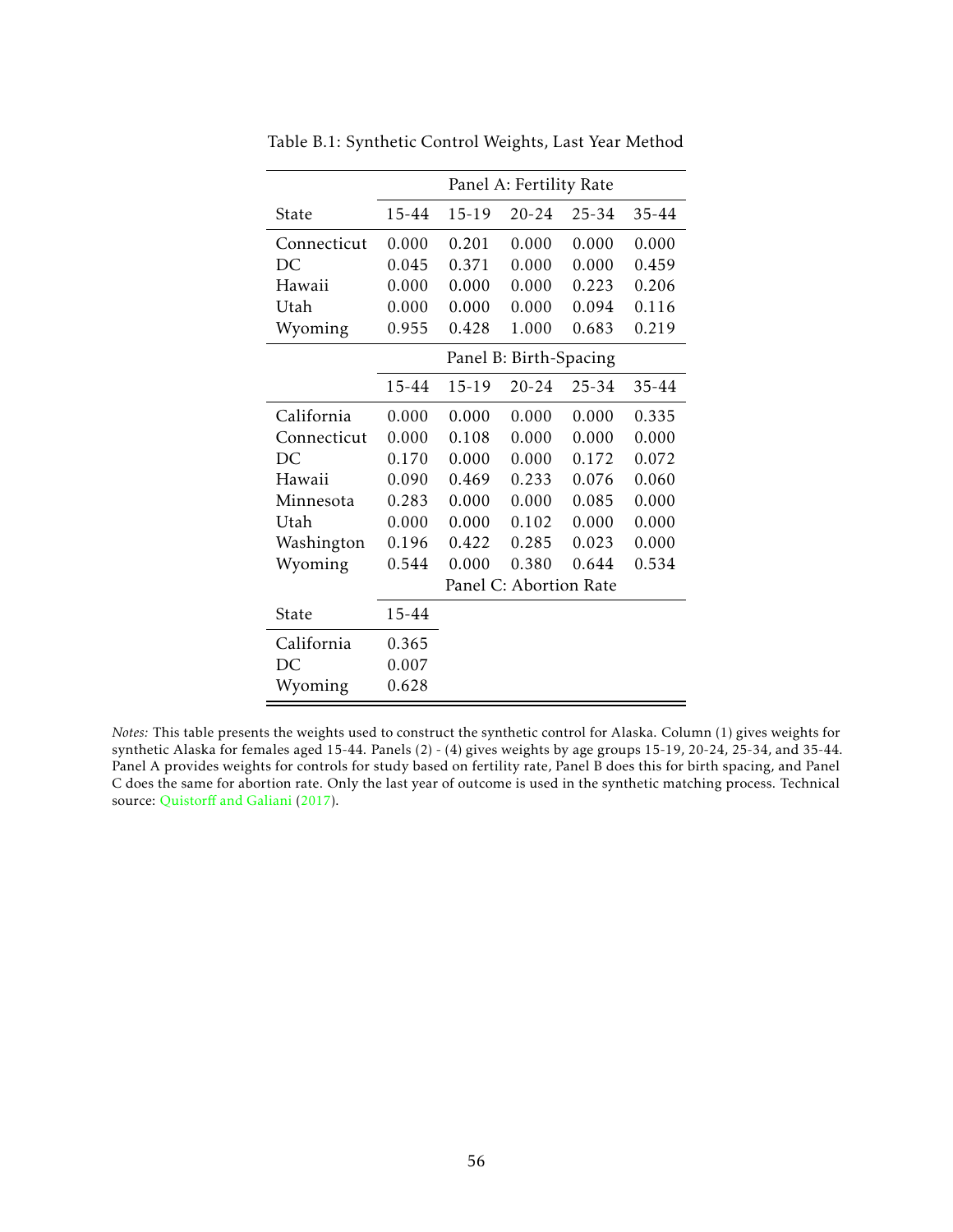Table B.1: Synthetic Control Weights, Last Year Method

| | Panel A: Fertility Rate | | | | |
|---|---|---|---|---|---|
| State | 15-44 | 15-19 | 20-24 | 25-34 | 35-44 |
| Connecticut | 0.000 | 0.201 | 0.000 | 0.000 | 0.000 |
| DC | 0.045 | 0.371 | 0.000 | 0.000 | 0.459 |
| Hawaii | 0.000 | 0.000 | 0.000 | 0.223 | 0.206 |
| Utah | 0.000 | 0.000 | 0.000 | 0.094 | 0.116 |
| Wyoming | 0.955 | 0.428 | 1.000 | 0.683 | 0.219 |
| | Panel B: Birth-Spacing | | | | |
| | 15-44 | 15-19 | 20-24 | 25-34 | 35-44 |
| California | 0.000 | 0.000 | 0.000 | 0.000 | 0.335 |
| Connecticut | 0.000 | 0.108 | 0.000 | 0.000 | 0.000 |
| DC | 0.170 | 0.000 | 0.000 | 0.172 | 0.072 |
| Hawaii | 0.090 | 0.469 | 0.233 | 0.076 | 0.060 |
| Minnesota | 0.283 | 0.000 | 0.000 | 0.085 | 0.000 |
| Utah | 0.000 | 0.000 | 0.102 | 0.000 | 0.000 |
| Washington | 0.196 | 0.422 | 0.285 | 0.023 | 0.000 |
| Wyoming | 0.544 | 0.000 | 0.380 | 0.644 | 0.534 |
| | Panel C: Abortion Rate | | | | |
| State | 15-44 | | | | |
| California | 0.365 | | | | |
| DC | 0.007 | | | | |
| Wyoming | 0.628 | | | | |

*Notes:* This table presents the weights used to construct the synthetic control for Alaska. Column (1) gives weights for synthetic Alaska for females aged 15-44. Panels (2) - (4) gives weights by age groups 15-19, 20-24, 25-34, and 35-44. Panel A provides weights for controls for study based on fertility rate, Panel B does this for birth spacing, and Panel C does the same for abortion rate. Only the last year of outcome is used in the synthetic matching process. Technical source: Quistorff and Galiani (2017).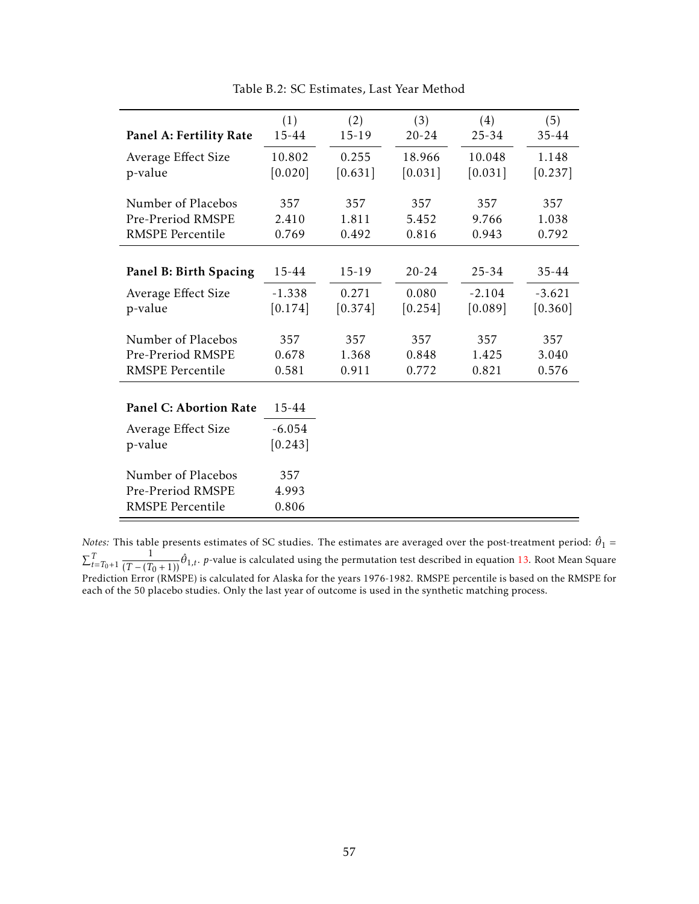Table B.2: SC Estimates, Last Year Method

| | (1) | (2) | (3) | (4) | (5) |
|---|---|---|---|---|---|
| **Panel A: Fertility Rate** | 15-44 | 15-19 | 20-24 | 25-34 | 35-44 |
| Average Effect Size | 10.802 | 0.255 | 18.966 | 10.048 | 1.148 |
| p-value | [0.020] | [0.631] | [0.031] | [0.031] | [0.237] |
| Number of Placebos | 357 | 357 | 357 | 357 | 357 |
| Pre-Preriod RMSPE | 2.410 | 1.811 | 5.452 | 9.766 | 1.038 |
| RMSPE Percentile | 0.769 | 0.492 | 0.816 | 0.943 | 0.792 |
| **Panel B: Birth Spacing** | 15-44 | 15-19 | 20-24 | 25-34 | 35-44 |
| Average Effect Size | -1.338 | 0.271 | 0.080 | -2.104 | -3.621 |
| p-value | [0.174] | [0.374] | [0.254] | [0.089] | [0.360] |
| Number of Placebos | 357 | 357 | 357 | 357 | 357 |
| Pre-Preriod RMSPE | 0.678 | 1.368 | 0.848 | 1.425 | 3.040 |
| RMSPE Percentile | 0.581 | 0.911 | 0.772 | 0.821 | 0.576 |
| **Panel C: Abortion Rate** | 15-44 | | | | |
| Average Effect Size | -6.054 | | | | |
| p-value | [0.243] | | | | |
| Number of Placebos | 357 | | | | |
| Pre-Preriod RMSPE | 4.993 | | | | |
| RMSPE Percentile | 0.806 | | | | |

*Notes:* This table presents estimates of SC studies. The estimates are averaged over the post-treatment period: $\hat{\theta}_1 = \sum_{t=T_0+1}^{T} \frac{1}{(T-(T_0+1))}\hat{\theta}_{1,t}$. $p$-value is calculated using the permutation test described in equation 13. Root Mean Square Prediction Error (RMSPE) is calculated for Alaska for the years 1976-1982. RMSPE percentile is based on the RMSPE for each of the 50 placebo studies. Only the last year of outcome is used in the synthetic matching process.